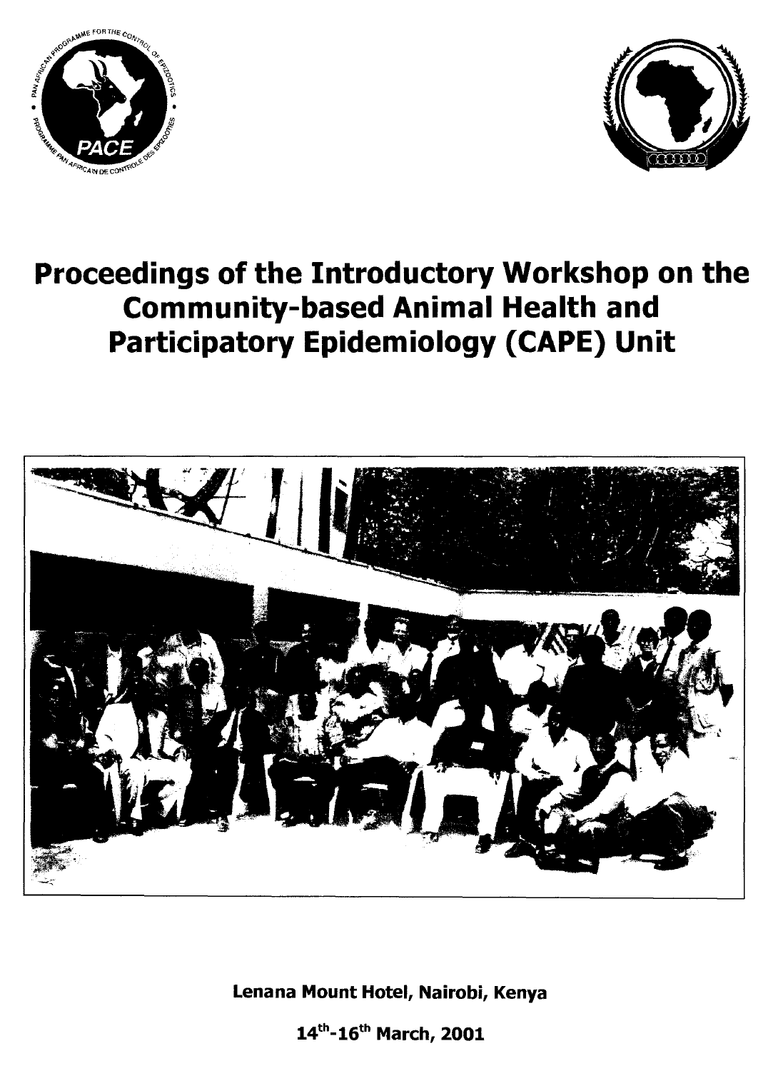# Proceedings of the Introductory Workshop on the Community-based Animal Health and Participatory Epidemiology (CAPE) Unit

**Lenana Mount Hotel, Nairobi, Kenya**

**14th-16th March, 2001**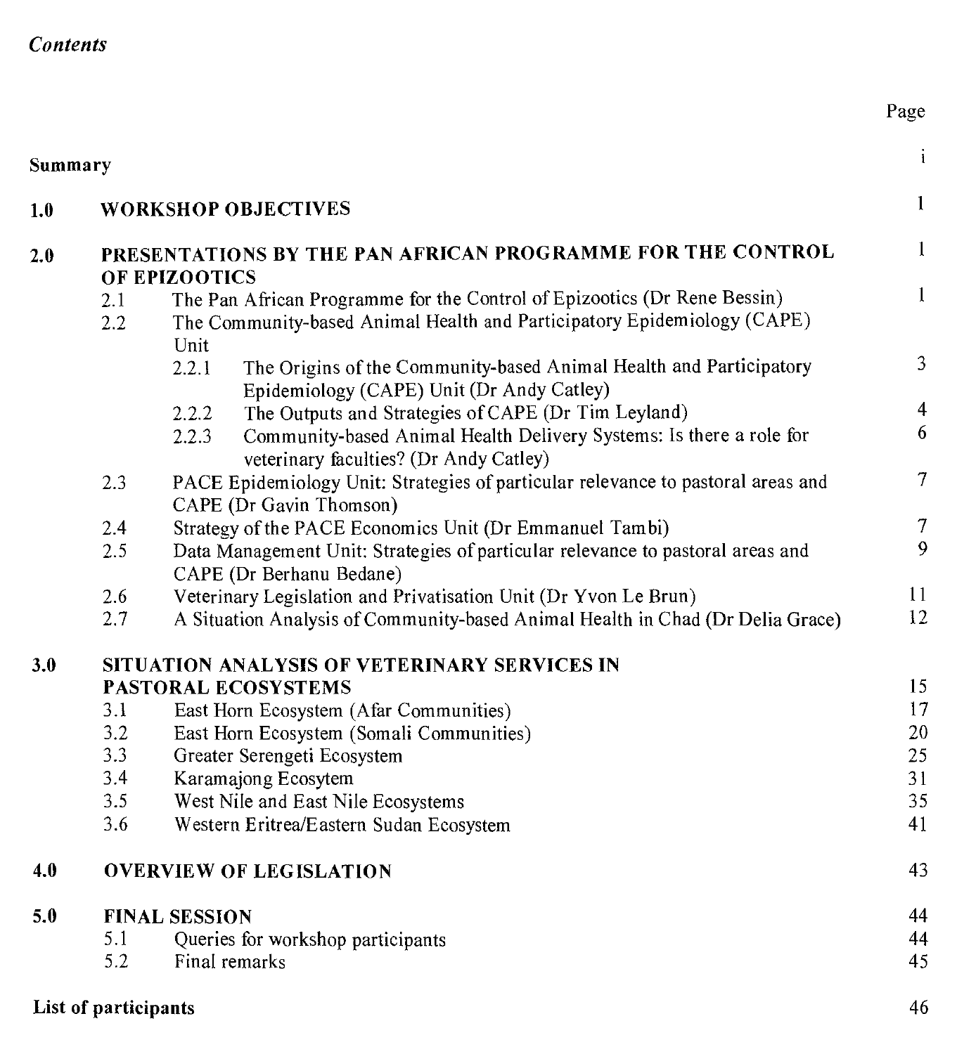*Contents*

| | | Page |
|---|---|---|
| **Summary** | | i |
| **1.0** | **WORKSHOP OBJECTIVES** | 1 |
| **2.0** | **PRESENTATIONS BY THE PAN AFRICAN PROGRAMME FOR THE CONTROL OF EPIZOOTICS** | 1 |
| 2.1 | The Pan African Programme for the Control of Epizootics (Dr Rene Bessin) | 1 |
| 2.2 | The Community-based Animal Health and Participatory Epidemiology (CAPE) Unit | |
| 2.2.1 | The Origins of the Community-based Animal Health and Participatory Epidemiology (CAPE) Unit (Dr Andy Catley) | 3 |
| 2.2.2 | The Outputs and Strategies of CAPE (Dr Tim Leyland) | 4 |
| 2.2.3 | Community-based Animal Health Delivery Systems: Is there a role for veterinary faculties? (Dr Andy Catley) | 6 |
| 2.3 | PACE Epidemiology Unit: Strategies of particular relevance to pastoral areas and CAPE (Dr Gavin Thomson) | 7 |
| 2.4 | Strategy of the PACE Economics Unit (Dr Emmanuel Tambi) | 7 |
| 2.5 | Data Management Unit: Strategies of particular relevance to pastoral areas and CAPE (Dr Berhanu Bedane) | 9 |
| 2.6 | Veterinary Legislation and Privatisation Unit (Dr Yvon Le Brun) | 11 |
| 2.7 | A Situation Analysis of Community-based Animal Health in Chad (Dr Delia Grace) | 12 |
| **3.0** | **SITUATION ANALYSIS OF VETERINARY SERVICES IN PASTORAL ECOSYSTEMS** | 15 |
| 3.1 | East Horn Ecosystem (Afar Communities) | 17 |
| 3.2 | East Horn Ecosystem (Somali Communities) | 20 |
| 3.3 | Greater Serengeti Ecosystem | 25 |
| 3.4 | Karamajong Ecosytem | 31 |
| 3.5 | West Nile and East Nile Ecosystems | 35 |
| 3.6 | Western Eritrea/Eastern Sudan Ecosystem | 41 |
| **4.0** | **OVERVIEW OF LEGISLATION** | 43 |
| **5.0** | **FINAL SESSION** | 44 |
| 5.1 | Queries for workshop participants | 44 |
| 5.2 | Final remarks | 45 |
| **List of participants** | | 46 |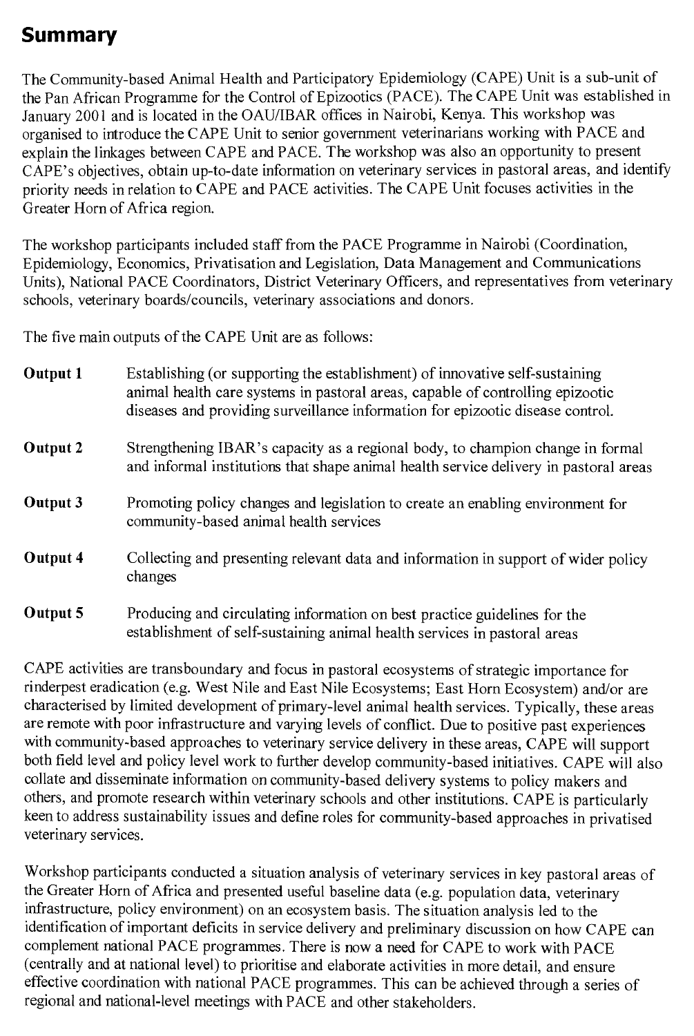# Summary

The Community-based Animal Health and Participatory Epidemiology (CAPE) Unit is a sub-unit of the Pan African Programme for the Control of Epizootics (PACE). The CAPE Unit was established in January 2001 and is located in the OAU/IBAR offices in Nairobi, Kenya. This workshop was organised to introduce the CAPE Unit to senior government veterinarians working with PACE and explain the linkages between CAPE and PACE. The workshop was also an opportunity to present CAPE's objectives, obtain up-to-date information on veterinary services in pastoral areas, and identify priority needs in relation to CAPE and PACE activities. The CAPE Unit focuses activities in the Greater Horn of Africa region.

The workshop participants included staff from the PACE Programme in Nairobi (Coordination, Epidemiology, Economics, Privatisation and Legislation, Data Management and Communications Units), National PACE Coordinators, District Veterinary Officers, and representatives from veterinary schools, veterinary boards/councils, veterinary associations and donors.

The five main outputs of the CAPE Unit are as follows:

**Output 1** Establishing (or supporting the establishment) of innovative self-sustaining animal health care systems in pastoral areas, capable of controlling epizootic diseases and providing surveillance information for epizootic disease control.

**Output 2** Strengthening IBAR's capacity as a regional body, to champion change in formal and informal institutions that shape animal health service delivery in pastoral areas

**Output 3** Promoting policy changes and legislation to create an enabling environment for community-based animal health services

**Output 4** Collecting and presenting relevant data and information in support of wider policy changes

**Output 5** Producing and circulating information on best practice guidelines for the establishment of self-sustaining animal health services in pastoral areas

CAPE activities are transboundary and focus in pastoral ecosystems of strategic importance for rinderpest eradication (e.g. West Nile and East Nile Ecosystems; East Horn Ecosystem) and/or are characterised by limited development of primary-level animal health services. Typically, these areas are remote with poor infrastructure and varying levels of conflict. Due to positive past experiences with community-based approaches to veterinary service delivery in these areas, CAPE will support both field level and policy level work to further develop community-based initiatives. CAPE will also collate and disseminate information on community-based delivery systems to policy makers and others, and promote research within veterinary schools and other institutions. CAPE is particularly keen to address sustainability issues and define roles for community-based approaches in privatised veterinary services.

Workshop participants conducted a situation analysis of veterinary services in key pastoral areas of the Greater Horn of Africa and presented useful baseline data (e.g. population data, veterinary infrastructure, policy environment) on an ecosystem basis. The situation analysis led to the identification of important deficits in service delivery and preliminary discussion on how CAPE can complement national PACE programmes. There is now a need for CAPE to work with PACE (centrally and at national level) to prioritise and elaborate activities in more detail, and ensure effective coordination with national PACE programmes. This can be achieved through a series of regional and national-level meetings with PACE and other stakeholders.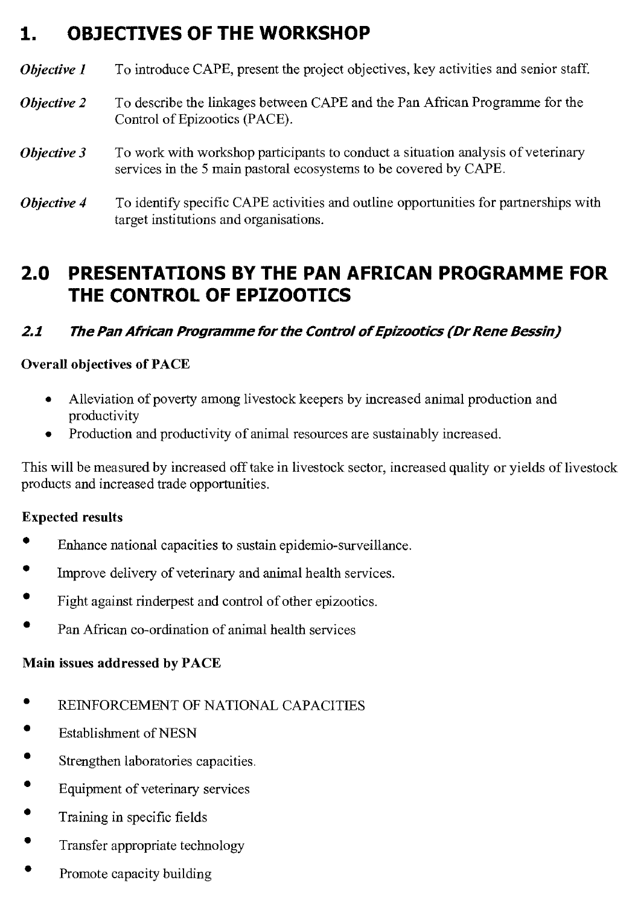# 1. OBJECTIVES OF THE WORKSHOP

***Objective 1*** To introduce CAPE, present the project objectives, key activities and senior staff.

***Objective 2*** To describe the linkages between CAPE and the Pan African Programme for the Control of Epizootics (PACE).

***Objective 3*** To work with workshop participants to conduct a situation analysis of veterinary services in the 5 main pastoral ecosystems to be covered by CAPE.

***Objective 4*** To identify specific CAPE activities and outline opportunities for partnerships with target institutions and organisations.

# 2.0 PRESENTATIONS BY THE PAN AFRICAN PROGRAMME FOR THE CONTROL OF EPIZOOTICS

### *2.1 The Pan African Programme for the Control of Epizootics (Dr Rene Bessin)*

**Overall objectives of PACE**

- Alleviation of poverty among livestock keepers by increased animal production and productivity
- Production and productivity of animal resources are sustainably increased.

This will be measured by increased off take in livestock sector, increased quality or yields of livestock products and increased trade opportunities.

**Expected results**

- Enhance national capacities to sustain epidemio-surveillance.
- Improve delivery of veterinary and animal health services.
- Fight against rinderpest and control of other epizootics.
- Pan African co-ordination of animal health services

**Main issues addressed by PACE**

- REINFORCEMENT OF NATIONAL CAPACITIES
- Establishment of NESN
- Strengthen laboratories capacities.
- Equipment of veterinary services
- Training in specific fields
- Transfer appropriate technology
- Promote capacity building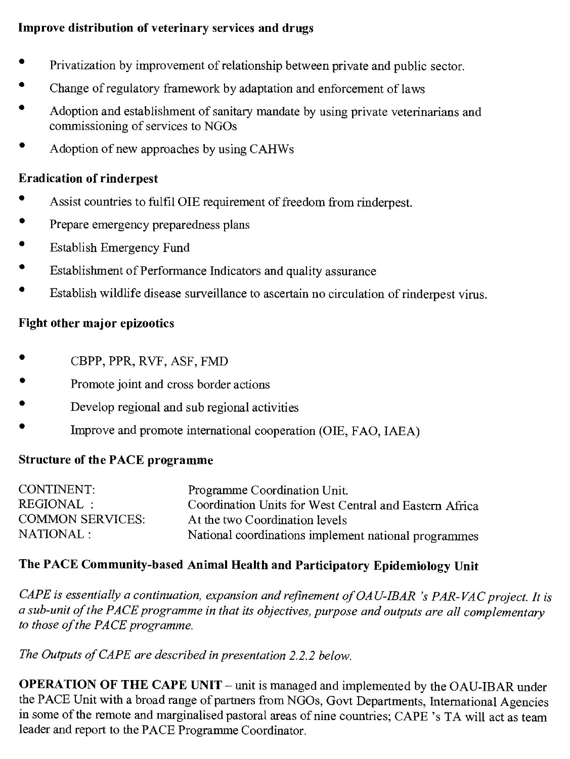**Improve distribution of veterinary services and drugs**

- Privatization by improvement of relationship between private and public sector.
- Change of regulatory framework by adaptation and enforcement of laws
- Adoption and establishment of sanitary mandate by using private veterinarians and commissioning of services to NGOs
- Adoption of new approaches by using CAHWs

**Eradication of rinderpest**

- Assist countries to fulfil OIE requirement of freedom from rinderpest.
- Prepare emergency preparedness plans
- Establish Emergency Fund
- Establishment of Performance Indicators and quality assurance
- Establish wildlife disease surveillance to ascertain no circulation of rinderpest virus.

**Fight other major epizootics**

- CBPP, PPR, RVF, ASF, FMD
- Promote joint and cross border actions
- Develop regional and sub regional activities
- Improve and promote international cooperation (OIE, FAO, IAEA)

**Structure of the PACE programme**

| | |
|---|---|
| CONTINENT: | Programme Coordination Unit. |
| REGIONAL : | Coordination Units for West Central and Eastern Africa |
| COMMON SERVICES: | At the two Coordination levels |
| NATIONAL : | National coordinations implement national programmes |

**The PACE Community-based Animal Health and Participatory Epidemiology Unit**

*CAPE is essentially a continuation, expansion and refinement of OAU-IBAR 's PAR-VAC project. It is a sub-unit of the PACE programme in that its objectives, purpose and outputs are all complementary to those of the PACE programme.*

*The Outputs of CAPE are described in presentation 2.2.2 below.*

**OPERATION OF THE CAPE UNIT** – unit is managed and implemented by the OAU-IBAR under the PACE Unit with a broad range of partners from NGOs, Govt Departments, International Agencies in some of the remote and marginalised pastoral areas of nine countries; CAPE 's TA will act as team leader and report to the PACE Programme Coordinator.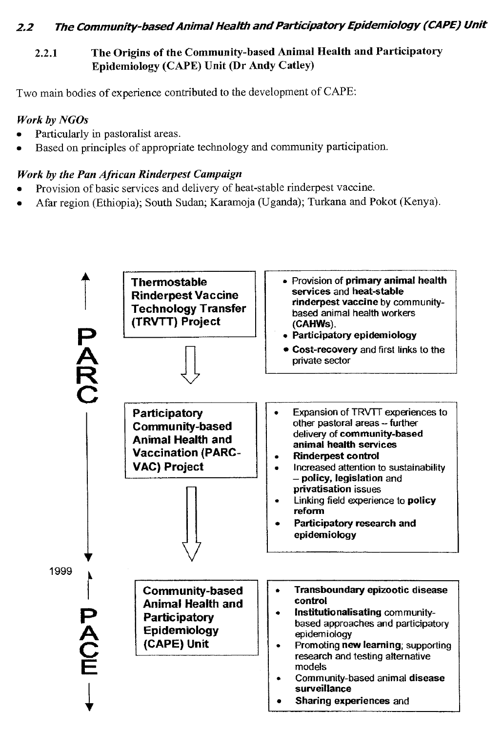## 2.2 The Community-based Animal Health and Participatory Epidemiology (CAPE) Unit

### 2.2.1 The Origins of the Community-based Animal Health and Participatory Epidemiology (CAPE) Unit (Dr Andy Catley)

Two main bodies of experience contributed to the development of CAPE:

***Work by NGOs***

- Particularly in pastoralist areas.
- Based on principles of appropriate technology and community participation.

***Work by the Pan African Rinderpest Campaign***

- Provision of basic services and delivery of heat-stable rinderpest vaccine.
- Afar region (Ethiopia); South Sudan; Karamoja (Uganda); Turkana and Pokot (Kenya).

| Period | Project | Focus |
| --- | --- | --- |
| PARC | **Thermostable Rinderpest Vaccine Technology Transfer (TRVTT) Project** | • Provision of **primary animal health services** and **heat-stable rinderpest vaccine** by community-based animal health workers (**CAHWs**).<br>• **Participatory epidemiology**<br>• **Cost-recovery** and first links to the private sector |
| PARC | **Participatory Community-based Animal Health and Vaccination (PARC-VAC) Project** | • Expansion of TRVTT experiences to other pastoral areas – further delivery of **community-based animal health services**<br>• **Rinderpest control**<br>• Increased attention to sustainability – **policy, legislation** and **privatisation** issues<br>• Linking field experience to **policy reform**<br>• **Participatory research and epidemiology** |
| 1999 – PACE | **Community-based Animal Health and Participatory Epidemiology (CAPE) Unit** | • **Transboundary epizootic disease control**<br>• **Institutionalisating** community-based approaches and participatory epidemiology<br>• Promoting **new learning**; supporting research and testing alternative models<br>• Community-based animal **disease surveillance**<br>• **Sharing experiences** and |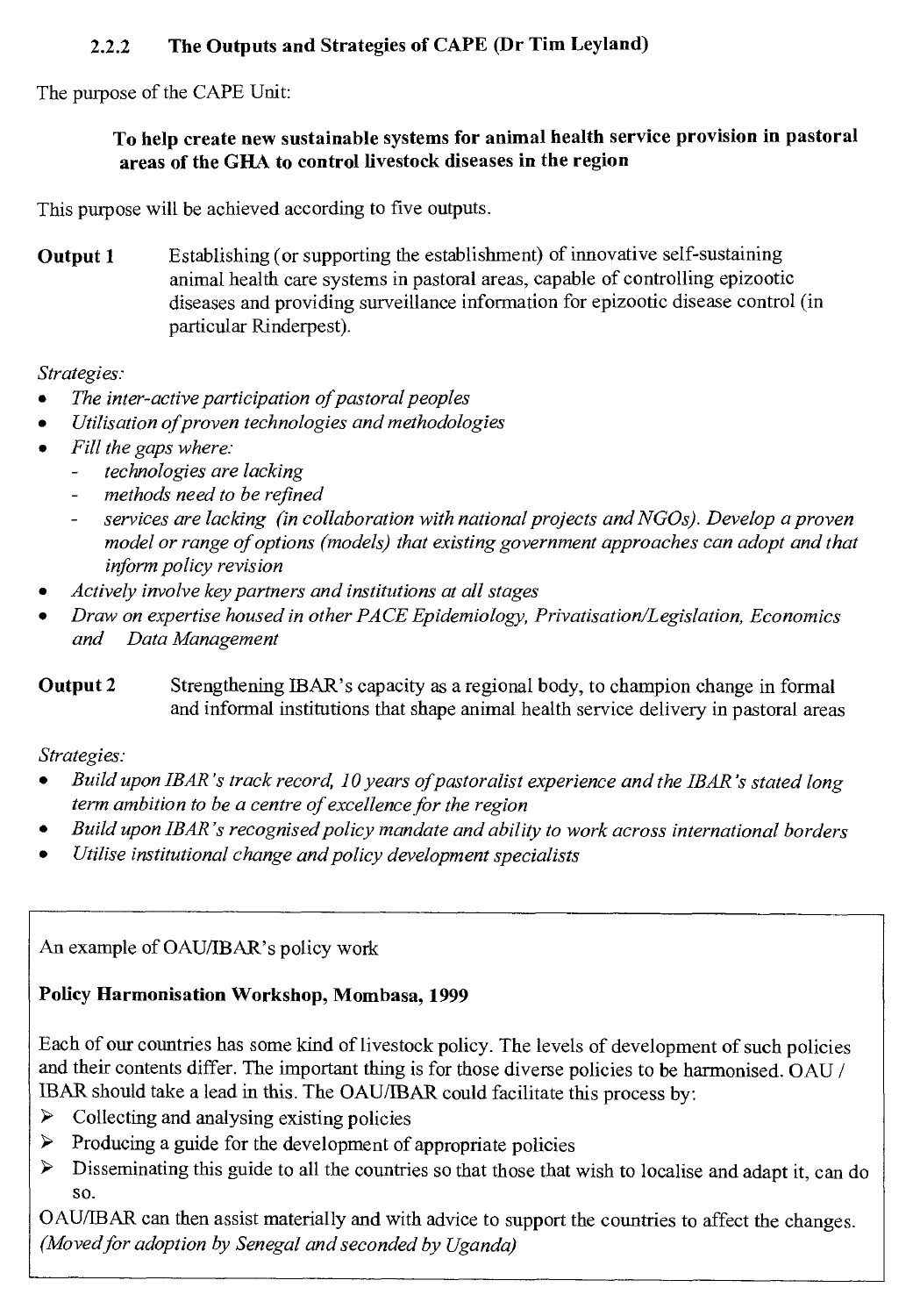### 2.2.2 The Outputs and Strategies of CAPE (Dr Tim Leyland)

The purpose of the CAPE Unit:

**To help create new sustainable systems for animal health service provision in pastoral areas of the GHA to control livestock diseases in the region**

This purpose will be achieved according to five outputs.

**Output 1** Establishing (or supporting the establishment) of innovative self-sustaining animal health care systems in pastoral areas, capable of controlling epizootic diseases and providing surveillance information for epizootic disease control (in particular Rinderpest).

*Strategies:*

- *The inter-active participation of pastoral peoples*
- *Utilisation of proven technologies and methodologies*
- *Fill the gaps where:*
  - *technologies are lacking*
  - *methods need to be refined*
  - *services are lacking (in collaboration with national projects and NGOs). Develop a proven model or range of options (models) that existing government approaches can adopt and that inform policy revision*
- *Actively involve key partners and institutions at all stages*
- *Draw on expertise housed in other PACE Epidemiology, Privatisation/Legislation, Economics and Data Management*

**Output 2** Strengthening IBAR's capacity as a regional body, to champion change in formal and informal institutions that shape animal health service delivery in pastoral areas

*Strategies:*

- *Build upon IBAR's track record, 10 years of pastoralist experience and the IBAR's stated long term ambition to be a centre of excellence for the region*
- *Build upon IBAR's recognised policy mandate and ability to work across international borders*
- *Utilise institutional change and policy development specialists*

---

An example of OAU/IBAR's policy work

**Policy Harmonisation Workshop, Mombasa, 1999**

Each of our countries has some kind of livestock policy. The levels of development of such policies and their contents differ. The important thing is for those diverse policies to be harmonised. OAU / IBAR should take a lead in this. The OAU/IBAR could facilitate this process by:

- Collecting and analysing existing policies
- Producing a guide for the development of appropriate policies
- Disseminating this guide to all the countries so that those that wish to localise and adapt it, can do so.

OAU/IBAR can then assist materially and with advice to support the countries to affect the changes. *(Moved for adoption by Senegal and seconded by Uganda)*

---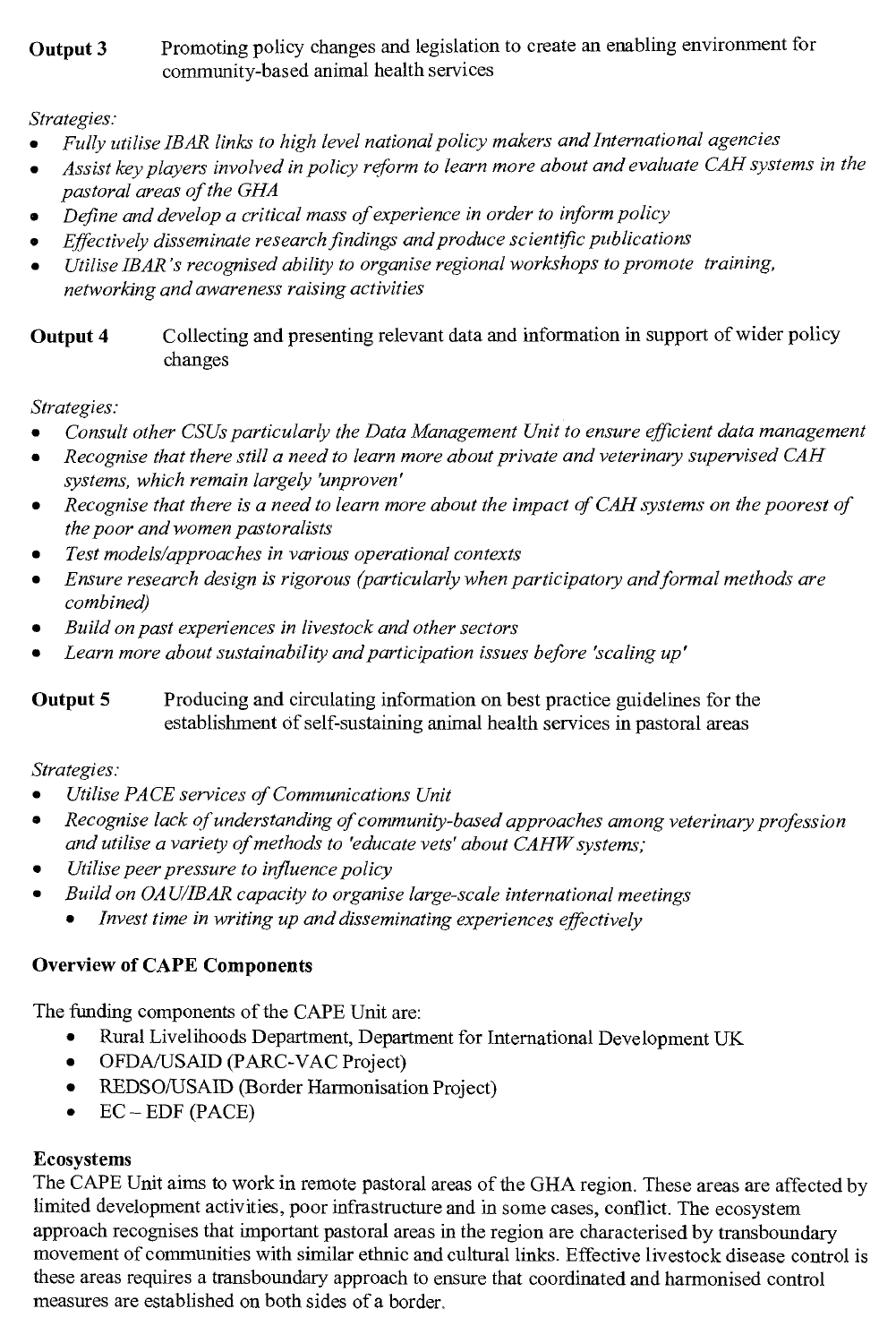**Output 3** Promoting policy changes and legislation to create an enabling environment for community-based animal health services

*Strategies:*

- *Fully utilise IBAR links to high level national policy makers and International agencies*
- *Assist key players involved in policy reform to learn more about and evaluate CAH systems in the pastoral areas of the GHA*
- *Define and develop a critical mass of experience in order to inform policy*
- *Effectively disseminate research findings and produce scientific publications*
- *Utilise IBAR's recognised ability to organise regional workshops to promote training, networking and awareness raising activities*

**Output 4** Collecting and presenting relevant data and information in support of wider policy changes

*Strategies:*

- *Consult other CSUs particularly the Data Management Unit to ensure efficient data management*
- *Recognise that there still a need to learn more about private and veterinary supervised CAH systems, which remain largely 'unproven'*
- *Recognise that there is a need to learn more about the impact of CAH systems on the poorest of the poor and women pastoralists*
- *Test models/approaches in various operational contexts*
- *Ensure research design is rigorous (particularly when participatory and formal methods are combined)*
- *Build on past experiences in livestock and other sectors*
- *Learn more about sustainability and participation issues before 'scaling up'*

**Output 5** Producing and circulating information on best practice guidelines for the establishment of self-sustaining animal health services in pastoral areas

*Strategies:*

- *Utilise PACE services of Communications Unit*
- *Recognise lack of understanding of community-based approaches among veterinary profession and utilise a variety of methods to 'educate vets' about CAHW systems;*
- *Utilise peer pressure to influence policy*
- *Build on OAU/IBAR capacity to organise large-scale international meetings*
  - *Invest time in writing up and disseminating experiences effectively*

**Overview of CAPE Components**

The funding components of the CAPE Unit are:

- Rural Livelihoods Department, Department for International Development UK
- OFDA/USAID (PARC-VAC Project)
- REDSO/USAID (Border Harmonisation Project)
- EC – EDF (PACE)

**Ecosystems**

The CAPE Unit aims to work in remote pastoral areas of the GHA region. These areas are affected by limited development activities, poor infrastructure and in some cases, conflict. The ecosystem approach recognises that important pastoral areas in the region are characterised by transboundary movement of communities with similar ethnic and cultural links. Effective livestock disease control is these areas requires a transboundary approach to ensure that coordinated and harmonised control measures are established on both sides of a border.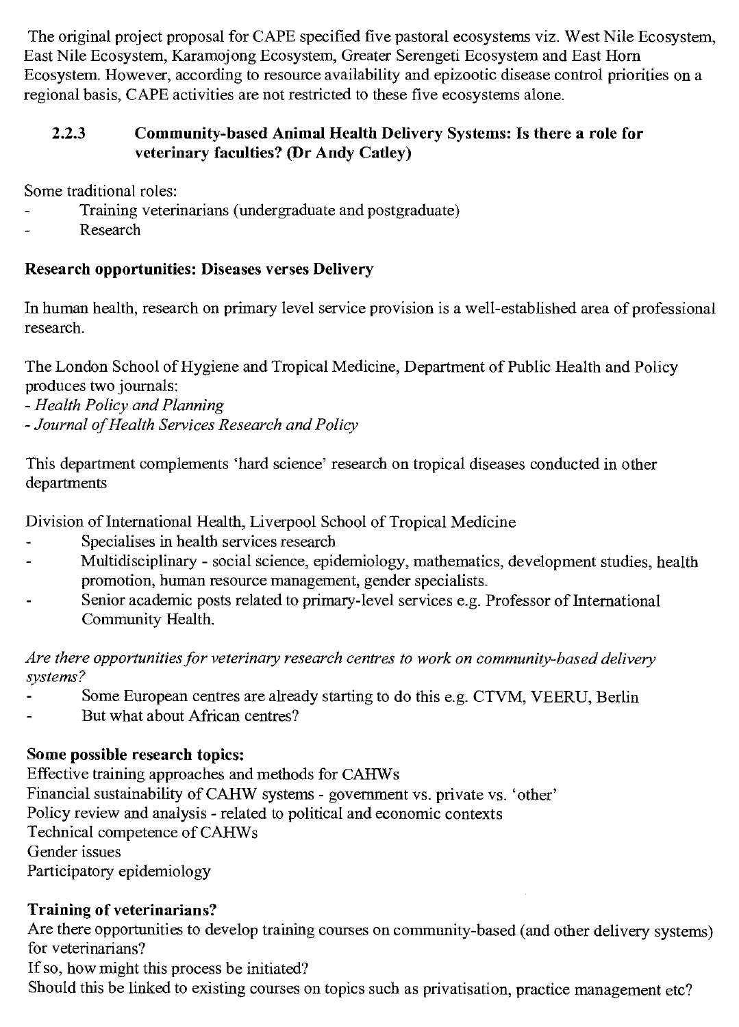The original project proposal for CAPE specified five pastoral ecosystems viz. West Nile Ecosystem, East Nile Ecosystem, Karamojong Ecosystem, Greater Serengeti Ecosystem and East Horn Ecosystem. However, according to resource availability and epizootic disease control priorities on a regional basis, CAPE activities are not restricted to these five ecosystems alone.

### 2.2.3 Community-based Animal Health Delivery Systems: Is there a role for veterinary faculties? (Dr Andy Catley)

Some traditional roles:

- Training veterinarians (undergraduate and postgraduate)
- Research

**Research opportunities: Diseases verses Delivery**

In human health, research on primary level service provision is a well-established area of professional research.

The London School of Hygiene and Tropical Medicine, Department of Public Health and Policy produces two journals:

- *Health Policy and Planning*
- *Journal of Health Services Research and Policy*

This department complements 'hard science' research on tropical diseases conducted in other departments

Division of International Health, Liverpool School of Tropical Medicine

- Specialises in health services research
- Multidisciplinary - social science, epidemiology, mathematics, development studies, health promotion, human resource management, gender specialists.
- Senior academic posts related to primary-level services e.g. Professor of International Community Health.

*Are there opportunities for veterinary research centres to work on community-based delivery systems?*

- Some European centres are already starting to do this e.g. CTVM, VEERU, Berlin
- But what about African centres?

**Some possible research topics:**

Effective training approaches and methods for CAHWs
Financial sustainability of CAHW systems - government vs. private vs. 'other'
Policy review and analysis - related to political and economic contexts
Technical competence of CAHWs
Gender issues
Participatory epidemiology

**Training of veterinarians?**

Are there opportunities to develop training courses on community-based (and other delivery systems) for veterinarians?
If so, how might this process be initiated?
Should this be linked to existing courses on topics such as privatisation, practice management etc?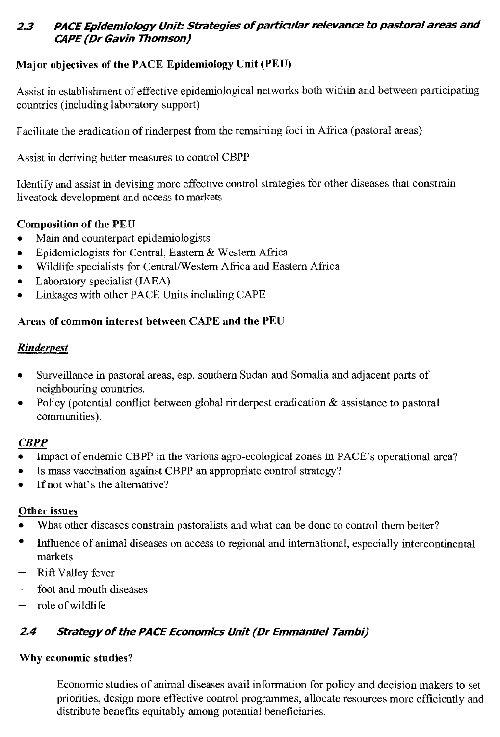## 2.3 *PACE Epidemiology Unit: Strategies of particular relevance to pastoral areas and CAPE (Dr Gavin Thomson)*

**Major objectives of the PACE Epidemiology Unit (PEU)**

Assist in establishment of effective epidemiological networks both within and between participating countries (including laboratory support)

Facilitate the eradication of rinderpest from the remaining foci in Africa (pastoral areas)

Assist in deriving better measures to control CBPP

Identify and assist in devising more effective control strategies for other diseases that constrain livestock development and access to markets

**Composition of the PEU**

- Main and counterpart epidemiologists
- Epidemiologists for Central, Eastern & Western Africa
- Wildlife specialists for Central/Western Africa and Eastern Africa
- Laboratory specialist (IAEA)
- Linkages with other PACE Units including CAPE

**Areas of common interest between CAPE and the PEU**

***Rinderpest***

- Surveillance in pastoral areas, esp. southern Sudan and Somalia and adjacent parts of neighbouring countries.
- Policy (potential conflict between global rinderpest eradication & assistance to pastoral communities).

***CBPP***

- Impact of endemic CBPP in the various agro-ecological zones in PACE's operational area?
- Is mass vaccination against CBPP an appropriate control strategy?
- If not what's the alternative?

**Other issues**

- What other diseases constrain pastoralists and what can be done to control them better?
- Influence of animal diseases on access to regional and international, especially intercontinental markets
  - Rift Valley fever
  - foot and mouth diseases
  - role of wildlife

## 2.4 *Strategy of the PACE Economics Unit (Dr Emmanuel Tambi)*

**Why economic studies?**

> Economic studies of animal diseases avail information for policy and decision makers to set priorities, design more effective control programmes, allocate resources more efficiently and distribute benefits equitably among potential beneficiaries.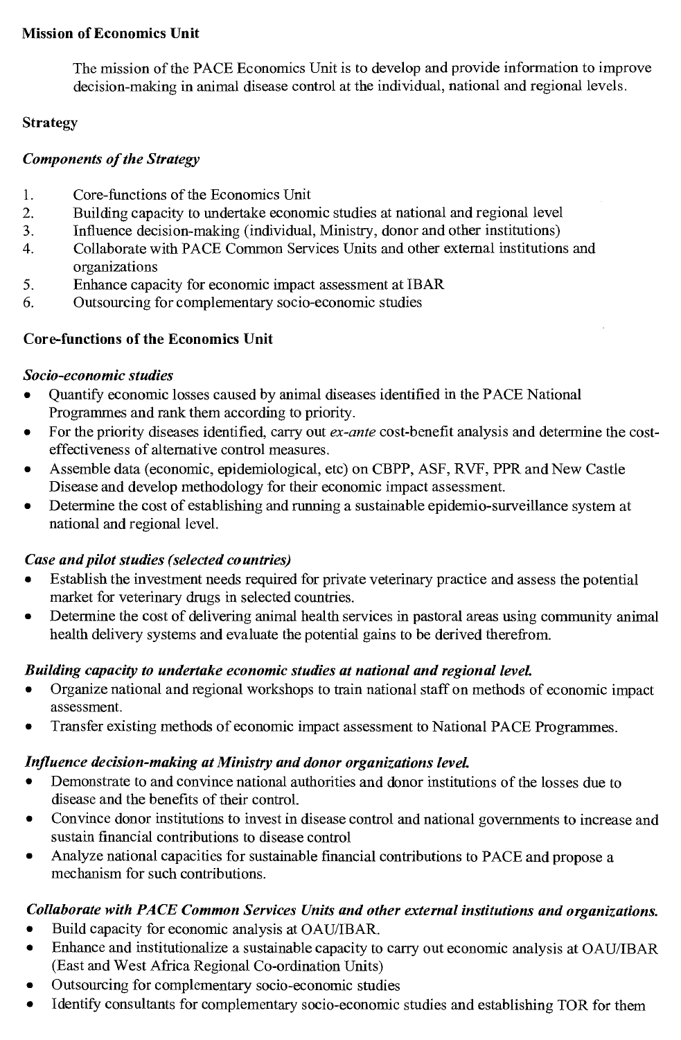**Mission of Economics Unit**

The mission of the PACE Economics Unit is to develop and provide information to improve decision-making in animal disease control at the individual, national and regional levels.

**Strategy**

***Components of the Strategy***

1. Core-functions of the Economics Unit
2. Building capacity to undertake economic studies at national and regional level
3. Influence decision-making (individual, Ministry, donor and other institutions)
4. Collaborate with PACE Common Services Units and other external institutions and organizations
5. Enhance capacity for economic impact assessment at IBAR
6. Outsourcing for complementary socio-economic studies

**Core-functions of the Economics Unit**

***Socio-economic studies***

- Quantify economic losses caused by animal diseases identified in the PACE National Programmes and rank them according to priority.
- For the priority diseases identified, carry out *ex-ante* cost-benefit analysis and determine the cost-effectiveness of alternative control measures.
- Assemble data (economic, epidemiological, etc) on CBPP, ASF, RVF, PPR and New Castle Disease and develop methodology for their economic impact assessment.
- Determine the cost of establishing and running a sustainable epidemio-surveillance system at national and regional level.

***Case and pilot studies (selected countries)***

- Establish the investment needs required for private veterinary practice and assess the potential market for veterinary drugs in selected countries.
- Determine the cost of delivering animal health services in pastoral areas using community animal health delivery systems and evaluate the potential gains to be derived therefrom.

***Building capacity to undertake economic studies at national and regional level.***

- Organize national and regional workshops to train national staff on methods of economic impact assessment.
- Transfer existing methods of economic impact assessment to National PACE Programmes.

***Influence decision-making at Ministry and donor organizations level.***

- Demonstrate to and convince national authorities and donor institutions of the losses due to disease and the benefits of their control.
- Convince donor institutions to invest in disease control and national governments to increase and sustain financial contributions to disease control
- Analyze national capacities for sustainable financial contributions to PACE and propose a mechanism for such contributions.

***Collaborate with PACE Common Services Units and other external institutions and organizations.***

- Build capacity for economic analysis at OAU/IBAR.
- Enhance and institutionalize a sustainable capacity to carry out economic analysis at OAU/IBAR (East and West Africa Regional Co-ordination Units)
- Outsourcing for complementary socio-economic studies
- Identify consultants for complementary socio-economic studies and establishing TOR for them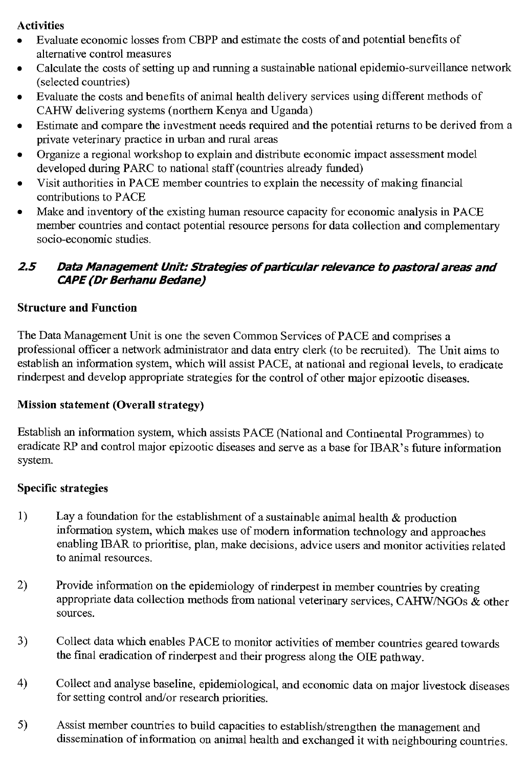**Activities**

- Evaluate economic losses from CBPP and estimate the costs of and potential benefits of alternative control measures
- Calculate the costs of setting up and running a sustainable national epidemio-surveillance network (selected countries)
- Evaluate the costs and benefits of animal health delivery services using different methods of CAHW delivering systems (northern Kenya and Uganda)
- Estimate and compare the investment needs required and the potential returns to be derived from a private veterinary practice in urban and rural areas
- Organize a regional workshop to explain and distribute economic impact assessment model developed during PARC to national staff (countries already funded)
- Visit authorities in PACE member countries to explain the necessity of making financial contributions to PACE
- Make and inventory of the existing human resource capacity for economic analysis in PACE member countries and contact potential resource persons for data collection and complementary socio-economic studies.

## *2.5 Data Management Unit: Strategies of particular relevance to pastoral areas and CAPE (Dr Berhanu Bedane)*

**Structure and Function**

The Data Management Unit is one the seven Common Services of PACE and comprises a professional officer a network administrator and data entry clerk (to be recruited). The Unit aims to establish an information system, which will assist PACE, at national and regional levels, to eradicate rinderpest and develop appropriate strategies for the control of other major epizootic diseases.

**Mission statement (Overall strategy)**

Establish an information system, which assists PACE (National and Continental Programmes) to eradicate RP and control major epizootic diseases and serve as a base for IBAR's future information system.

**Specific strategies**

1) Lay a foundation for the establishment of a sustainable animal health & production information system, which makes use of modern information technology and approaches enabling IBAR to prioritise, plan, make decisions, advice users and monitor activities related to animal resources.

2) Provide information on the epidemiology of rinderpest in member countries by creating appropriate data collection methods from national veterinary services, CAHW/NGOs & other sources.

3) Collect data which enables PACE to monitor activities of member countries geared towards the final eradication of rinderpest and their progress along the OIE pathway.

4) Collect and analyse baseline, epidemiological, and economic data on major livestock diseases for setting control and/or research priorities.

5) Assist member countries to build capacities to establish/strengthen the management and dissemination of information on animal health and exchanged it with neighbouring countries.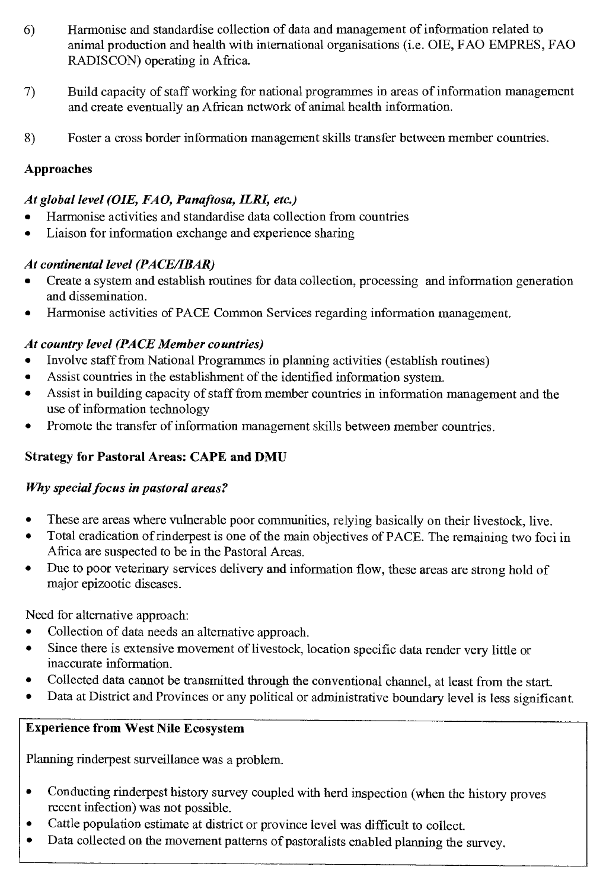6) Harmonise and standardise collection of data and management of information related to animal production and health with international organisations (i.e. OIE, FAO EMPRES, FAO RADISCON) operating in Africa.

7) Build capacity of staff working for national programmes in areas of information management and create eventually an African network of animal health information.

8) Foster a cross border information management skills transfer between member countries.

**Approaches**

***At global level (OIE, FAO, Panaftosa, ILRI, etc.)***

- Harmonise activities and standardise data collection from countries
- Liaison for information exchange and experience sharing

***At continental level (PACE/IBAR)***

- Create a system and establish routines for data collection, processing and information generation and dissemination.
- Harmonise activities of PACE Common Services regarding information management.

***At country level (PACE Member countries)***

- Involve staff from National Programmes in planning activities (establish routines)
- Assist countries in the establishment of the identified information system.
- Assist in building capacity of staff from member countries in information management and the use of information technology
- Promote the transfer of information management skills between member countries.

**Strategy for Pastoral Areas: CAPE and DMU**

***Why special focus in pastoral areas?***

- These are areas where vulnerable poor communities, relying basically on their livestock, live.
- Total eradication of rinderpest is one of the main objectives of PACE. The remaining two foci in Africa are suspected to be in the Pastoral Areas.
- Due to poor veterinary services delivery and information flow, these areas are strong hold of major epizootic diseases.

Need for alternative approach:

- Collection of data needs an alternative approach.
- Since there is extensive movement of livestock, location specific data render very little or inaccurate information.
- Collected data cannot be transmitted through the conventional channel, at least from the start.
- Data at District and Provinces or any political or administrative boundary level is less significant.

**Experience from West Nile Ecosystem**

Planning rinderpest surveillance was a problem.

- Conducting rinderpest history survey coupled with herd inspection (when the history proves recent infection) was not possible.
- Cattle population estimate at district or province level was difficult to collect.
- Data collected on the movement patterns of pastoralists enabled planning the survey.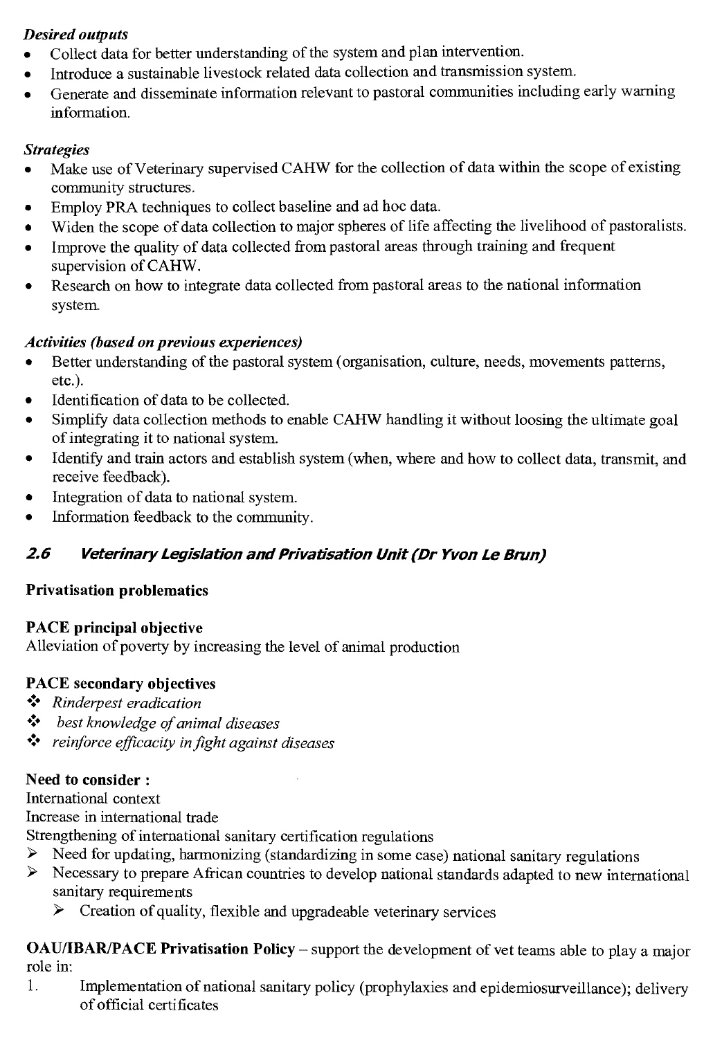***Desired outputs***

- Collect data for better understanding of the system and plan intervention.
- Introduce a sustainable livestock related data collection and transmission system.
- Generate and disseminate information relevant to pastoral communities including early warning information.

***Strategies***

- Make use of Veterinary supervised CAHW for the collection of data within the scope of existing community structures.
- Employ PRA techniques to collect baseline and ad hoc data.
- Widen the scope of data collection to major spheres of life affecting the livelihood of pastoralists.
- Improve the quality of data collected from pastoral areas through training and frequent supervision of CAHW.
- Research on how to integrate data collected from pastoral areas to the national information system.

***Activities (based on previous experiences)***

- Better understanding of the pastoral system (organisation, culture, needs, movements patterns, etc.).
- Identification of data to be collected.
- Simplify data collection methods to enable CAHW handling it without loosing the ultimate goal of integrating it to national system.
- Identify and train actors and establish system (when, where and how to collect data, transmit, and receive feedback).
- Integration of data to national system.
- Information feedback to the community.

## *2.6 Veterinary Legislation and Privatisation Unit (Dr Yvon Le Brun)*

**Privatisation problematics**

**PACE principal objective**
Alleviation of poverty by increasing the level of animal production

**PACE secondary objectives**

- *Rinderpest eradication*
- *best knowledge of animal diseases*
- *reinforce efficacity in fight against diseases*

**Need to consider :**
International context
Increase in international trade
Strengthening of international sanitary certification regulations

- Need for updating, harmonizing (standardizing in some case) national sanitary regulations
- Necessary to prepare African countries to develop national standards adapted to new international sanitary requirements
  - Creation of quality, flexible and upgradeable veterinary services

**OAU/IBAR/PACE Privatisation Policy** – support the development of vet teams able to play a major role in:

1. Implementation of national sanitary policy (prophylaxies and epidemiosurveillance); delivery of official certificates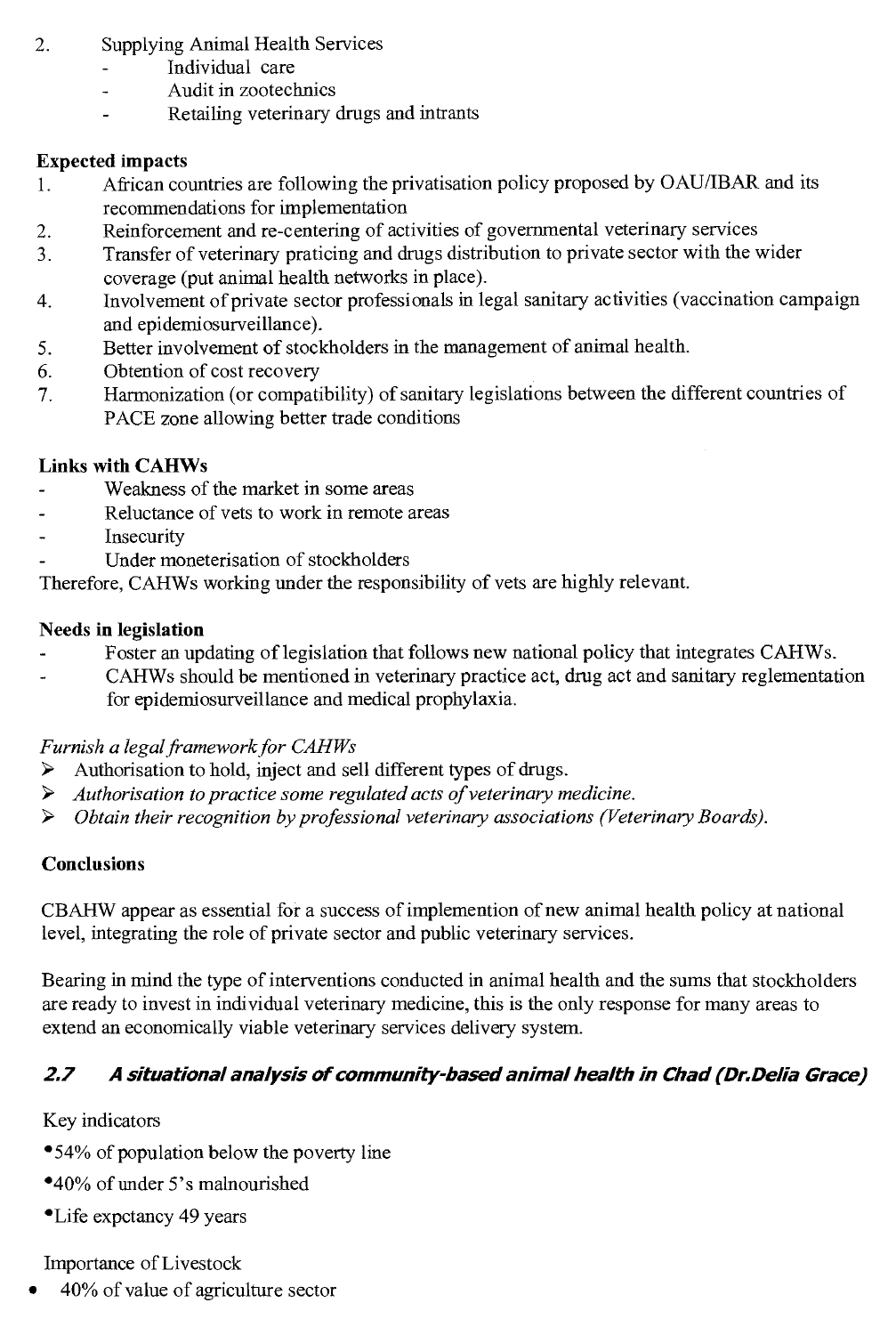2. Supplying Animal Health Services
   - Individual care
   - Audit in zootechnics
   - Retailing veterinary drugs and intrants

**Expected impacts**

1. African countries are following the privatisation policy proposed by OAU/IBAR and its recommendations for implementation
2. Reinforcement and re-centering of activities of governmental veterinary services
3. Transfer of veterinary praticing and drugs distribution to private sector with the wider coverage (put animal health networks in place).
4. Involvement of private sector professionals in legal sanitary activities (vaccination campaign and epidemiosurveillance).
5. Better involvement of stockholders in the management of animal health.
6. Obtention of cost recovery
7. Harmonization (or compatibility) of sanitary legislations between the different countries of PACE zone allowing better trade conditions

**Links with CAHWs**

- Weakness of the market in some areas
- Reluctance of vets to work in remote areas
- Insecurity
- Under moneterisation of stockholders

Therefore, CAHWs working under the responsibility of vets are highly relevant.

**Needs in legislation**

- Foster an updating of legislation that follows new national policy that integrates CAHWs.
- CAHWs should be mentioned in veterinary practice act, drug act and sanitary reglementation for epidemiosurveillance and medical prophylaxia.

*Furnish a legal framework for CAHWs*

- Authorisation to hold, inject and sell different types of drugs.
- *Authorisation to practice some regulated acts of veterinary medicine.*
- *Obtain their recognition by professional veterinary associations (Veterinary Boards).*

**Conclusions**

CBAHW appear as essential for a success of implemention of new animal health policy at national level, integrating the role of private sector and public veterinary services.

Bearing in mind the type of interventions conducted in animal health and the sums that stockholders are ready to invest in individual veterinary medicine, this is the only response for many areas to extend an economically viable veterinary services delivery system.

## 2.7 A situational analysis of community-based animal health in Chad (Dr.Delia Grace)

Key indicators

- 54% of population below the poverty line
- 40% of under 5's malnourished
- Life expctancy 49 years

Importance of Livestock

- 40% of value of agriculture sector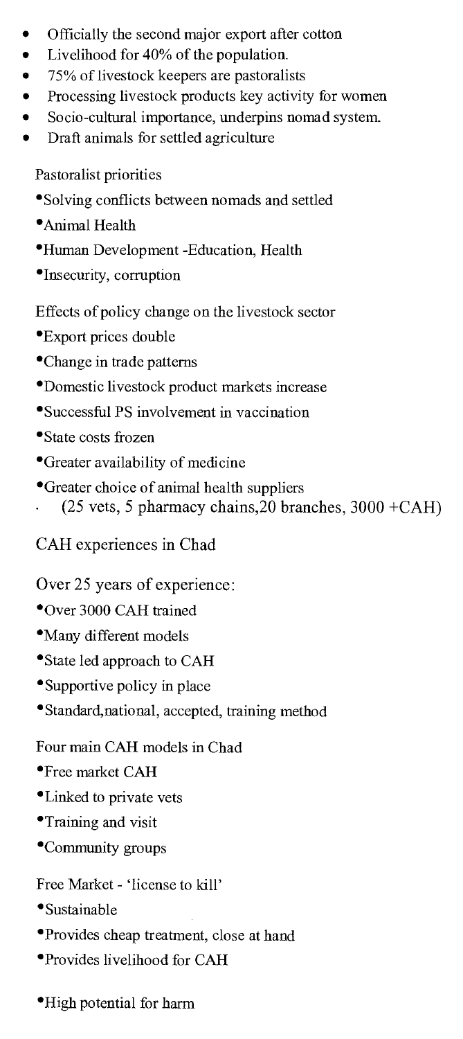- Officially the second major export after cotton
- Livelihood for 40% of the population.
- 75% of livestock keepers are pastoralists
- Processing livestock products key activity for women
- Socio-cultural importance, underpins nomad system.
- Draft animals for settled agriculture

Pastoralist priorities

- Solving conflicts between nomads and settled
- Animal Health
- Human Development -Education, Health
- Insecurity, corruption

Effects of policy change on the livestock sector

- Export prices double
- Change in trade patterns
- Domestic livestock product markets increase
- Successful PS involvement in vaccination
- State costs frozen
- Greater availability of medicine
- Greater choice of animal health suppliers
  - (25 vets, 5 pharmacy chains,20 branches, 3000 +CAH)

CAH experiences in Chad

Over 25 years of experience:

- Over 3000 CAH trained
- Many different models
- State led approach to CAH
- Supportive policy in place
- Standard,national, accepted, training method

Four main CAH models in Chad

- Free market CAH
- Linked to private vets
- Training and visit
- Community groups

Free Market - 'license to kill'

- Sustainable
- Provides cheap treatment, close at hand
- Provides livelihood for CAH
- High potential for harm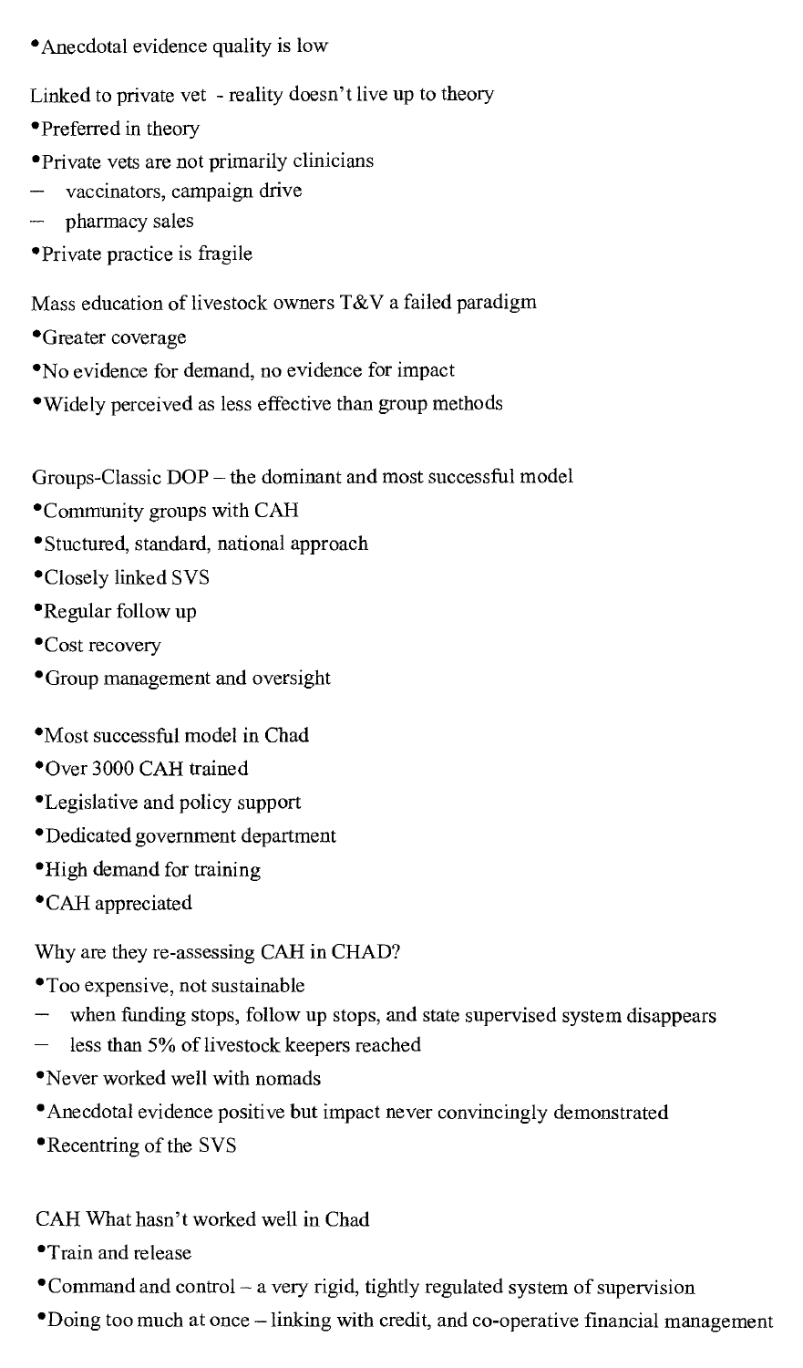- Anecdotal evidence quality is low

Linked to private vet - reality doesn't live up to theory

- Preferred in theory
- Private vets are not primarily clinicians
  - vaccinators, campaign drive
  - pharmacy sales
- Private practice is fragile

Mass education of livestock owners T&V a failed paradigm

- Greater coverage
- No evidence for demand, no evidence for impact
- Widely perceived as less effective than group methods

Groups-Classic DOP – the dominant and most successful model

- Community groups with CAH
- Stuctured, standard, national approach
- Closely linked SVS
- Regular follow up
- Cost recovery
- Group management and oversight

- Most successful model in Chad
- Over 3000 CAH trained
- Legislative and policy support
- Dedicated government department
- High demand for training
- CAH appreciated

Why are they re-assessing CAH in CHAD?

- Too expensive, not sustainable
  - when funding stops, follow up stops, and state supervised system disappears
  - less than 5% of livestock keepers reached
- Never worked well with nomads
- Anecdotal evidence positive but impact never convincingly demonstrated
- Recentring of the SVS

CAH What hasn't worked well in Chad

- Train and release
- Command and control – a very rigid, tightly regulated system of supervision
- Doing too much at once – linking with credit, and co-operative financial management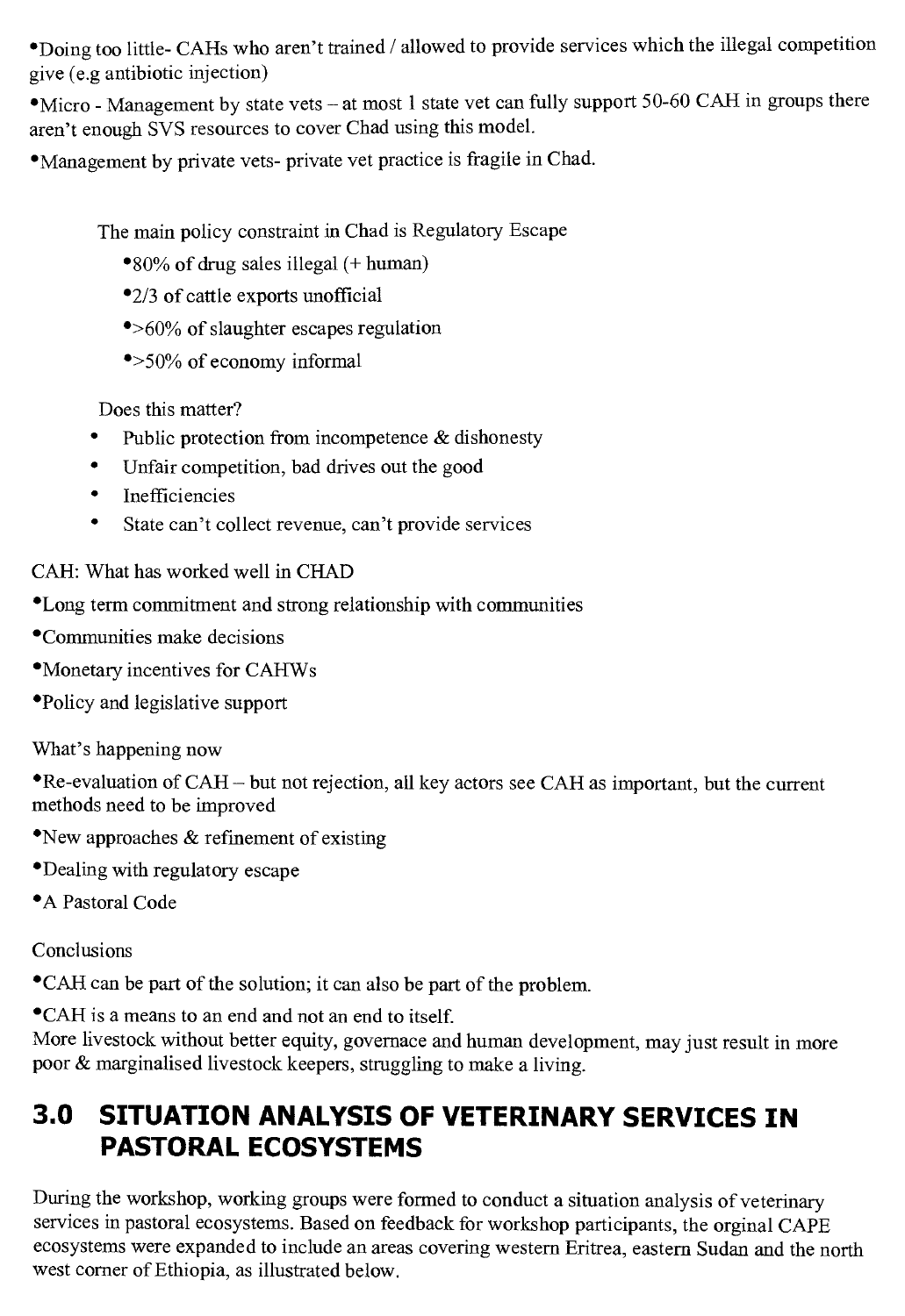- Doing too little- CAHs who aren't trained / allowed to provide services which the illegal competition give (e.g antibiotic injection)
- Micro - Management by state vets – at most 1 state vet can fully support 50-60 CAH in groups there aren't enough SVS resources to cover Chad using this model.
- Management by private vets- private vet practice is fragile in Chad.

The main policy constraint in Chad is Regulatory Escape

- 80% of drug sales illegal (+ human)
- 2/3 of cattle exports unofficial
- >60% of slaughter escapes regulation
- >50% of economy informal

Does this matter?

- Public protection from incompetence & dishonesty
- Unfair competition, bad drives out the good
- Inefficiencies
- State can't collect revenue, can't provide services

CAH: What has worked well in CHAD

- Long term commitment and strong relationship with communities
- Communities make decisions
- Monetary incentives for CAHWs
- Policy and legislative support

What's happening now

- Re-evaluation of CAH – but not rejection, all key actors see CAH as important, but the current methods need to be improved
- New approaches & refinement of existing
- Dealing with regulatory escape
- A Pastoral Code

Conclusions

- CAH can be part of the solution; it can also be part of the problem.
- CAH is a means to an end and not an end to itself.

More livestock without better equity, governace and human development, may just result in more poor & marginalised livestock keepers, struggling to make a living.

# 3.0 SITUATION ANALYSIS OF VETERINARY SERVICES IN PASTORAL ECOSYSTEMS

During the workshop, working groups were formed to conduct a situation analysis of veterinary services in pastoral ecosystems. Based on feedback for workshop participants, the orginal CAPE ecosystems were expanded to include an areas covering western Eritrea, eastern Sudan and the north west corner of Ethiopia, as illustrated below.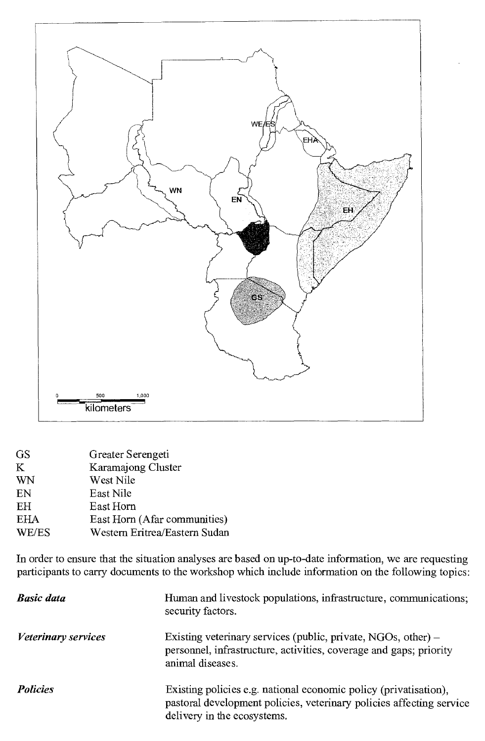| | |
|---|---|
| GS | Greater Serengeti |
| K | Karamajong Cluster |
| WN | West Nile |
| EN | East Nile |
| EH | East Horn |
| EHA | East Horn (Afar communities) |
| WE/ES | Western Eritrea/Eastern Sudan |

In order to ensure that the situation analyses are based on up-to-date information, we are requesting participants to carry documents to the workshop which include information on the following topics:

| | |
|---|---|
| ***Basic data*** | Human and livestock populations, infrastructure, communications; security factors. |
| ***Veterinary services*** | Existing veterinary services (public, private, NGOs, other) – personnel, infrastructure, activities, coverage and gaps; priority animal diseases. |
| ***Policies*** | Existing policies e.g. national economic policy (privatisation), pastoral development policies, veterinary policies affecting service delivery in the ecosystems. |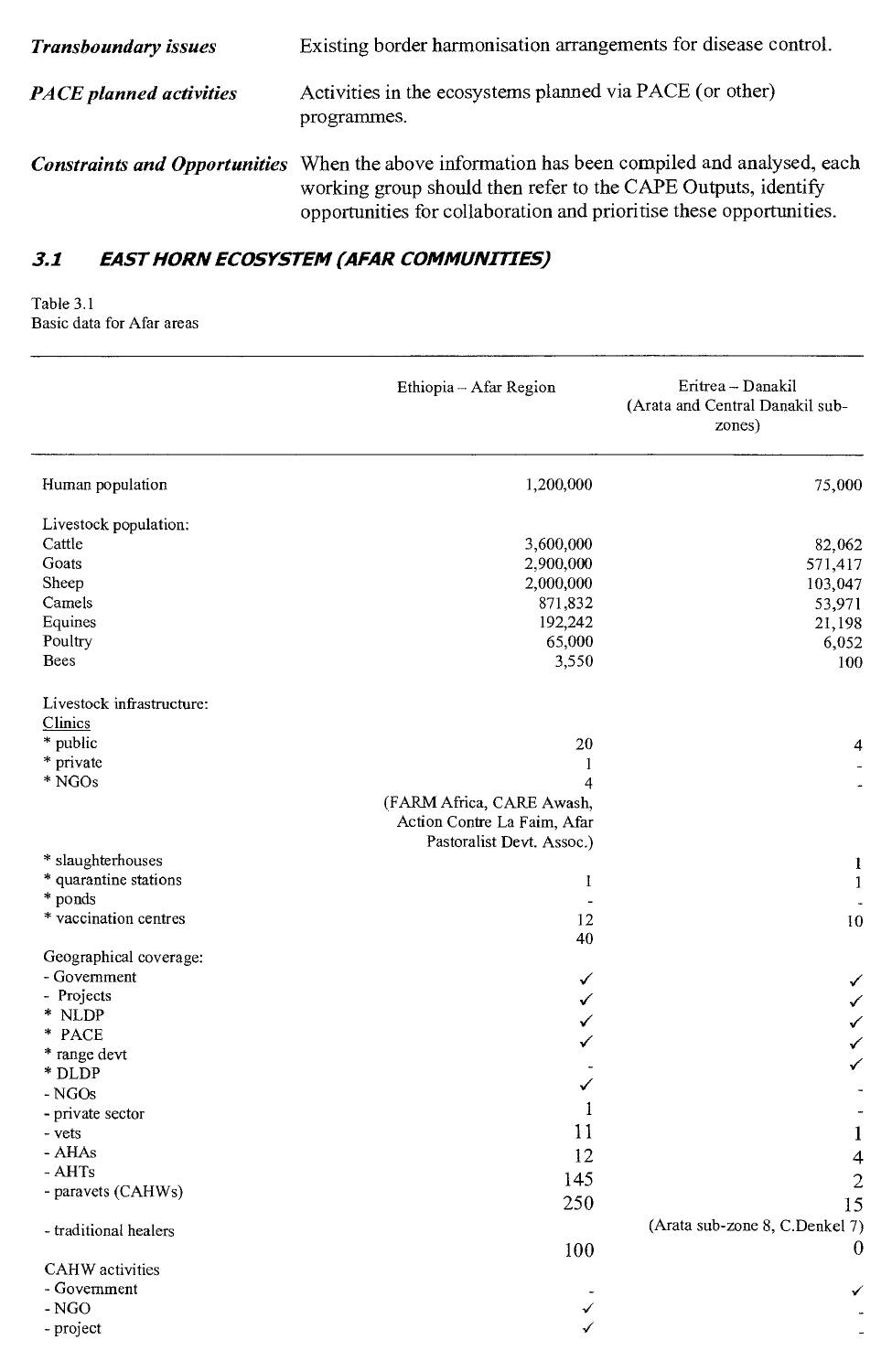***Transboundary issues*** Existing border harmonisation arrangements for disease control.

***PACE planned activities*** Activities in the ecosystems planned via PACE (or other) programmes.

***Constraints and Opportunities*** When the above information has been compiled and analysed, each working group should then refer to the CAPE Outputs, identify opportunities for collaboration and prioritise these opportunities.

## 3.1 *EAST HORN ECOSYSTEM (AFAR COMMUNITIES)*

Table 3.1
Basic data for Afar areas

| | Ethiopia – Afar Region | Eritrea – Danakil (Arata and Central Danakil sub-zones) |
|---|---|---|
| Human population | 1,200,000 | 75,000 |
| Livestock population: | | |
| Cattle | 3,600,000 | 82,062 |
| Goats | 2,900,000 | 571,417 |
| Sheep | 2,000,000 | 103,047 |
| Camels | 871,832 | 53,971 |
| Equines | 192,242 | 21,198 |
| Poultry | 65,000 | 6,052 |
| Bees | 3,550 | 100 |
| Livestock infrastructure: | | |
| Clinics | | |
| * public | 20 | 4 |
| * private | 1 | - |
| * NGOs | 4 (FARM Africa, CARE Awash, Action Contre La Faim, Afar Pastoralist Devt. Assoc.) | - |
| * slaughterhouses | | 1 |
| * quarantine stations | 1 | 1 |
| * ponds | - | - |
| * vaccination centres | 12 | 10 |
| | 40 | |
| Geographical coverage: | | |
| - Government | | |
| - Projects | ✓ | ✓ |
| * NLDP | ✓ | ✓ |
| * PACE | ✓ | ✓ |
| * range devt | ✓ | ✓ |
| * DLDP | - | ✓ |
| - NGOs | ✓ | - |
| - private sector | 1 | - |
| - vets | 11 | 1 |
| - AHAs | 12 | 4 |
| - AHTs | 145 | 2 |
| - paravets (CAHWs) | 250 | 15 (Arata sub-zone 8, C.Denkel 7) |
| - traditional healers | 100 | 0 |
| CAHW activities | | |
| - Government | - | ✓ |
| - NGO | ✓ | - |
| - project | ✓ | - |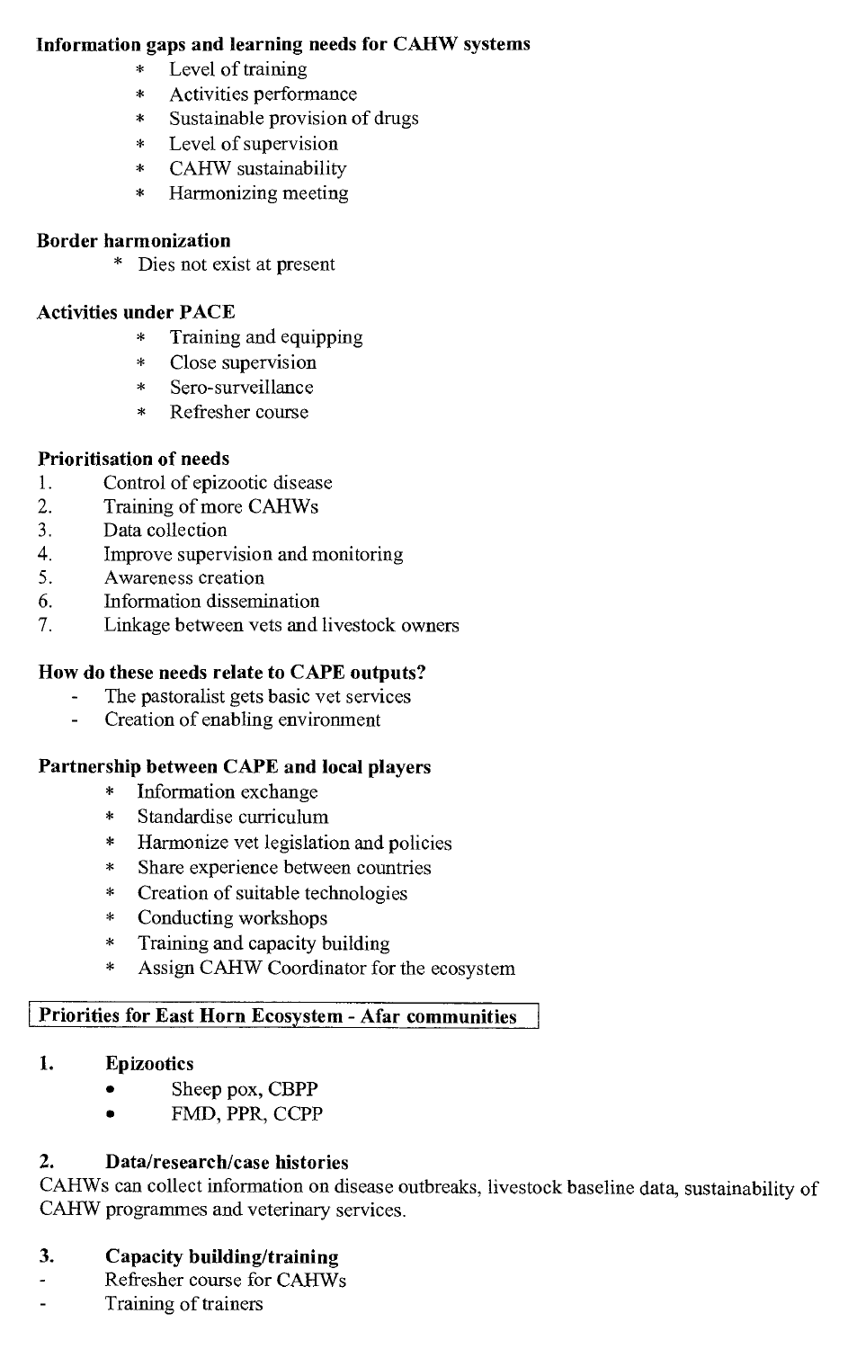**Information gaps and learning needs for CAHW systems**

* Level of training
* Activities performance
* Sustainable provision of drugs
* Level of supervision
* CAHW sustainability
* Harmonizing meeting

**Border harmonization**

* Dies not exist at present

**Activities under PACE**

* Training and equipping
* Close supervision
* Sero-surveillance
* Refresher course

**Prioritisation of needs**

1. Control of epizootic disease
2. Training of more CAHWs
3. Data collection
4. Improve supervision and monitoring
5. Awareness creation
6. Information dissemination
7. Linkage between vets and livestock owners

**How do these needs relate to CAPE outputs?**

- The pastoralist gets basic vet services
- Creation of enabling environment

**Partnership between CAPE and local players**

* Information exchange
* Standardise curriculum
* Harmonize vet legislation and policies
* Share experience between countries
* Creation of suitable technologies
* Conducting workshops
* Training and capacity building
* Assign CAHW Coordinator for the ecosystem

**Priorities for East Horn Ecosystem - Afar communities**

**1. Epizootics**

- Sheep pox, CBPP
- FMD, PPR, CCPP

**2. Data/research/case histories**

CAHWs can collect information on disease outbreaks, livestock baseline data, sustainability of CAHW programmes and veterinary services.

**3. Capacity building/training**

- Refresher course for CAHWs
- Training of trainers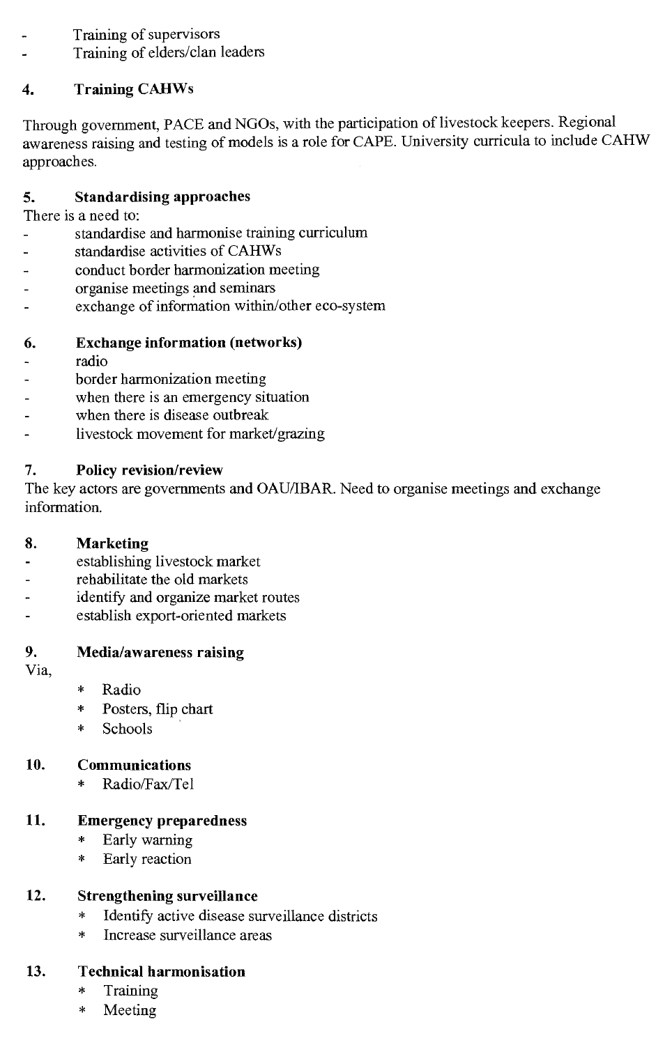- Training of supervisors
- Training of elders/clan leaders

### 4. Training CAHWs

Through government, PACE and NGOs, with the participation of livestock keepers. Regional awareness raising and testing of models is a role for CAPE. University curricula to include CAHW approaches.

### 5. Standardising approaches

There is a need to:

- standardise and harmonise training curriculum
- standardise activities of CAHWs
- conduct border harmonization meeting
- organise meetings and seminars
- exchange of information within/other eco-system

### 6. Exchange information (networks)

- radio
- border harmonization meeting
- when there is an emergency situation
- when there is disease outbreak
- livestock movement for market/grazing

### 7. Policy revision/review

The key actors are governments and OAU/IBAR. Need to organise meetings and exchange information.

### 8. Marketing

- establishing livestock market
- rehabilitate the old markets
- identify and organize market routes
- establish export-oriented markets

### 9. Media/awareness raising

Via,

* Radio
* Posters, flip chart
* Schools

### 10. Communications

* Radio/Fax/Tel

### 11. Emergency preparedness

* Early warning
* Early reaction

### 12. Strengthening surveillance

* Identify active disease surveillance districts
* Increase surveillance areas

### 13. Technical harmonisation

* Training
* Meeting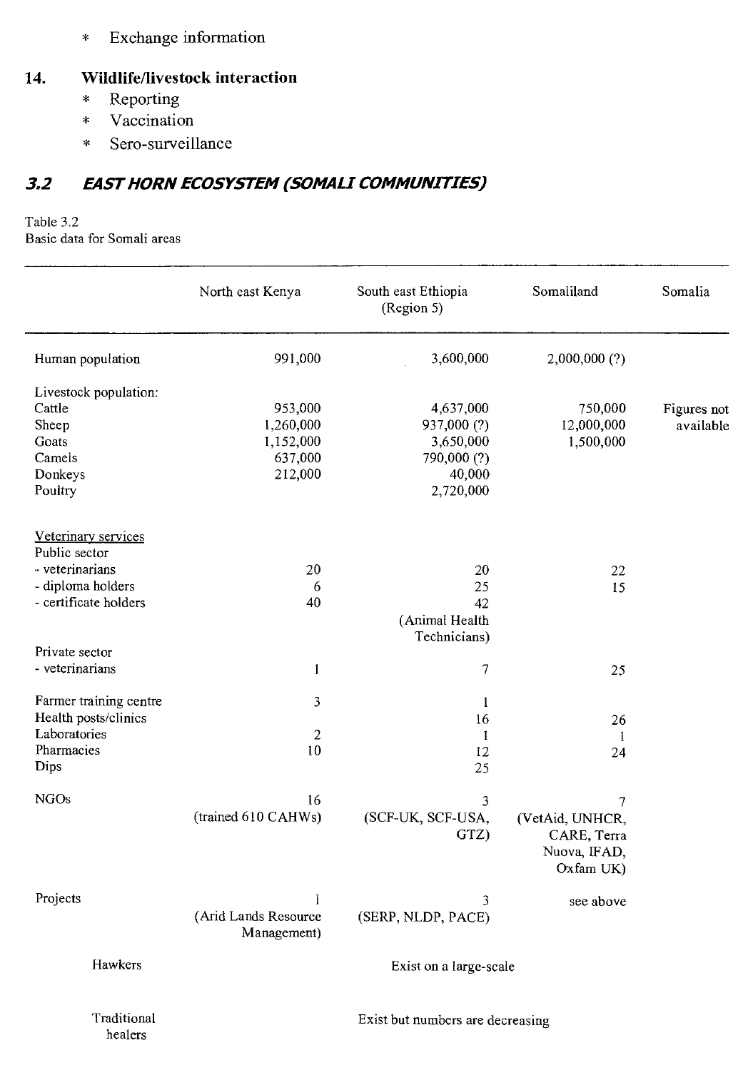* Exchange information

## 14. Wildlife/livestock interaction

* Reporting
* Vaccination
* Sero-surveillance

## *3.2 EAST HORN ECOSYSTEM (SOMALI COMMUNITIES)*

Table 3.2
Basic data for Somali areas

| | North east Kenya | South east Ethiopia (Region 5) | Somaliland | Somalia |
|---|---|---|---|---|
| Human population | 991,000 | 3,600,000 | 2,000,000 (?) | |
| Livestock population: | | | | |
| Cattle | 953,000 | 4,637,000 | 750,000 | Figures not available |
| Sheep | 1,260,000 | 937,000 (?) | 12,000,000 | |
| Goats | 1,152,000 | 3,650,000 | 1,500,000 | |
| Camels | 637,000 | 790,000 (?) | | |
| Donkeys | 212,000 | 40,000 | | |
| Poultry | | 2,720,000 | | |
| Veterinary services | | | | |
| Public sector | | | | |
| - veterinarians | 20 | 20 | 22 | |
| - diploma holders | 6 | 25 | 15 | |
| - certificate holders | 40 | 42 (Animal Health Technicians) | | |
| Private sector | | | | |
| - veterinarians | 1 | 7 | 25 | |
| Farmer training centre | 3 | 1 | | |
| Health posts/clinics | | 16 | 26 | |
| Laboratories | 2 | 1 | 1 | |
| Pharmacies | 10 | 12 | 24 | |
| Dips | | 25 | | |
| NGOs | 16 (trained 610 CAHWs) | 3 (SCF-UK, SCF-USA, GTZ) | 7 (VetAid, UNHCR, CARE, Terra Nuova, IFAD, Oxfam UK) | |
| Projects | 1 (Arid Lands Resource Management) | 3 (SERP, NLDP, PACE) | see above | |
| Hawkers | | Exist on a large-scale | | |
| Traditional healers | | Exist but numbers are decreasing | | |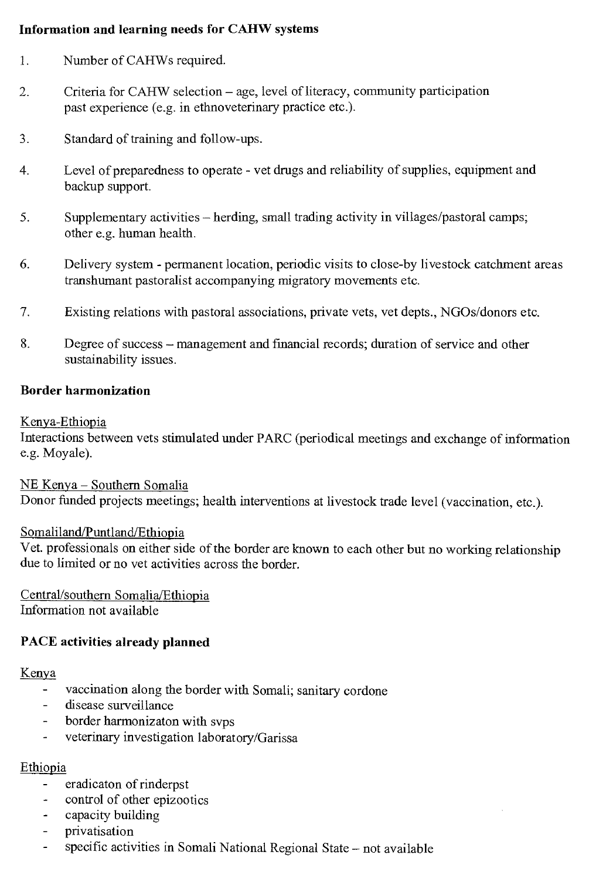**Information and learning needs for CAHW systems**

1. Number of CAHWs required.
2. Criteria for CAHW selection – age, level of literacy, community participation past experience (e.g. in ethnoveterinary practice etc.).
3. Standard of training and follow-ups.
4. Level of preparedness to operate - vet drugs and reliability of supplies, equipment and backup support.
5. Supplementary activities – herding, small trading activity in villages/pastoral camps; other e.g. human health.
6. Delivery system - permanent location, periodic visits to close-by livestock catchment areas transhumant pastoralist accompanying migratory movements etc.
7. Existing relations with pastoral associations, private vets, vet depts., NGOs/donors etc.
8. Degree of success – management and financial records; duration of service and other sustainability issues.

**Border harmonization**

<u>Kenya-Ethiopia</u>
Interactions between vets stimulated under PARC (periodical meetings and exchange of information e.g. Moyale).

<u>NE Kenya – Southern Somalia</u>
Donor funded projects meetings; health interventions at livestock trade level (vaccination, etc.).

<u>Somaliland/Puntland/Ethiopia</u>
Vet. professionals on either side of the border are known to each other but no working relationship due to limited or no vet activities across the border.

<u>Central/southern Somalia/Ethiopia</u>
Information not available

**PACE activities already planned**

<u>Kenya</u>

- vaccination along the border with Somali; sanitary cordone
- disease surveillance
- border harmonizaton with svps
- veterinary investigation laboratory/Garissa

<u>Ethiopia</u>

- eradicaton of rinderpst
- control of other epizootics
- capacity building
- privatisation
- specific activities in Somali National Regional State – not available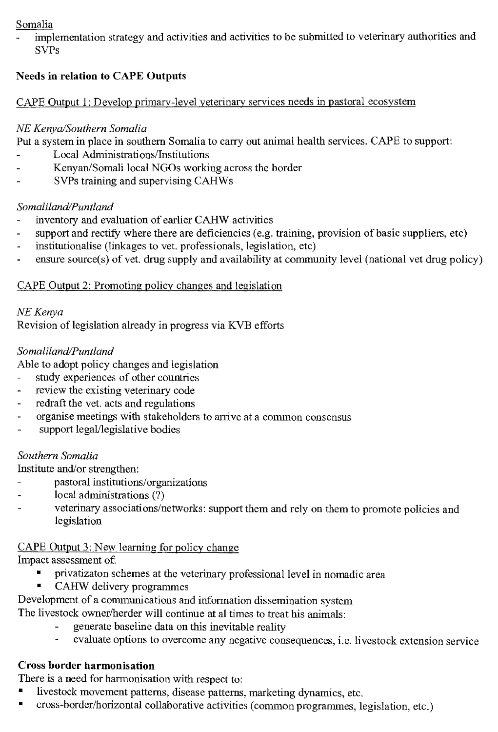Somalia

- implementation strategy and activities and activities to be submitted to veterinary authorities and SVPs

**Needs in relation to CAPE Outputs**

CAPE Output 1: Develop primary-level veterinary services needs in pastoral ecosystem

*NE Kenya/Southern Somalia*

Put a system in place in southern Somalia to carry out animal health services. CAPE to support:

- Local Administrations/Institutions
- Kenyan/Somali local NGOs working across the border
- SVPs training and supervising CAHWs

*Somaliland/Puntland*

- inventory and evaluation of earlier CAHW activities
- support and rectify where there are deficiencies (e.g. training, provision of basic suppliers, etc)
- institutionalise (linkages to vet. professionals, legislation, etc)
- ensure source(s) of vet. drug supply and availability at community level (national vet drug policy)

CAPE Output 2: Promoting policy changes and legislation

*NE Kenya*

Revision of legislation already in progress via KVB efforts

*Somaliland/Puntland*

Able to adopt policy changes and legislation

- study experiences of other countries
- review the existing veterinary code
- redraft the vet. acts and regulations
- organise meetings with stakeholders to arrive at a common consensus
- support legal/legislative bodies

*Southern Somalia*

Institute and/or strengthen:

- pastoral institutions/organizations
- local administrations (?)
- veterinary associations/networks: support them and rely on them to promote policies and legislation

CAPE Output 3: New learning for policy change

Impact assessment of:

- privatizaton schemes at the veterinary professional level in nomadic area
- CAHW delivery programmes

Development of a communications and information dissemination system

The livestock owner/herder will continue at al times to treat his animals:

- generate baseline data on this inevitable reality
- evaluate options to overcome any negative consequences, i.e. livestock extension service

**Cross border harmonisation**

There is a need for harmonisation with respect to:

- livestock movement patterns, disease patterns, marketing dynamics, etc.
- cross-border/horizontal collaborative activities (common programmes, legislation, etc.)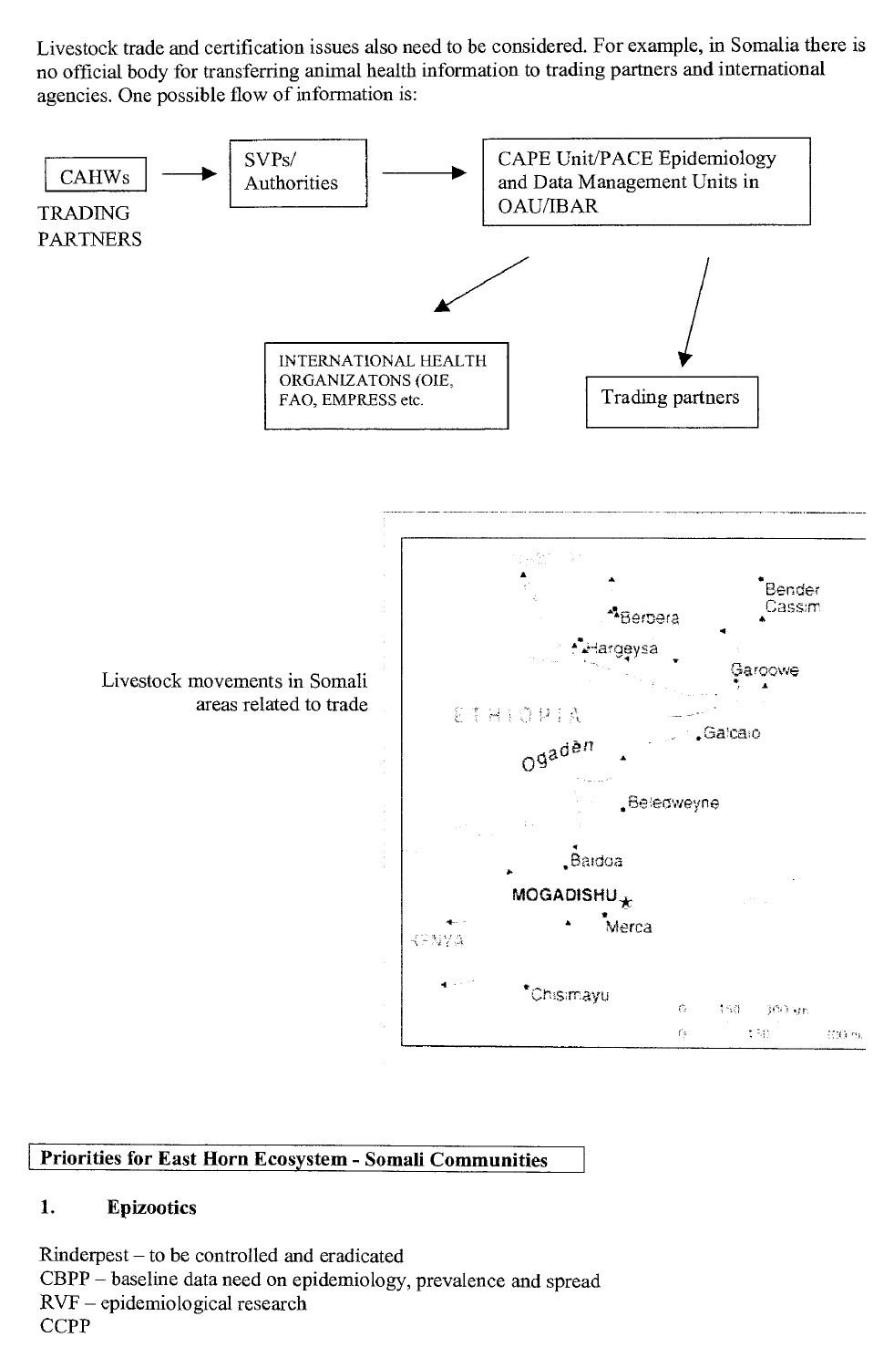Livestock trade and certification issues also need to be considered. For example, in Somalia there is no official body for transferring animal health information to trading partners and international agencies. One possible flow of information is:

CAHWs → SVPs/ Authorities → CAPE Unit/PACE Epidemiology and Data Management Units in OAU/IBAR

TRADING PARTNERS

CAPE Unit/PACE Epidemiology and Data Management Units in OAU/IBAR → INTERNATIONAL HEALTH ORGANIZATONS (OIE, FAO, EMPRESS etc.

CAPE Unit/PACE Epidemiology and Data Management Units in OAU/IBAR → Trading partners

Livestock movements in Somali areas related to trade

## Priorities for East Horn Ecosystem - Somali Communities

### 1. Epizootics

Rinderpest – to be controlled and eradicated
CBPP – baseline data need on epidemiology, prevalence and spread
RVF – epidemiological research
CCPP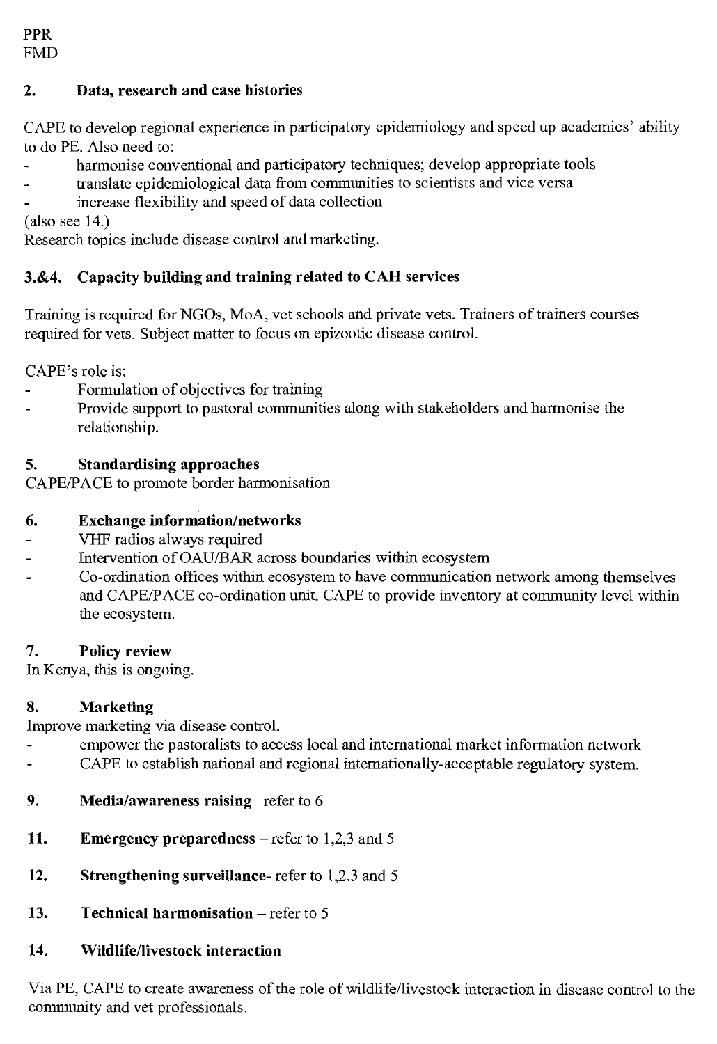PPR
FMD

**2. Data, research and case histories**

CAPE to develop regional experience in participatory epidemiology and speed up academics' ability to do PE. Also need to:

- harmonise conventional and participatory techniques; develop appropriate tools
- translate epidemiological data from communities to scientists and vice versa
- increase flexibility and speed of data collection

(also see 14.)
Research topics include disease control and marketing.

**3.&4. Capacity building and training related to CAH services**

Training is required for NGOs, MoA, vet schools and private vets. Trainers of trainers courses required for vets. Subject matter to focus on epizootic disease control.

CAPE's role is:

- Formulation of objectives for training
- Provide support to pastoral communities along with stakeholders and harmonise the relationship.

**5. Standardising approaches**
CAPE/PACE to promote border harmonisation

**6. Exchange information/networks**

- VHF radios always required
- Intervention of OAU/BAR across boundaries within ecosystem
- Co-ordination offices within ecosystem to have communication network among themselves and CAPE/PACE co-ordination unit. CAPE to provide inventory at community level within the ecosystem.

**7. Policy review**
In Kenya, this is ongoing.

**8. Marketing**
Improve marketing via disease control.

- empower the pastoralists to access local and international market information network
- CAPE to establish national and regional internationally-acceptable regulatory system.

**9. Media/awareness raising** –refer to 6

**11. Emergency preparedness** – refer to 1,2,3 and 5

**12. Strengthening surveillance**- refer to 1,2.3 and 5

**13. Technical harmonisation** – refer to 5

**14. Wildlife/livestock interaction**

Via PE, CAPE to create awareness of the role of wildlife/livestock interaction in disease control to the community and vet professionals.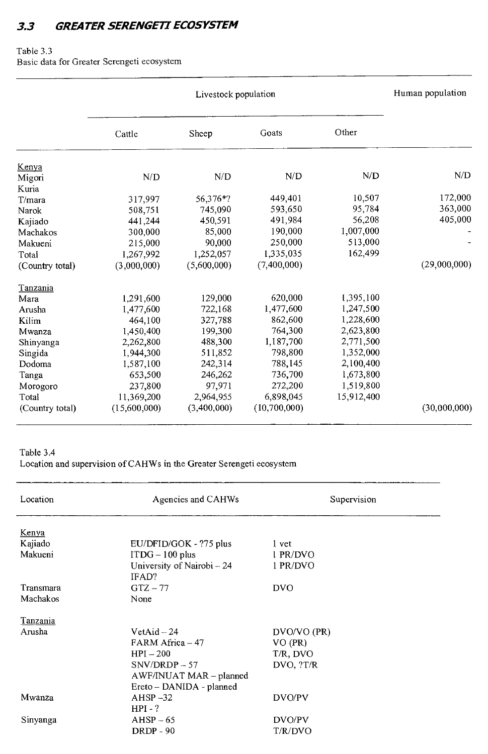## 3.3 GREATER SERENGETI ECOSYSTEM

Table 3.3
Basic data for Greater Serengeti ecosystem

| | Livestock population | | | | Human population |
|---|---|---|---|---|---|
| | Cattle | Sheep | Goats | Other | |
| Kenya | | | | | |
| Migori | N/D | N/D | N/D | N/D | N/D |
| Kuria | | | | | |
| T/mara | 317,997 | 56,376*? | 449,401 | 10,507 | 172,000 |
| Narok | 508,751 | 745,090 | 593,650 | 95,784 | 363,000 |
| Kajiado | 441,244 | 450,591 | 491,984 | 56,208 | 405,000 |
| Machakos | 300,000 | 85,000 | 190,000 | 1,007,000 | - |
| Makueni | 215,000 | 90,000 | 250,000 | 513,000 | - |
| Total | 1,267,992 | 1,252,057 | 1,335,035 | 162,499 | |
| (Country total) | (3,000,000) | (5,600,000) | (7,400,000) | | (29,000,000) |
| Tanzania | | | | | |
| Mara | 1,291,600 | 129,000 | 620,000 | 1,395,100 | |
| Arusha | 1,477,600 | 722,168 | 1,477,600 | 1,247,500 | |
| Kilim | 464,100 | 327,788 | 862,600 | 1,228,600 | |
| Mwanza | 1,450,400 | 199,300 | 764,300 | 2,623,800 | |
| Shinyanga | 2,262,800 | 488,300 | 1,187,700 | 2,771,500 | |
| Singida | 1,944,300 | 511,852 | 798,800 | 1,352,000 | |
| Dodoma | 1,587,100 | 242,314 | 788,145 | 2,100,400 | |
| Tanga | 653,500 | 246,262 | 736,700 | 1,673,800 | |
| Morogoro | 237,800 | 97,971 | 272,200 | 1,519,800 | |
| Total | 11,369,200 | 2,964,955 | 6,898,045 | 15,912,400 | |
| (Country total) | (15,600,000) | (3,400,000) | (10,700,000) | | (30,000,000) |

Table 3.4
Location and supervision of CAHWs in the Greater Serengeti ecosystem

| Location | Agencies and CAHWs | Supervision |
|---|---|---|
| Kenya | | |
| Kajiado | EU/DFID/GOK - ?75 plus | 1 vet |
| Makueni | ITDG – 100 plus | 1 PR/DVO |
| | University of Nairobi – 24 | 1 PR/DVO |
| | IFAD? | |
| Transmara | GTZ – 77 | DVO |
| Machakos | None | |
| Tanzania | | |
| Arusha | VetAid – 24 | DVO/VO (PR) |
| | FARM Africa – 47 | VO (PR) |
| | HPI – 200 | T/R, DVO |
| | SNV/DRDP – 57 | DVO, ?T/R |
| | AWF/INUAT MAR – planned | |
| | Ereto – DANIDA - planned | |
| Mwanza | AHSP –32 | DVO/PV |
| | HPI - ? | |
| Sinyanga | AHSP – 65 | DVO/PV |
| | DRDP - 90 | T/R/DVO |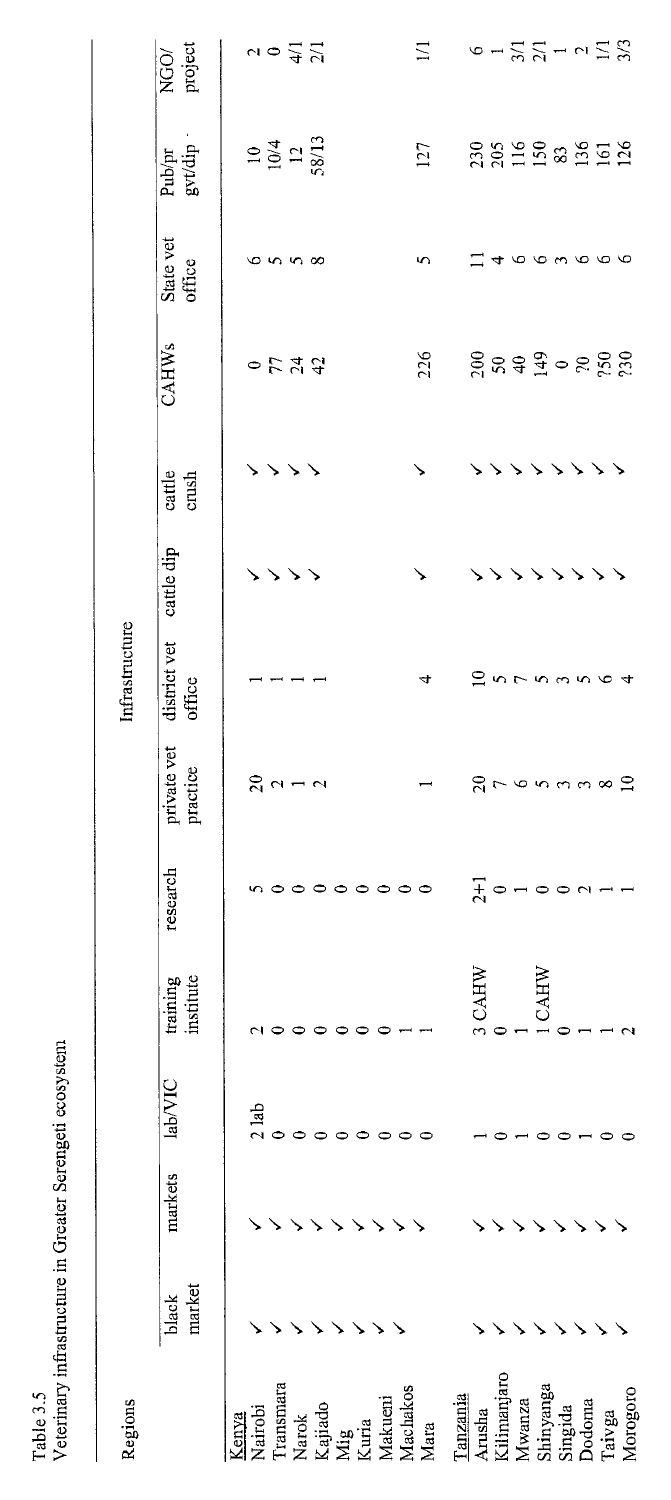Table 3.5
Veterinary infrastructure in Greater Serengeti ecosystem

| Regions | Infrastructure | | | | | | | | | | | |
|---|---|---|---|---|---|---|---|---|---|---|---|---|
| | black market | markets | lab/VIC | training institute | research | private vet practice | district vet office | cattle dip | cattle crush | CAHWs | State vet office | Pub/pr gvt/dip | NGO/ project |
| Kenya | | | | | | | | | | | | | |
| Nairobi | ✓ | ✓ | 2 lab | 2 | 5 | 20 | 1 | ✓ | ✓ | 0 | 6 | 10 | 2 |
| Transmara | ✓ | ✓ | 0 | 0 | 0 | 2 | 1 | ✓ | ✓ | 77 | 5 | 10/4 | 0 |
| Narok | ✓ | ✓ | 0 | 0 | 0 | 1 | 1 | ✓ | ✓ | 24 | 5 | 12 | 4/1 |
| Kajiado | ✓ | ✓ | 0 | 0 | 0 | 2 | 1 | ✓ | ✓ | 42 | 8 | 58/13 | 2/1 |
| Mig | ✓ | ✓ | 0 | 0 | 0 | | | | | | | | |
| Kuria | ✓ | ✓ | 0 | 0 | 0 | | | | | | | | |
| Makueni | ✓ | ✓ | 0 | 0 | 0 | | | | | | | | |
| Machakos | ✓ | ✓ | 0 | 1 | 0 | | | | | | | | |
| Mara | | ✓ | 0 | 1 | 0 | 1 | 4 | ✓ | ✓ | 226 | 5 | 127 | 1/1 |
| Tanzania | | | | | | | | | | | | | |
| Arusha | ✓ | ✓ | 1 | 3 CAHW | 2+1 | 20 | 10 | ✓ | ✓ | 200 | 11 | 230 | 6 |
| Kilimanjaro | ✓ | ✓ | 0 | 0 | 0 | 7 | 5 | ✓ | ✓ | 50 | 4 | 205 | 1 |
| Mwanza | ✓ | ✓ | 1 | 1 | 1 | 6 | 7 | ✓ | ✓ | 40 | 6 | 116 | 3/1 |
| Shinyanga | ✓ | ✓ | 0 | 1 CAHW | 0 | 5 | 5 | ✓ | ✓ | 149 | 6 | 150 | 2/1 |
| Singida | ✓ | ✓ | 0 | 0 | 0 | 3 | 3 | ✓ | ✓ | 0 | 3 | 83 | 1 |
| Dodoma | ✓ | ✓ | 1 | 1 | 2 | 3 | 5 | ✓ | ✓ | ?0 | 6 | 136 | 2 |
| Taivga | ✓ | ✓ | 0 | 1 | 1 | 8 | 6 | ✓ | ✓ | ?50 | 6 | 161 | 1/1 |
| Morogoro | ✓ | ✓ | 0 | 2 | 1 | 10 | 4 | ✓ | ✓ | ?30 | 6 | 126 | 3/3 |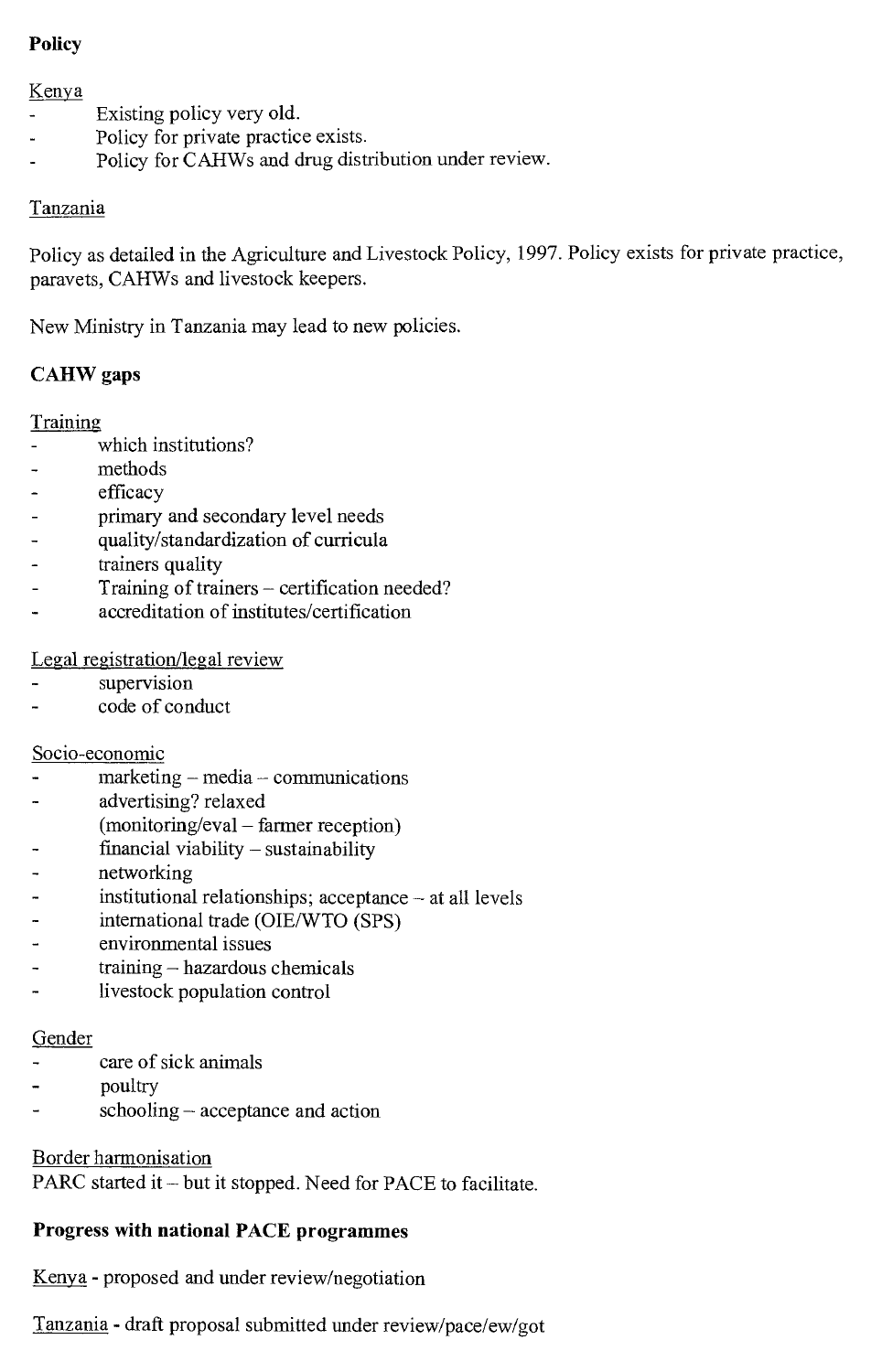**Policy**

Kenya

- Existing policy very old.
- Policy for private practice exists.
- Policy for CAHWs and drug distribution under review.

Tanzania

Policy as detailed in the Agriculture and Livestock Policy, 1997. Policy exists for private practice, paravets, CAHWs and livestock keepers.

New Ministry in Tanzania may lead to new policies.

**CAHW gaps**

Training

- which institutions?
- methods
- efficacy
- primary and secondary level needs
- quality/standardization of curricula
- trainers quality
- Training of trainers – certification needed?
- accreditation of institutes/certification

Legal registration/legal review

- supervision
- code of conduct

Socio-economic

- marketing – media – communications
- advertising? relaxed
  (monitoring/eval – farmer reception)
- financial viability – sustainability
- networking
- institutional relationships; acceptance – at all levels
- international trade (OIE/WTO (SPS)
- environmental issues
- training – hazardous chemicals
- livestock population control

Gender

- care of sick animals
- poultry
- schooling – acceptance and action

Border harmonisation

PARC started it – but it stopped. Need for PACE to facilitate.

**Progress with national PACE programmes**

Kenya - proposed and under review/negotiation

Tanzania - draft proposal submitted under review/pace/ew/got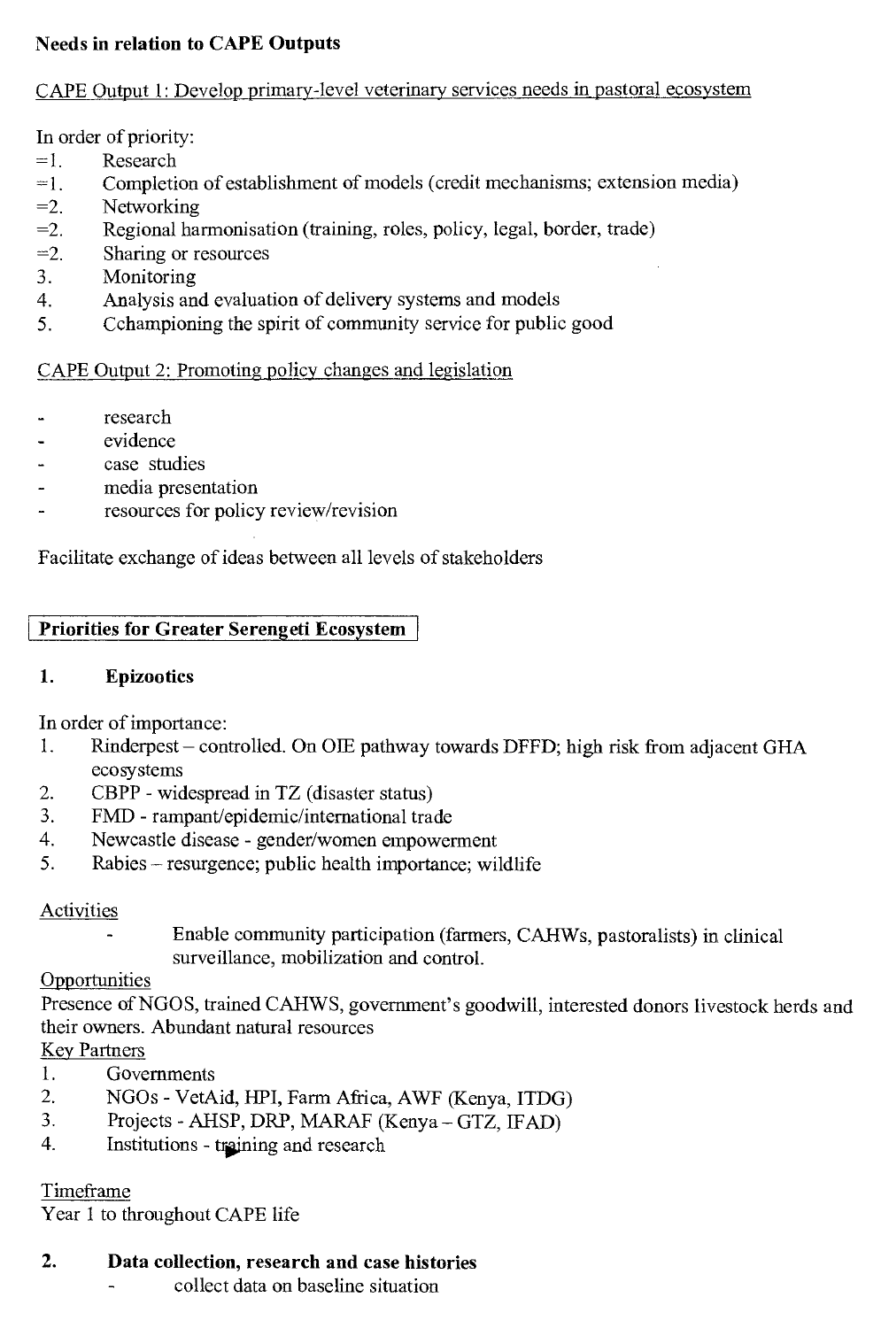**Needs in relation to CAPE Outputs**

CAPE Output 1: Develop primary-level veterinary services needs in pastoral ecosystem

In order of priority:

=1. Research
=1. Completion of establishment of models (credit mechanisms; extension media)
=2. Networking
=2. Regional harmonisation (training, roles, policy, legal, border, trade)
=2. Sharing or resources
3. Monitoring
4. Analysis and evaluation of delivery systems and models
5. Cchampioning the spirit of community service for public good

CAPE Output 2: Promoting policy changes and legislation

- research
- evidence
- case studies
- media presentation
- resources for policy review/revision

Facilitate exchange of ideas between all levels of stakeholders

**Priorities for Greater Serengeti Ecosystem**

## 1. Epizootics

In order of importance:

1. Rinderpest – controlled. On OIE pathway towards DFFD; high risk from adjacent GHA ecosystems
2. CBPP - widespread in TZ (disaster status)
3. FMD - rampant/epidemic/international trade
4. Newcastle disease - gender/women empowerment
5. Rabies – resurgence; public health importance; wildlife

Activities

- Enable community participation (farmers, CAHWs, pastoralists) in clinical surveillance, mobilization and control.

Opportunities

Presence of NGOS, trained CAHWS, government's goodwill, interested donors livestock herds and their owners. Abundant natural resources

Key Partners

1. Governments
2. NGOs - VetAid, HPI, Farm Africa, AWF (Kenya, ITDG)
3. Projects - AHSP, DRP, MARAF (Kenya – GTZ, IFAD)
4. Institutions - training and research

Timeframe

Year 1 to throughout CAPE life

## 2. Data collection, research and case histories

- collect data on baseline situation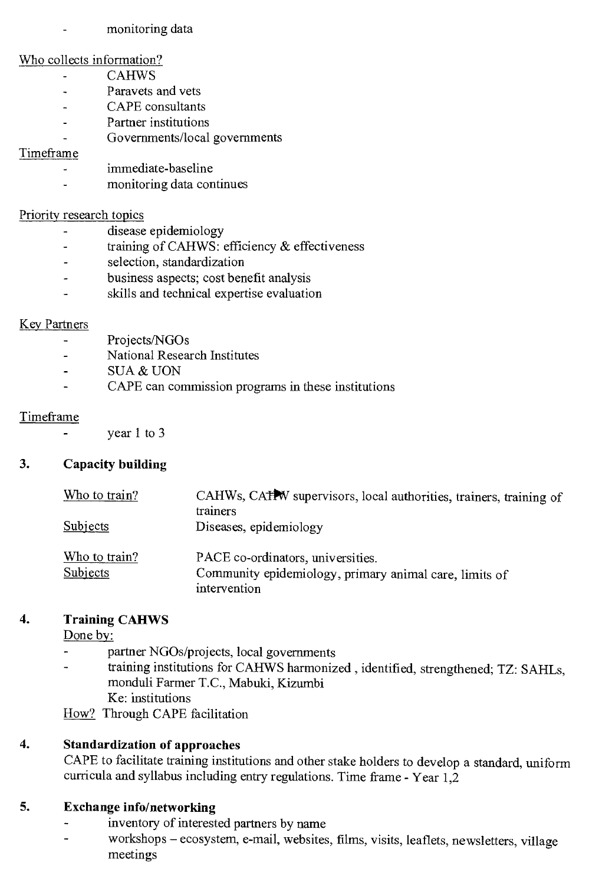- monitoring data

Who collects information?

- CAHWS
- Paravets and vets
- CAPE consultants
- Partner institutions
- Governments/local governments

Timeframe

- immediate-baseline
- monitoring data continues

Priority research topics

- disease epidemiology
- training of CAHWS: efficiency & effectiveness
- selection, standardization
- business aspects; cost benefit analysis
- skills and technical expertise evaluation

Key Partners

- Projects/NGOs
- National Research Institutes
- SUA & UON
- CAPE can commission programs in these institutions

Timeframe

- year 1 to 3

## 3. Capacity building

| | |
|---|---|
| Who to train? | CAHWs, CAHW supervisors, local authorities, trainers, training of trainers |
| Subjects | Diseases, epidemiology |
| Who to train? | PACE co-ordinators, universities. |
| Subjects | Community epidemiology, primary animal care, limits of intervention |

## 4. Training CAHWS

Done by:

- partner NGOs/projects, local governments
- training institutions for CAHWS harmonized , identified, strengthened; TZ: SAHLs, monduli Farmer T.C., Mabuki, Kizumbi
  Ke: institutions

How? Through CAPE facilitation

## 4. Standardization of approaches

CAPE to facilitate training institutions and other stake holders to develop a standard, uniform curricula and syllabus including entry regulations. Time frame - Year 1,2

## 5. Exchange info/networking

- inventory of interested partners by name
- workshops – ecosystem, e-mail, websites, films, visits, leaflets, newsletters, village meetings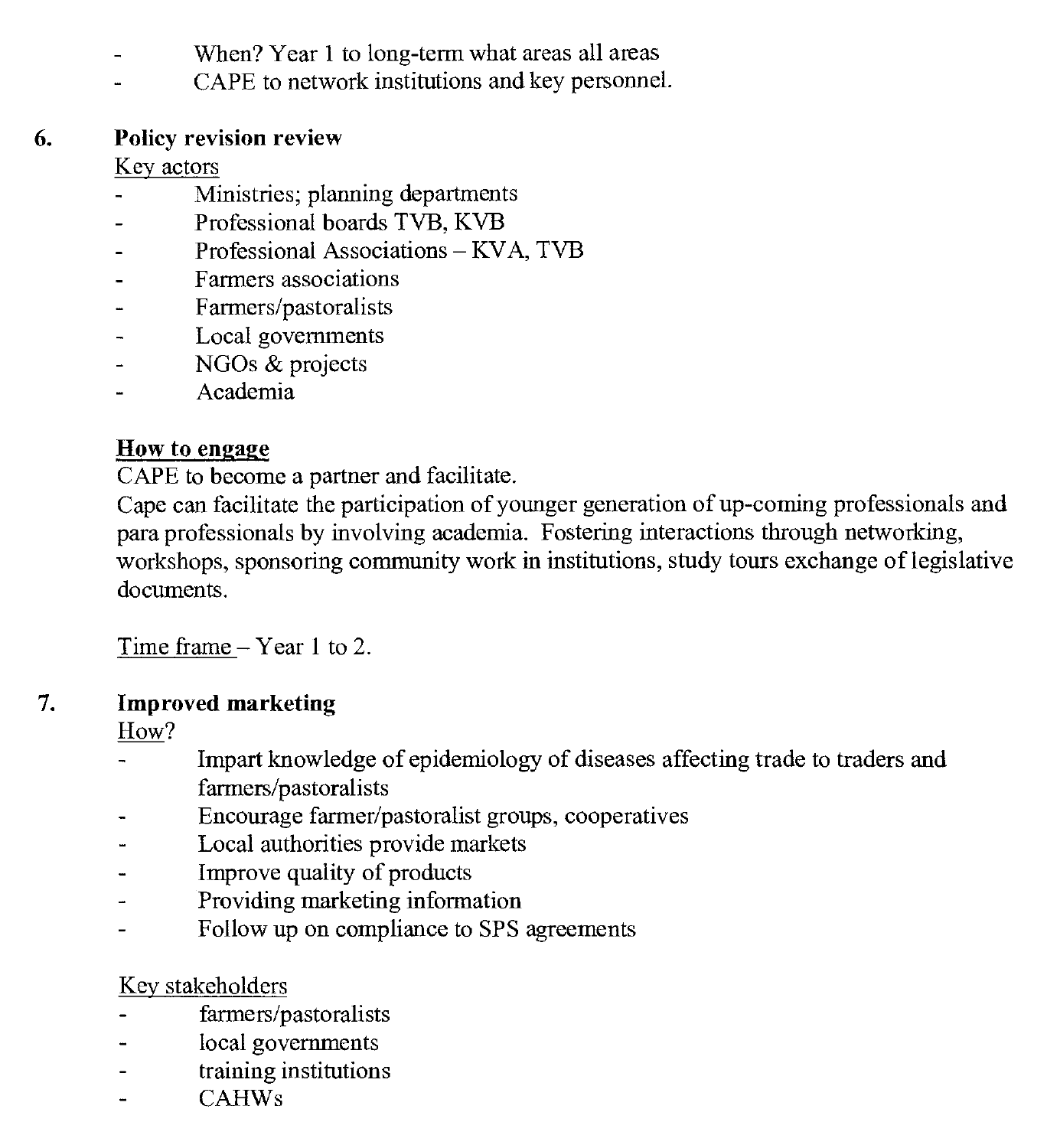- When? Year 1 to long-term what areas all areas
- CAPE to network institutions and key personnel.

6. **Policy revision review**

Key actors

- Ministries; planning departments
- Professional boards TVB, KVB
- Professional Associations – KVA, TVB
- Farmers associations
- Farmers/pastoralists
- Local governments
- NGOs & projects
- Academia

**How to engage**

CAPE to become a partner and facilitate.

Cape can facilitate the participation of younger generation of up-coming professionals and para professionals by involving academia. Fostering interactions through networking, workshops, sponsoring community work in institutions, study tours exchange of legislative documents.

Time frame – Year 1 to 2.

7. **Improved marketing**

How?

- Impart knowledge of epidemiology of diseases affecting trade to traders and farmers/pastoralists
- Encourage farmer/pastoralist groups, cooperatives
- Local authorities provide markets
- Improve quality of products
- Providing marketing information
- Follow up on compliance to SPS agreements

Key stakeholders

- farmers/pastoralists
- local governments
- training institutions
- CAHWs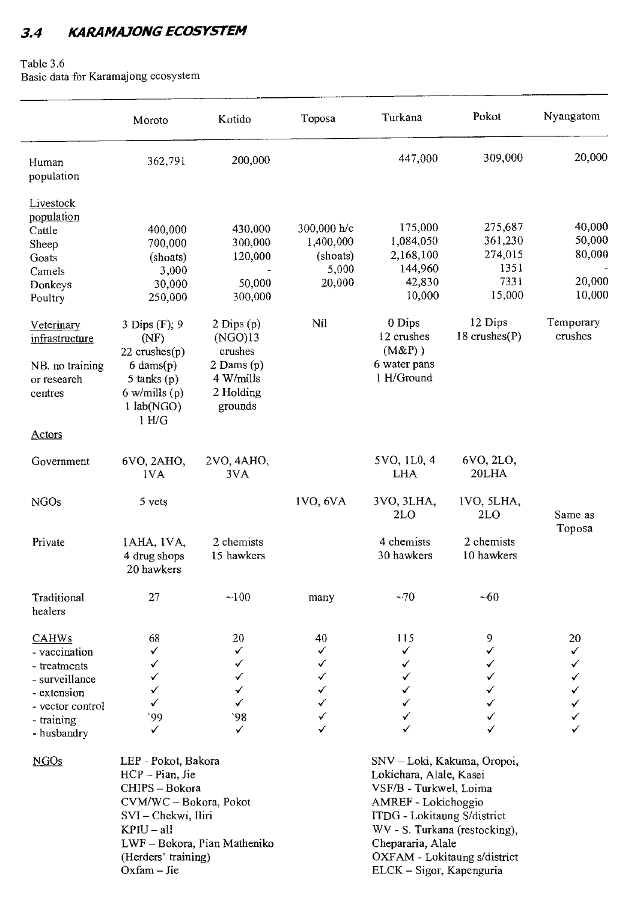## 3.4 *KARAMAJONG ECOSYSTEM*

Table 3.6
Basic data for Karamajong ecosystem

| | Moroto | Kotido | Toposa | Turkana | Pokot | Nyangatom |
|---|---|---|---|---|---|---|
| Human population | 362,791 | 200,000 | | 447,000 | 309,000 | 20,000 |
| Livestock population | | | | | | |
| Cattle | 400,000 | 430,000 | 300,000 h/c | 175,000 | 275,687 | 40,000 |
| Sheep | 700,000 | 300,000 | 1,400,000 | 1,084,050 | 361,230 | 50,000 |
| Goats | (shoats) | 120,000 | (shoats) | 2,168,100 | 274,015 | 80,000 |
| Camels | 3,000 | - | 5,000 | 144,960 | 1351 | - |
| Donkeys | 30,000 | 50,000 | 20,000 | 42,830 | 7331 | 20,000 |
| Poultry | 250,000 | 300,000 | | 10,000 | 15,000 | 10,000 |
| Veterinary infrastructure<br><br>NB. no training or research centres | 3 Dips (F); 9 (NF)<br>22 crushes(p)<br>6 dams(p)<br>5 tanks (p)<br>6 w/mills (p)<br>1 lab(NGO)<br>1 H/G | 2 Dips (p) (NGO)13 crushes<br>2 Dams (p)<br>4 W/mills<br>2 Holding grounds | Nil | 0 Dips<br>12 crushes (M&P) )<br>6 water pans<br>1 H/Ground | 12 Dips<br>18 crushes(P) | Temporary crushes |
| Actors | | | | | | |
| Government | 6VO, 2AHO, 1VA | 2VO, 4AHO, 3VA | | 5VO, 1L0, 4 LHA | 6VO, 2LO, 20LHA | |
| NGOs | 5 vets | | 1VO, 6VA | 3VO, 3LHA, 2LO | 1VO, 5LHA, 2LO | Same as Toposa |
| Private | 1AHA, 1VA, 4 drug shops<br>20 hawkers | 2 chemists<br>15 hawkers | | 4 chemists<br>30 hawkers | 2 chemists<br>10 hawkers | |
| Traditional healers | 27 | ~100 | many | ~70 | ~60 | |
| CAHWs | 68 | 20 | 40 | 115 | 9 | 20 |
| - vaccination | ✓ | ✓ | ✓ | ✓ | ✓ | ✓ |
| - treatments | ✓ | ✓ | ✓ | ✓ | ✓ | ✓ |
| - surveillance | ✓ | ✓ | ✓ | ✓ | ✓ | ✓ |
| - extension | ✓ | ✓ | ✓ | ✓ | ✓ | ✓ |
| - vector control | ✓ | ✓ | ✓ | ✓ | ✓ | ✓ |
| - training | '99 | '98 | ✓ | ✓ | ✓ | ✓ |
| - husbandry | ✓ | ✓ | ✓ | ✓ | ✓ | ✓ |
| NGOs | LEP - Pokot, Bakora<br>HCP – Pian, Jie<br>CHIPS – Bokora<br>CVM/WC – Bokora, Pokot<br>SVI – Chekwi, Iliri<br>KPIU – all<br>LWF – Bokora, Pian Matheniko (Herders' training)<br>Oxfam – Jie | | | SNV – Loki, Kakuma, Oropoi, Lokichara, Alale, Kasei<br>VSF/B - Turkwel, Loima<br>AMREF - Lokichoggio<br>ITDG - Lokitaung S/district<br>WV - S. Turkana (restocking), Chepararia, Alale<br>OXFAM - Lokitaung s/district<br>ELCK – Sigor, Kapenguria | | |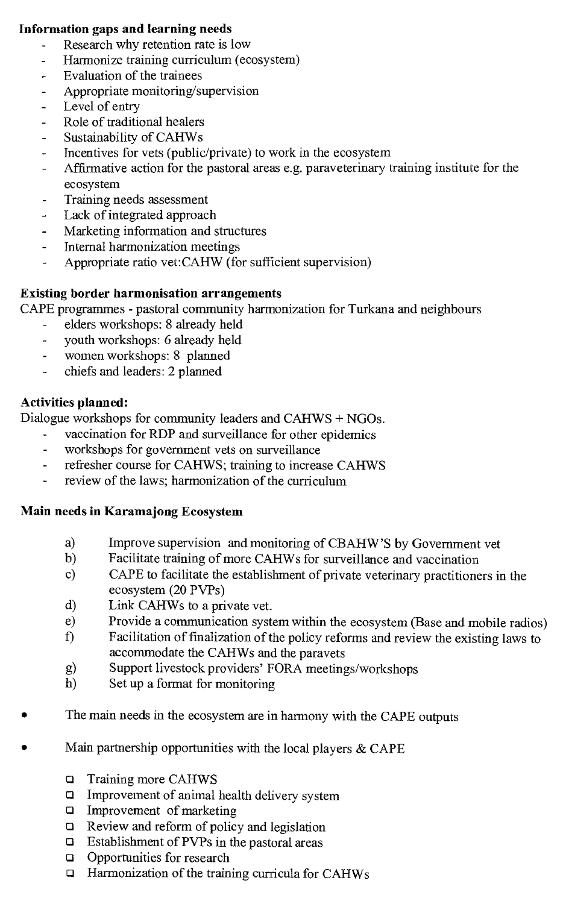**Information gaps and learning needs**

- Research why retention rate is low
- Harmonize training curriculum (ecosystem)
- Evaluation of the trainees
- Appropriate monitoring/supervision
- Level of entry
- Role of traditional healers
- Sustainability of CAHWs
- Incentives for vets (public/private) to work in the ecosystem
- Affirmative action for the pastoral areas e.g. paraveterinary training institute for the ecosystem
- Training needs assessment
- Lack of integrated approach
- Marketing information and structures
- Internal harmonization meetings
- Appropriate ratio vet:CAHW (for sufficient supervision)

**Existing border harmonisation arrangements**

CAPE programmes - pastoral community harmonization for Turkana and neighbours

- elders workshops: 8 already held
- youth workshops: 6 already held
- women workshops: 8 planned
- chiefs and leaders: 2 planned

**Activities planned:**

Dialogue workshops for community leaders and CAHWS + NGOs.

- vaccination for RDP and surveillance for other epidemics
- workshops for government vets on surveillance
- refresher course for CAHWS; training to increase CAHWS
- review of the laws; harmonization of the curriculum

**Main needs in Karamajong Ecosystem**

a) Improve supervision and monitoring of CBAHW'S by Government vet
b) Facilitate training of more CAHWs for surveillance and vaccination
c) CAPE to facilitate the establishment of private veterinary practitioners in the ecosystem (20 PVPs)
d) Link CAHWs to a private vet.
e) Provide a communication system within the ecosystem (Base and mobile radios)
f) Facilitation of finalization of the policy reforms and review the existing laws to accommodate the CAHWs and the paravets
g) Support livestock providers' FORA meetings/workshops
h) Set up a format for monitoring

- The main needs in the ecosystem are in harmony with the CAPE outputs

- Main partnership opportunities with the local players & CAPE

  - Training more CAHWS
  - Improvement of animal health delivery system
  - Improvement of marketing
  - Review and reform of policy and legislation
  - Establishment of PVPs in the pastoral areas
  - Opportunities for research
  - Harmonization of the training curricula for CAHWs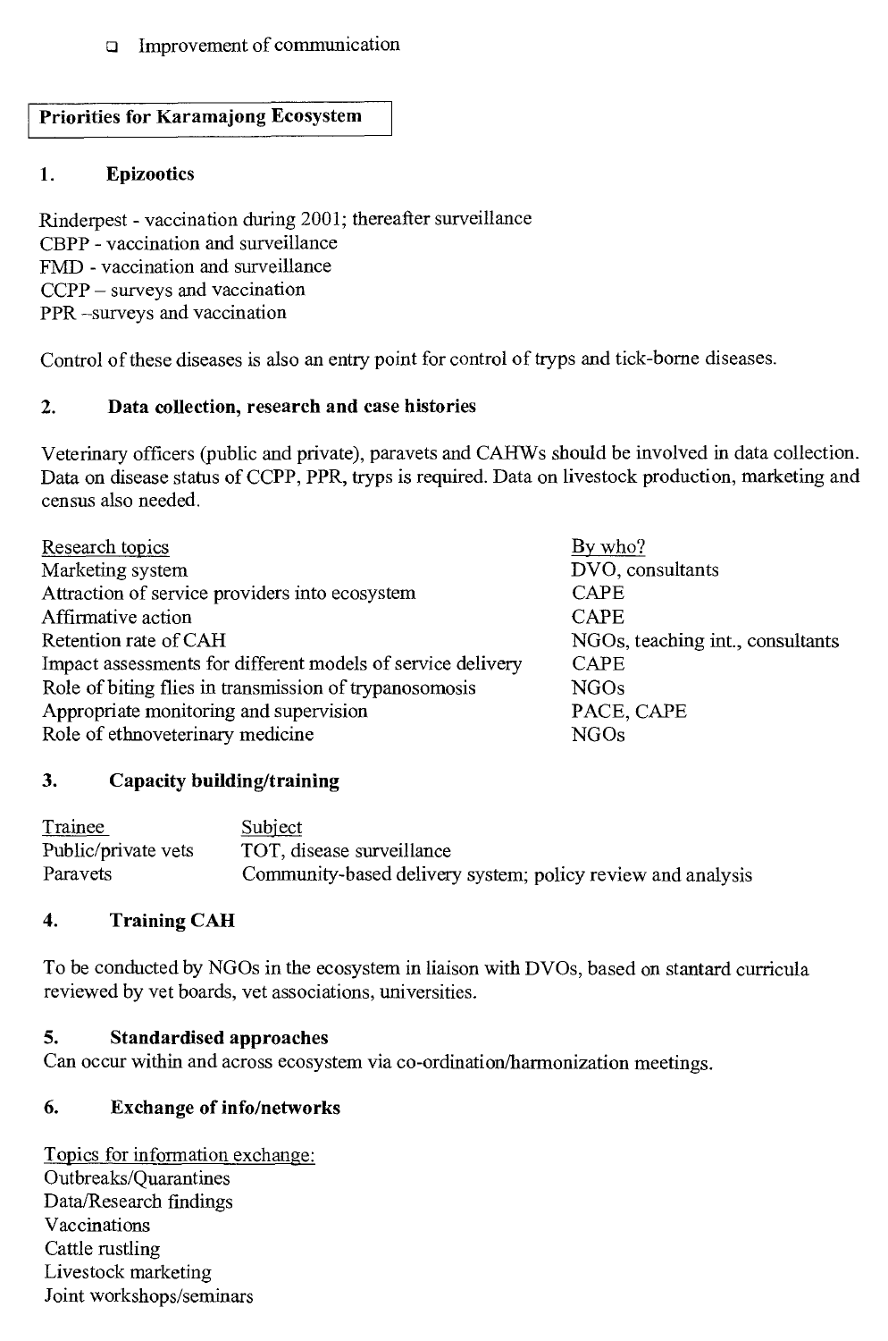- Improvement of communication

## Priorities for Karamajong Ecosystem

### 1. Epizootics

Rinderpest - vaccination during 2001; thereafter surveillance
CBPP - vaccination and surveillance
FMD - vaccination and surveillance
CCPP – surveys and vaccination
PPR –surveys and vaccination

Control of these diseases is also an entry point for control of tryps and tick-borne diseases.

### 2. Data collection, research and case histories

Veterinary officers (public and private), paravets and CAHWs should be involved in data collection. Data on disease status of CCPP, PPR, tryps is required. Data on livestock production, marketing and census also needed.

| Research topics | By who? |
|---|---|
| Marketing system | DVO, consultants |
| Attraction of service providers into ecosystem | CAPE |
| Affirmative action | CAPE |
| Retention rate of CAH | NGOs, teaching int., consultants |
| Impact assessments for different models of service delivery | CAPE |
| Role of biting flies in transmission of trypanosomosis | NGOs |
| Appropriate monitoring and supervision | PACE, CAPE |
| Role of ethnoveterinary medicine | NGOs |

### 3. Capacity building/training

| Trainee | Subject |
|---|---|
| Public/private vets | TOT, disease surveillance |
| Paravets | Community-based delivery system; policy review and analysis |

### 4. Training CAH

To be conducted by NGOs in the ecosystem in liaison with DVOs, based on stantard curricula reviewed by vet boards, vet associations, universities.

### 5. Standardised approaches

Can occur within and across ecosystem via co-ordination/harmonization meetings.

### 6. Exchange of info/networks

Topics for information exchange:
Outbreaks/Quarantines
Data/Research findings
Vaccinations
Cattle rustling
Livestock marketing
Joint workshops/seminars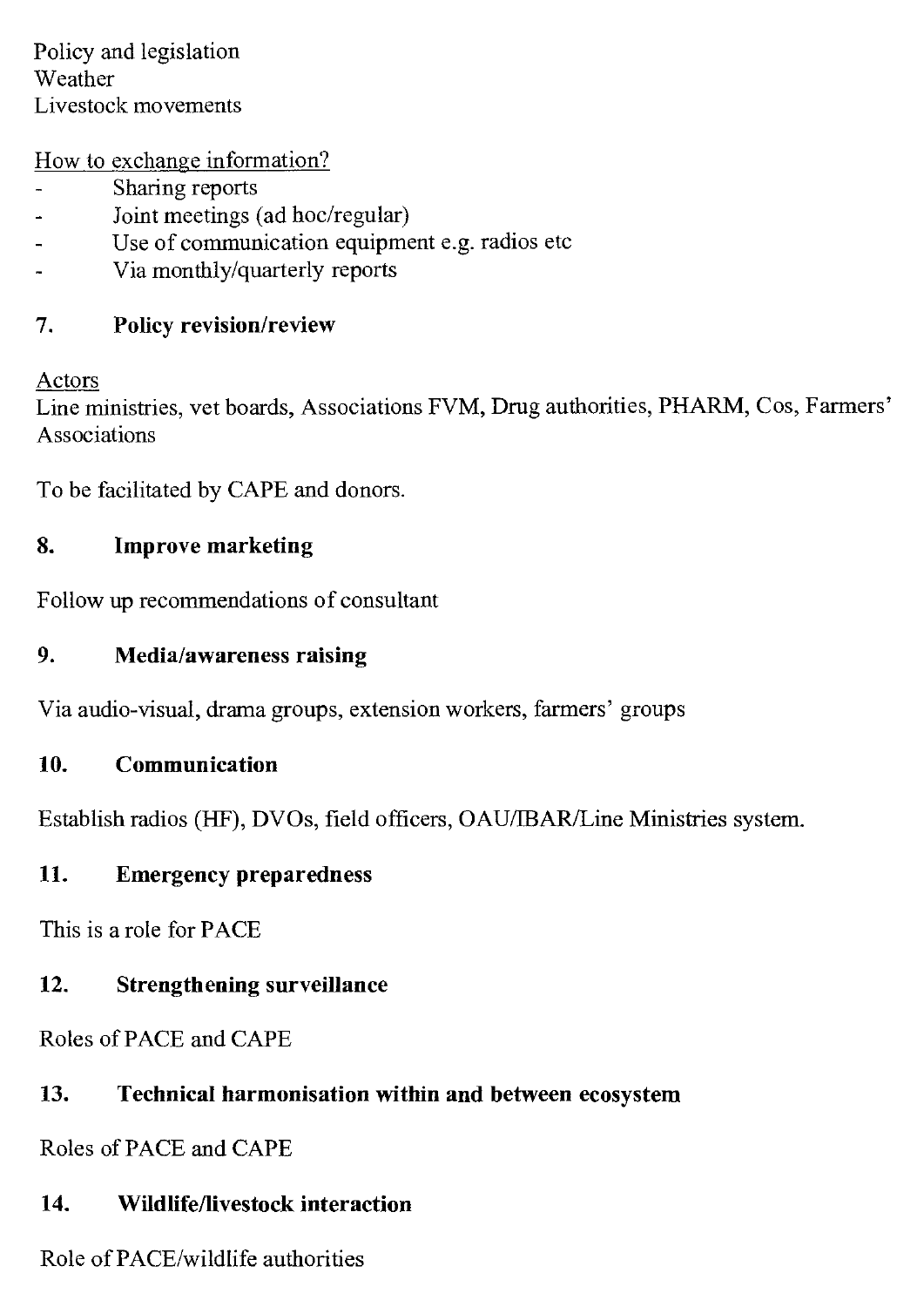Policy and legislation
Weather
Livestock movements

<u>How to exchange information?</u>

- Sharing reports
- Joint meetings (ad hoc/regular)
- Use of communication equipment e.g. radios etc
- Via monthly/quarterly reports

## 7. Policy revision/review

<u>Actors</u>
Line ministries, vet boards, Associations FVM, Drug authorities, PHARM, Cos, Farmers' Associations

To be facilitated by CAPE and donors.

## 8. Improve marketing

Follow up recommendations of consultant

## 9. Media/awareness raising

Via audio-visual, drama groups, extension workers, farmers' groups

## 10. Communication

Establish radios (HF), DVOs, field officers, OAU/IBAR/Line Ministries system.

## 11. Emergency preparedness

This is a role for PACE

## 12. Strengthening surveillance

Roles of PACE and CAPE

## 13. Technical harmonisation within and between ecosystem

Roles of PACE and CAPE

## 14. Wildlife/livestock interaction

Role of PACE/wildlife authorities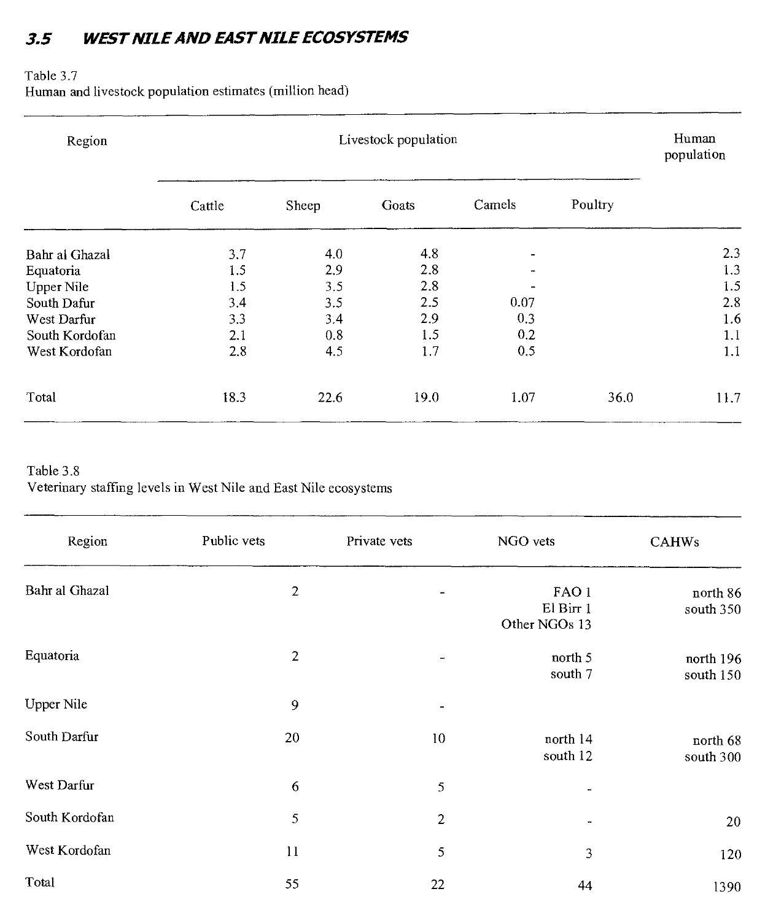## 3.5 WEST NILE AND EAST NILE ECOSYSTEMS

Table 3.7
Human and livestock population estimates (million head)

| Region | Livestock population | | | | | Human population |
|---|---|---|---|---|---|---|
| | Cattle | Sheep | Goats | Camels | Poultry | |
| Bahr al Ghazal | 3.7 | 4.0 | 4.8 | - | | 2.3 |
| Equatoria | 1.5 | 2.9 | 2.8 | - | | 1.3 |
| Upper Nile | 1.5 | 3.5 | 2.8 | - | | 1.5 |
| South Dafur | 3.4 | 3.5 | 2.5 | 0.07 | | 2.8 |
| West Darfur | 3.3 | 3.4 | 2.9 | 0.3 | | 1.6 |
| South Kordofan | 2.1 | 0.8 | 1.5 | 0.2 | | 1.1 |
| West Kordofan | 2.8 | 4.5 | 1.7 | 0.5 | | 1.1 |
| Total | 18.3 | 22.6 | 19.0 | 1.07 | 36.0 | 11.7 |

Table 3.8
Veterinary staffing levels in West Nile and East Nile ecosystems

| Region | Public vets | Private vets | NGO vets | CAHWs |
|---|---|---|---|---|
| Bahr al Ghazal | 2 | - | FAO 1<br>El Birr 1<br>Other NGOs 13 | north 86<br>south 350 |
| Equatoria | 2 | - | north 5<br>south 7 | north 196<br>south 150 |
| Upper Nile | 9 | - | | |
| South Darfur | 20 | 10 | north 14<br>south 12 | north 68<br>south 300 |
| West Darfur | 6 | 5 | - | |
| South Kordofan | 5 | 2 | - | 20 |
| West Kordofan | 11 | 5 | 3 | 120 |
| Total | 55 | 22 | 44 | 1390 |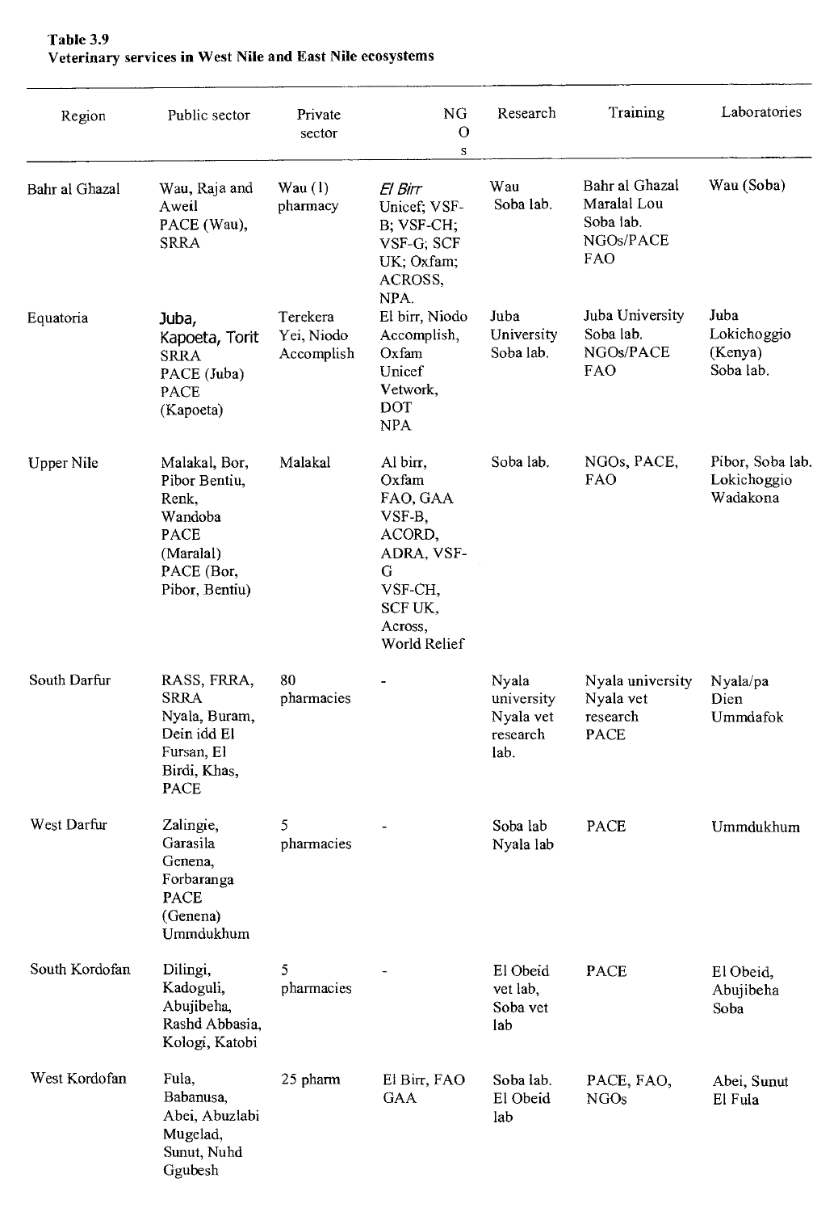**Table 3.9**
**Veterinary services in West Nile and East Nile ecosystems**

| Region | Public sector | Private sector | NGOs | Research | Training | Laboratories |
|---|---|---|---|---|---|---|
| Bahr al Ghazal | Wau, Raja and Aweil PACE (Wau), SRRA | Wau (1) pharmacy | *El Birr* Unicef; VSF-B; VSF-CH; VSF-G; SCF UK; Oxfam; ACROSS, NPA. | Wau Soba lab. | Bahr al Ghazal Maralal Lou Soba lab. NGOs/PACE FAO | Wau (Soba) |
| Equatoria | Juba, Kapoeta, Torit SRRA PACE (Juba) PACE (Kapoeta) | Terekera Yei, Niodo Accomplish | El birr, Niodo Accomplish, Oxfam Unicef Vetwork, DOT NPA | Juba University Soba lab. | Juba University Soba lab. NGOs/PACE FAO | Juba Lokichoggio (Kenya) Soba lab. |
| Upper Nile | Malakal, Bor, Pibor Bentiu, Renk, Wandoba PACE (Maralal) PACE (Bor, Pibor, Bentiu) | Malakal | Al birr, Oxfam FAO, GAA VSF-B, ACORD, ADRA, VSF-G VSF-CH, SCF UK, Across, World Relief | Soba lab. | NGOs, PACE, FAO | Pibor, Soba lab. Lokichoggio Wadakona |
| South Darfur | RASS, FRRA, SRRA Nyala, Buram, Dein idd El Fursan, El Birdi, Khas, PACE | 80 pharmacies | - | Nyala university Nyala vet research lab. | Nyala university Nyala vet research PACE | Nyala/pa Dien Ummdafok |
| West Darfur | Zalingie, Garasila Genena, Forbaranga PACE (Genena) Ummdukhum | 5 pharmacies | - | Soba lab Nyala lab | PACE | Ummdukhum |
| South Kordofan | Dilingi, Kadoguli, Abujibeha, Rashd Abbasia, Kologi, Katobi | 5 pharmacies | - | El Obeid vet lab, Soba vet lab | PACE | El Obeid, Abujibeha Soba |
| West Kordofan | Fula, Babanusa, Abei, Abuzlabi Mugelad, Sunut, Nuhd Ggubesh | 25 pharm | El Birr, FAO GAA | Soba lab. El Obeid lab | PACE, FAO, NGOs | Abei, Sunut El Fula |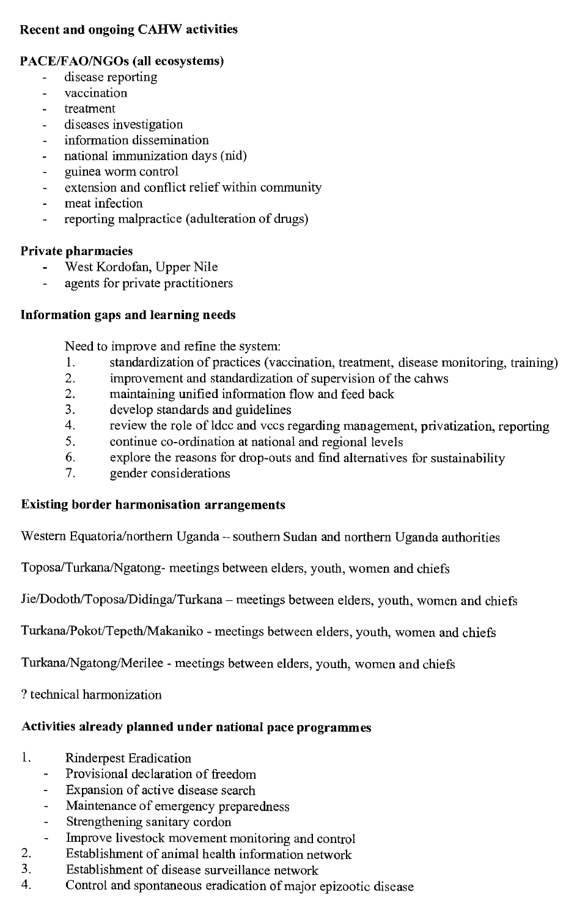**Recent and ongoing CAHW activities**

**PACE/FAO/NGOs (all ecosystems)**

- disease reporting
- vaccination
- treatment
- diseases investigation
- information dissemination
- national immunization days (nid)
- guinea worm control
- extension and conflict relief within community
- meat infection
- reporting malpractice (adulteration of drugs)

**Private pharmacies**

- West Kordofan, Upper Nile
- agents for private practitioners

**Information gaps and learning needs**

Need to improve and refine the system:

1. standardization of practices (vaccination, treatment, disease monitoring, training)
2. improvement and standardization of supervision of the cahws
2. maintaining unified information flow and feed back
3. develop standards and guidelines
4. review the role of ldcc and vccs regarding management, privatization, reporting
5. continue co-ordination at national and regional levels
6. explore the reasons for drop-outs and find alternatives for sustainability
7. gender considerations

**Existing border harmonisation arrangements**

Western Equatoria/northern Uganda – southern Sudan and northern Uganda authorities

Toposa/Turkana/Ngatong- meetings between elders, youth, women and chiefs

Jie/Dodoth/Toposa/Didinga/Turkana – meetings between elders, youth, women and chiefs

Turkana/Pokot/Tepeth/Makaniko - meetings between elders, youth, women and chiefs

Turkana/Ngatong/Merilee - meetings between elders, youth, women and chiefs

? technical harmonization

**Activities already planned under national pace programmes**

1. Rinderpest Eradication
   - Provisional declaration of freedom
   - Expansion of active disease search
   - Maintenance of emergency preparedness
   - Strengthening sanitary cordon
   - Improve livestock movement monitoring and control
2. Establishment of animal health information network
3. Establishment of disease surveillance network
4. Control and spontaneous eradication of major epizootic disease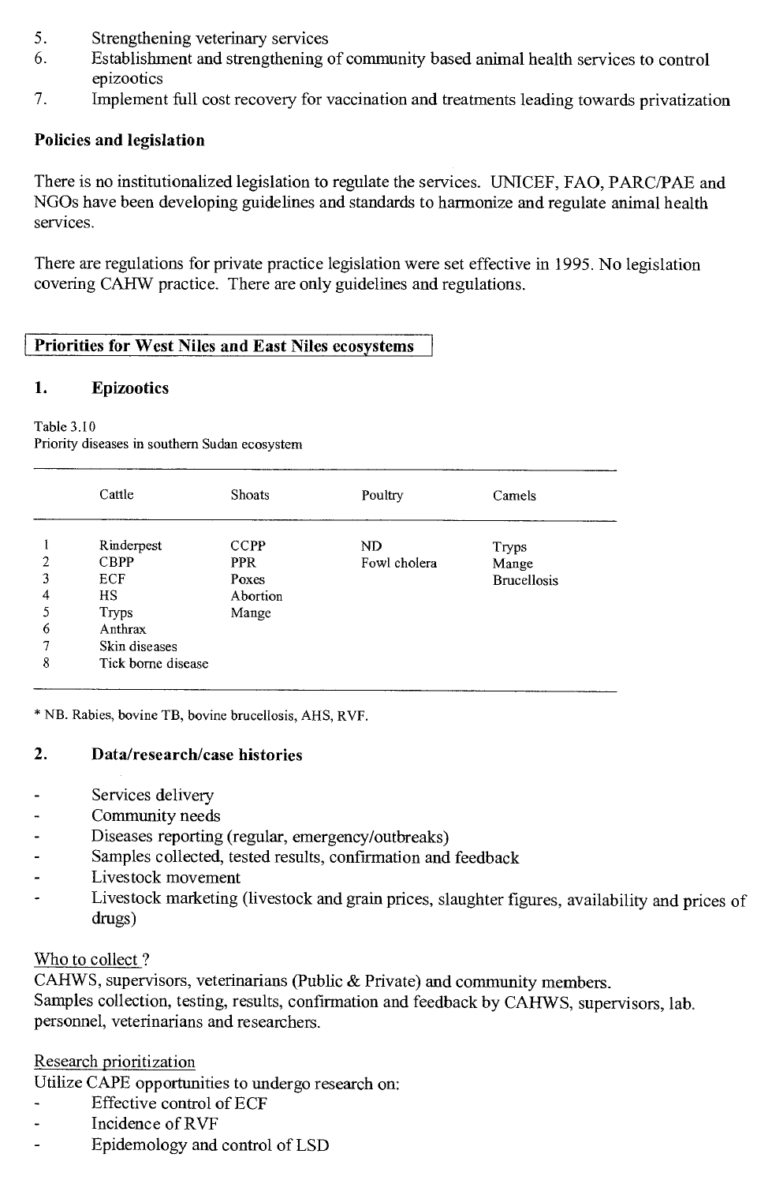5. Strengthening veterinary services
6. Establishment and strengthening of community based animal health services to control epizootics
7. Implement full cost recovery for vaccination and treatments leading towards privatization

**Policies and legislation**

There is no institutionalized legislation to regulate the services. UNICEF, FAO, PARC/PAE and NGOs have been developing guidelines and standards to harmonize and regulate animal health services.

There are regulations for private practice legislation were set effective in 1995. No legislation covering CAHW practice. There are only guidelines and regulations.

## Priorities for West Niles and East Niles ecosystems

### 1. Epizootics

Table 3.10
Priority diseases in southern Sudan ecosystem

| | Cattle | Shoats | Poultry | Camels |
|---|---|---|---|---|
| 1 | Rinderpest | CCPP | ND | Tryps |
| 2 | CBPP | PPR | Fowl cholera | Mange |
| 3 | ECF | Poxes | | Brucellosis |
| 4 | HS | Abortion | | |
| 5 | Tryps | Mange | | |
| 6 | Anthrax | | | |
| 7 | Skin diseases | | | |
| 8 | Tick borne disease | | | |

\* NB. Rabies, bovine TB, bovine brucellosis, AHS, RVF.

### 2. Data/research/case histories

- Services delivery
- Community needs
- Diseases reporting (regular, emergency/outbreaks)
- Samples collected, tested results, confirmation and feedback
- Livestock movement
- Livestock marketing (livestock and grain prices, slaughter figures, availability and prices of drugs)

Who to collect ?
CAHWS, supervisors, veterinarians (Public & Private) and community members.
Samples collection, testing, results, confirmation and feedback by CAHWS, supervisors, lab. personnel, veterinarians and researchers.

Research prioritization
Utilize CAPE opportunities to undergo research on:

- Effective control of ECF
- Incidence of RVF
- Epidemology and control of LSD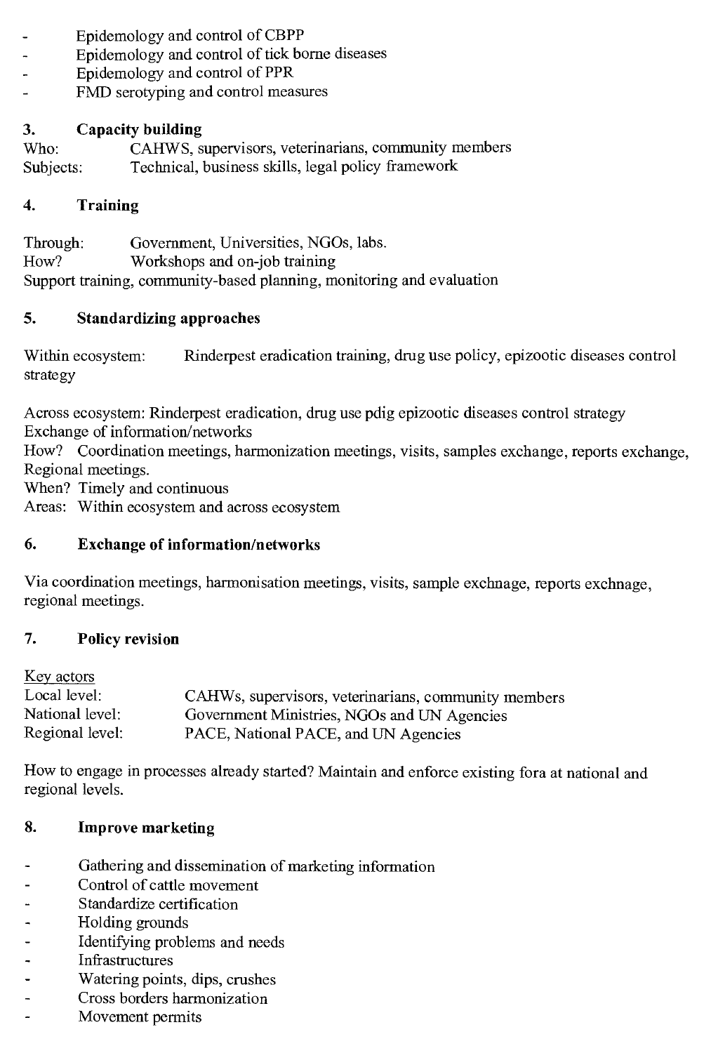- Epidemology and control of CBPP
- Epidemology and control of tick borne diseases
- Epidemology and control of PPR
- FMD serotyping and control measures

### 3. Capacity building

Who: CAHWS, supervisors, veterinarians, community members
Subjects: Technical, business skills, legal policy framework

### 4. Training

Through: Government, Universities, NGOs, labs.
How? Workshops and on-job training
Support training, community-based planning, monitoring and evaluation

### 5. Standardizing approaches

Within ecosystem: Rinderpest eradication training, drug use policy, epizootic diseases control strategy

Across ecosystem: Rinderpest eradication, drug use pdig epizootic diseases control strategy
Exchange of information/networks
How? Coordination meetings, harmonization meetings, visits, samples exchange, reports exchange, Regional meetings.
When? Timely and continuous
Areas: Within ecosystem and across ecosystem

### 6. Exchange of information/networks

Via coordination meetings, harmonisation meetings, visits, sample exchnage, reports exchnage, regional meetings.

### 7. Policy revision

Key actors

| | |
|---|---|
| Local level: | CAHWs, supervisors, veterinarians, community members |
| National level: | Government Ministries, NGOs and UN Agencies |
| Regional level: | PACE, National PACE, and UN Agencies |

How to engage in processes already started? Maintain and enforce existing fora at national and regional levels.

### 8. Improve marketing

- Gathering and dissemination of marketing information
- Control of cattle movement
- Standardize certification
- Holding grounds
- Identifying problems and needs
- Infrastructures
- Watering points, dips, crushes
- Cross borders harmonization
- Movement permits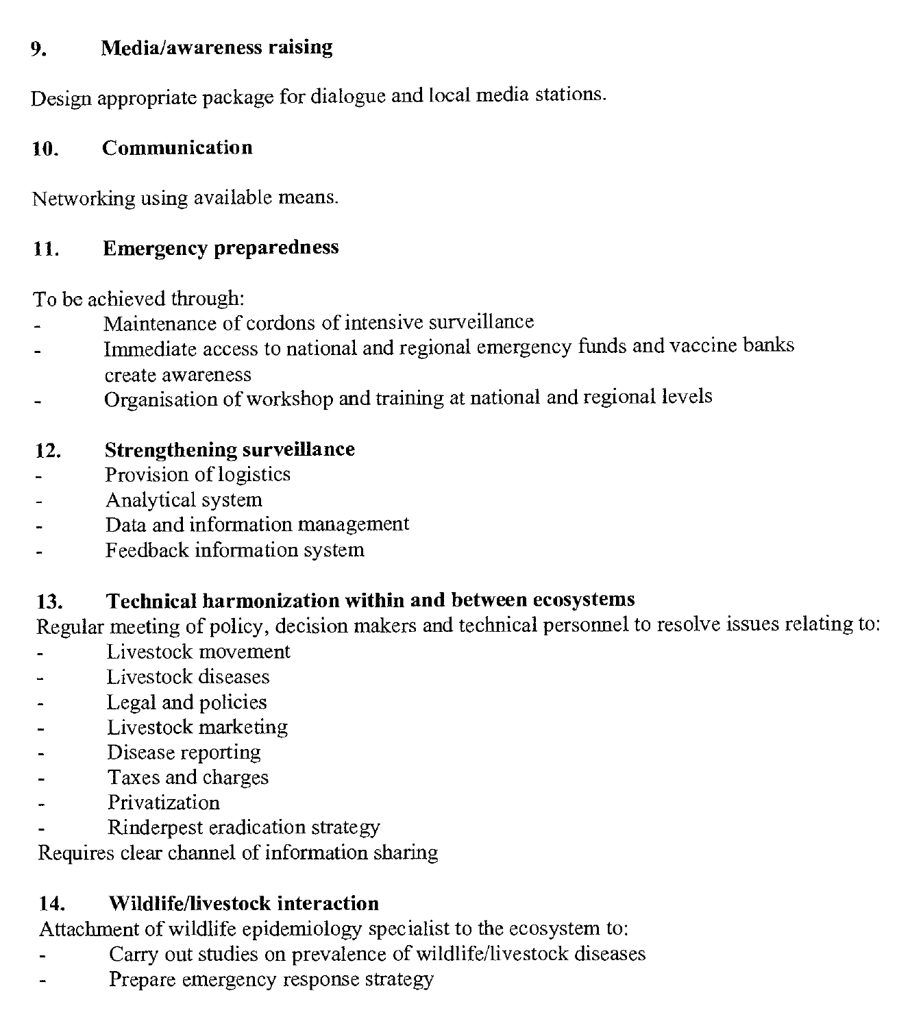**9. Media/awareness raising**

Design appropriate package for dialogue and local media stations.

**10. Communication**

Networking using available means.

**11. Emergency preparedness**

To be achieved through:

- Maintenance of cordons of intensive surveillance
- Immediate access to national and regional emergency funds and vaccine banks create awareness
- Organisation of workshop and training at national and regional levels

**12. Strengthening surveillance**

- Provision of logistics
- Analytical system
- Data and information management
- Feedback information system

**13. Technical harmonization within and between ecosystems**

Regular meeting of policy, decision makers and technical personnel to resolve issues relating to:

- Livestock movement
- Livestock diseases
- Legal and policies
- Livestock marketing
- Disease reporting
- Taxes and charges
- Privatization
- Rinderpest eradication strategy

Requires clear channel of information sharing

**14. Wildlife/livestock interaction**

Attachment of wildlife epidemiology specialist to the ecosystem to:

- Carry out studies on prevalence of wildlife/livestock diseases
- Prepare emergency response strategy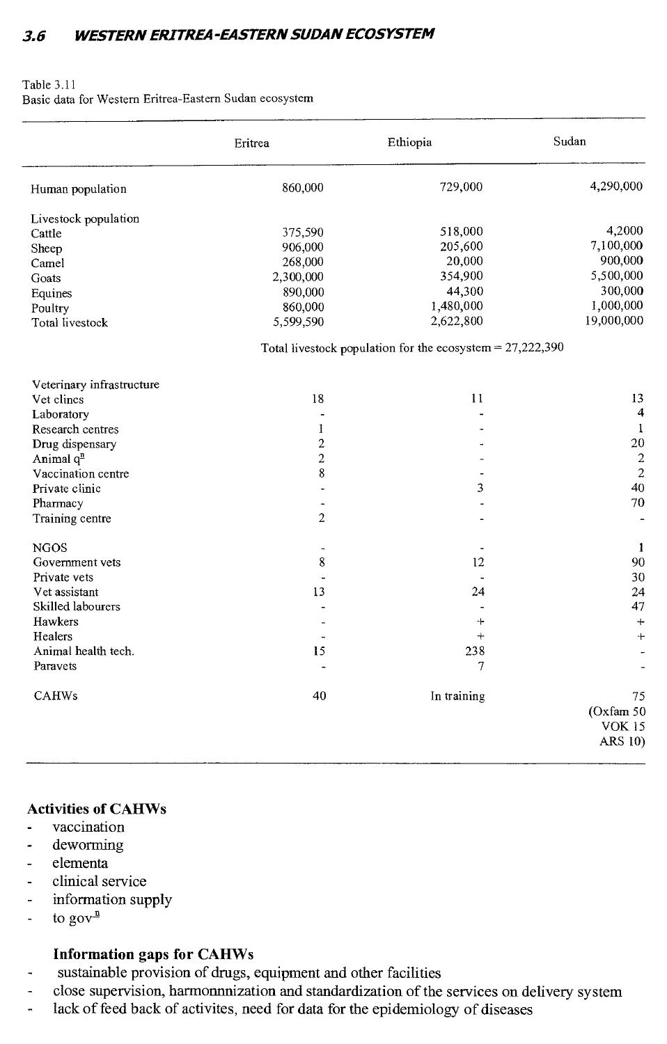## 3.6 WESTERN ERITREA-EASTERN SUDAN ECOSYSTEM

Table 3.11
Basic data for Western Eritrea-Eastern Sudan ecosystem

| | Eritrea | Ethiopia | Sudan |
|---|---|---|---|
| Human population | 860,000 | 729,000 | 4,290,000 |
| Livestock population | | | |
| Cattle | 375,590 | 518,000 | 4,2000 |
| Sheep | 906,000 | 205,600 | 7,100,000 |
| Camel | 268,000 | 20,000 | 900,000 |
| Goats | 2,300,000 | 354,900 | 5,500,000 |
| Equines | 890,000 | 44,300 | 300,000 |
| Poultry | 860,000 | 1,480,000 | 1,000,000 |
| Total livestock | 5,599,590 | 2,622,800 | 19,000,000 |
| | Total livestock population for the ecosystem = 27,222,390 | | |
| Veterinary infrastructure | | | |
| Vet clincs | 18 | 11 | 13 |
| Laboratory | - | - | 4 |
| Research centres | 1 | - | 1 |
| Drug dispensary | 2 | - | 20 |
| Animal q$^{n}$ | 2 | - | 2 |
| Vaccination centre | 8 | - | 2 |
| Private clinic | - | 3 | 40 |
| Pharmacy | - | - | 70 |
| Training centre | 2 | - | - |
| NGOS | - | - | 1 |
| Government vets | 8 | 12 | 90 |
| Private vets | - | - | 30 |
| Vet assistant | 13 | 24 | 24 |
| Skilled labourers | - | - | 47 |
| Hawkers | - | + | + |
| Healers | - | + | + |
| Animal health tech. | 15 | 238 | - |
| Paravets | - | 7 | - |
| CAHWs | 40 | In training | 75 (Oxfam 50 VOK 15 ARS 10) |

**Activities of CAHWs**

- vaccination
- deworming
- elementa
- clinical service
- information supply
- to gov$^{n}$

**Information gaps for CAHWs**

- sustainable provision of drugs, equipment and other facilities
- close supervision, harmonnization and standardization of the services on delivery system
- lack of feed back of activites, need for data for the epidemiology of diseases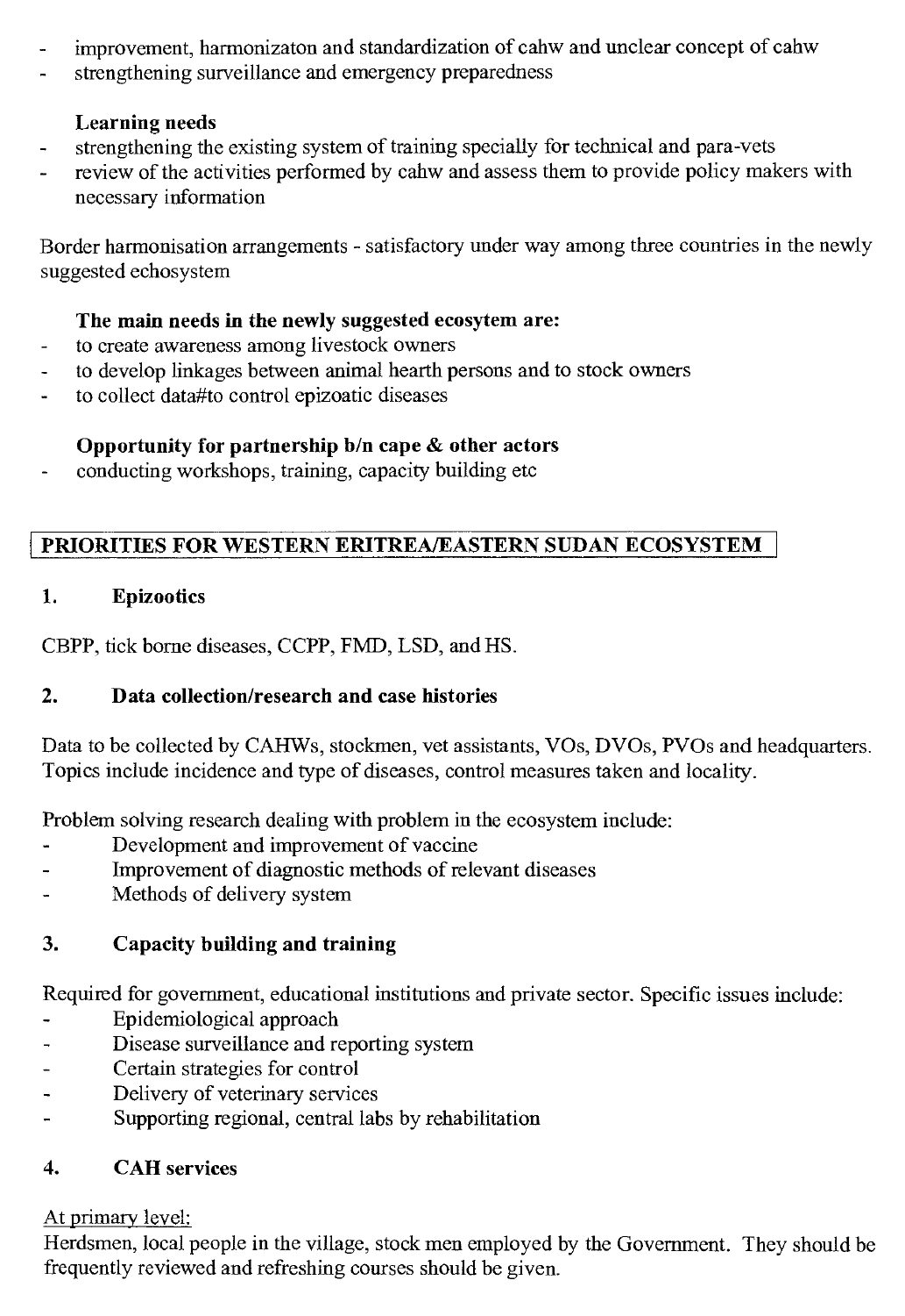- improvement, harmonizaton and standardization of cahw and unclear concept of cahw
- strengthening surveillance and emergency preparedness

**Learning needs**

- strengthening the existing system of training specially for technical and para-vets
- review of the activities performed by cahw and assess them to provide policy makers with necessary information

Border harmonisation arrangements - satisfactory under way among three countries in the newly suggested echosystem

**The main needs in the newly suggested ecosytem are:**

- to create awareness among livestock owners
- to develop linkages between animal hearth persons and to stock owners
- to collect data#to control epizoatic diseases

**Opportunity for partnership b/n cape & other actors**

- conducting workshops, training, capacity building etc

## PRIORITIES FOR WESTERN ERITREA/EASTERN SUDAN ECOSYSTEM

### 1. Epizootics

CBPP, tick borne diseases, CCPP, FMD, LSD, and HS.

### 2. Data collection/research and case histories

Data to be collected by CAHWs, stockmen, vet assistants, VOs, DVOs, PVOs and headquarters. Topics include incidence and type of diseases, control measures taken and locality.

Problem solving research dealing with problem in the ecosystem include:

- Development and improvement of vaccine
- Improvement of diagnostic methods of relevant diseases
- Methods of delivery system

### 3. Capacity building and training

Required for government, educational institutions and private sector. Specific issues include:

- Epidemiological approach
- Disease surveillance and reporting system
- Certain strategies for control
- Delivery of veterinary services
- Supporting regional, central labs by rehabilitation

### 4. CAH services

At primary level:

Herdsmen, local people in the village, stock men employed by the Government. They should be frequently reviewed and refreshing courses should be given.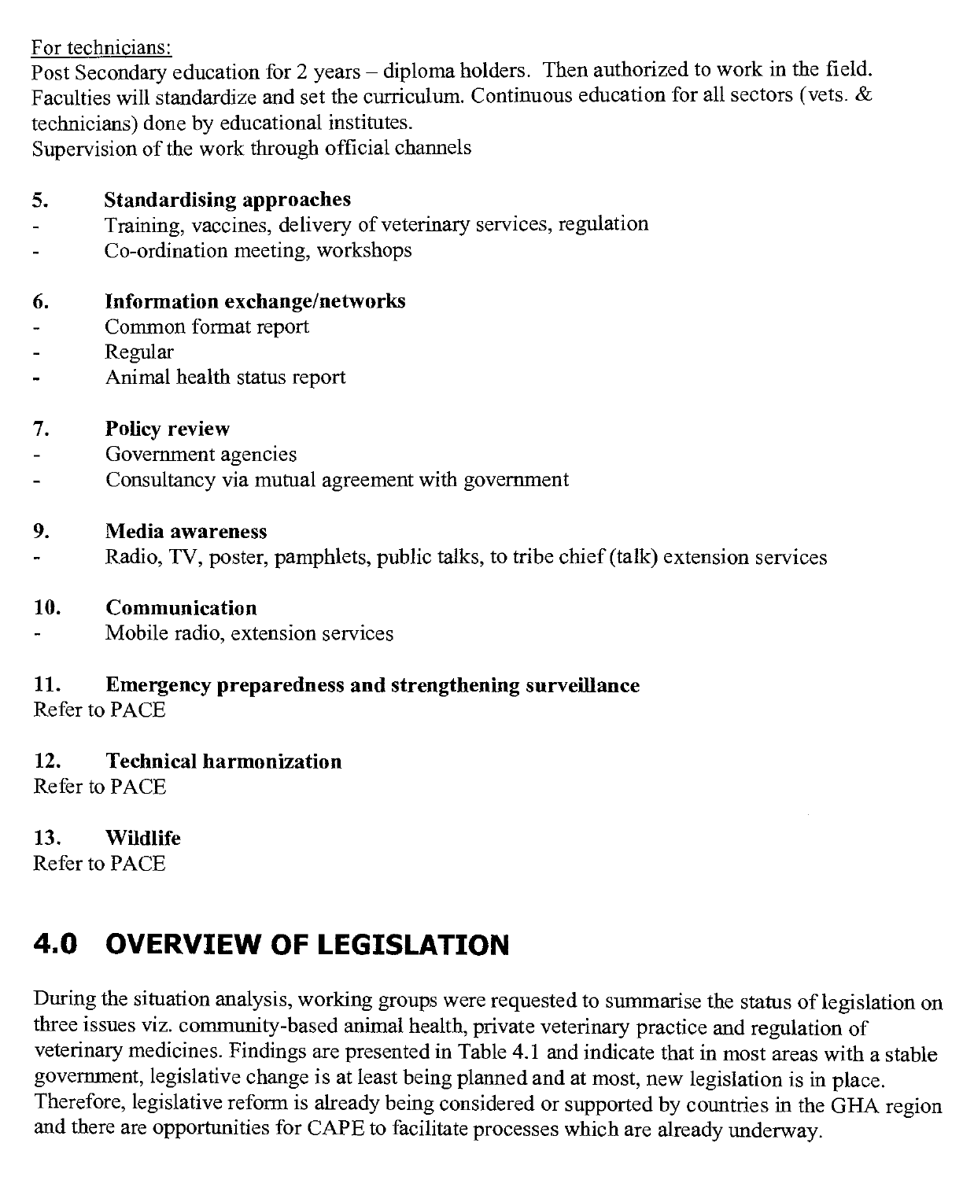For technicians:

Post Secondary education for 2 years – diploma holders. Then authorized to work in the field. Faculties will standardize and set the curriculum. Continuous education for all sectors (vets. & technicians) done by educational institutes.

Supervision of the work through official channels

**5. Standardising approaches**

- Training, vaccines, delivery of veterinary services, regulation
- Co-ordination meeting, workshops

**6. Information exchange/networks**

- Common format report
- Regular
- Animal health status report

**7. Policy review**

- Government agencies
- Consultancy via mutual agreement with government

**9. Media awareness**

- Radio, TV, poster, pamphlets, public talks, to tribe chief (talk) extension services

**10. Communication**

- Mobile radio, extension services

**11. Emergency preparedness and strengthening surveillance**

Refer to PACE

**12. Technical harmonization**

Refer to PACE

**13. Wildlife**

Refer to PACE

# 4.0 OVERVIEW OF LEGISLATION

During the situation analysis, working groups were requested to summarise the status of legislation on three issues viz. community-based animal health, private veterinary practice and regulation of veterinary medicines. Findings are presented in Table 4.1 and indicate that in most areas with a stable government, legislative change is at least being planned and at most, new legislation is in place. Therefore, legislative reform is already being considered or supported by countries in the GHA region and there are opportunities for CAPE to facilitate processes which are already underway.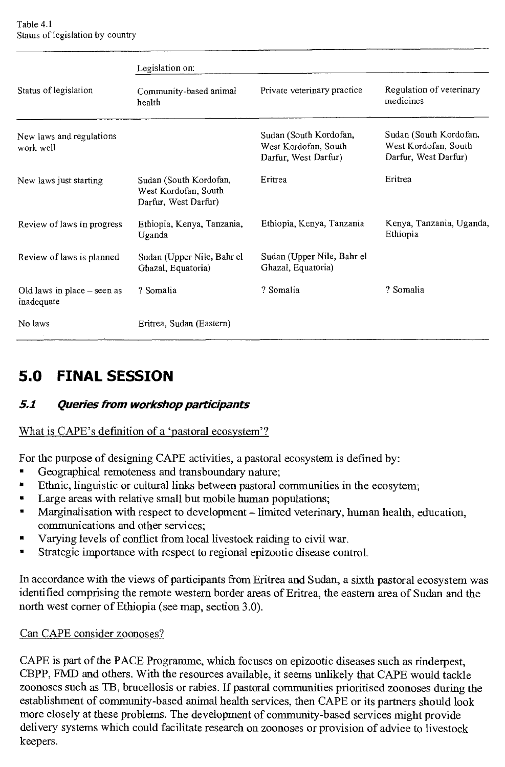Table 4.1
Status of legislation by country

| Status of legislation | Legislation on: Community-based animal health | Private veterinary practice | Regulation of veterinary medicines |
|---|---|---|---|
| New laws and regulations work well | | Sudan (South Kordofan, West Kordofan, South Darfur, West Darfur) | Sudan (South Kordofan, West Kordofan, South Darfur, West Darfur) |
| New laws just starting | Sudan (South Kordofan, West Kordofan, South Darfur, West Darfur) | Eritrea | Eritrea |
| Review of laws in progress | Ethiopia, Kenya, Tanzania, Uganda | Ethiopia, Kenya, Tanzania | Kenya, Tanzania, Uganda, Ethiopia |
| Review of laws is planned | Sudan (Upper Nile, Bahr el Ghazal, Equatoria) | Sudan (Upper Nile, Bahr el Ghazal, Equatoria) | |
| Old laws in place – seen as inadequate | ? Somalia | ? Somalia | ? Somalia |
| No laws | Eritrea, Sudan (Eastern) | | |

# 5.0 FINAL SESSION

## *5.1 Queries from workshop participants*

What is CAPE's definition of a 'pastoral ecosystem'?

For the purpose of designing CAPE activities, a pastoral ecosystem is defined by:

- Geographical remoteness and transboundary nature;
- Ethnic, linguistic or cultural links between pastoral communities in the ecosytem;
- Large areas with relative small but mobile human populations;
- Marginalisation with respect to development – limited veterinary, human health, education, communications and other services;
- Varying levels of conflict from local livestock raiding to civil war.
- Strategic importance with respect to regional epizootic disease control.

In accordance with the views of participants from Eritrea and Sudan, a sixth pastoral ecosystem was identified comprising the remote western border areas of Eritrea, the eastern area of Sudan and the north west corner of Ethiopia (see map, section 3.0).

Can CAPE consider zoonoses?

CAPE is part of the PACE Programme, which focuses on epizootic diseases such as rinderpest, CBPP, FMD and others. With the resources available, it seems unlikely that CAPE would tackle zoonoses such as TB, brucellosis or rabies. If pastoral communities prioritised zoonoses during the establishment of community-based animal health services, then CAPE or its partners should look more closely at these problems. The development of community-based services might provide delivery systems which could facilitate research on zoonoses or provision of advice to livestock keepers.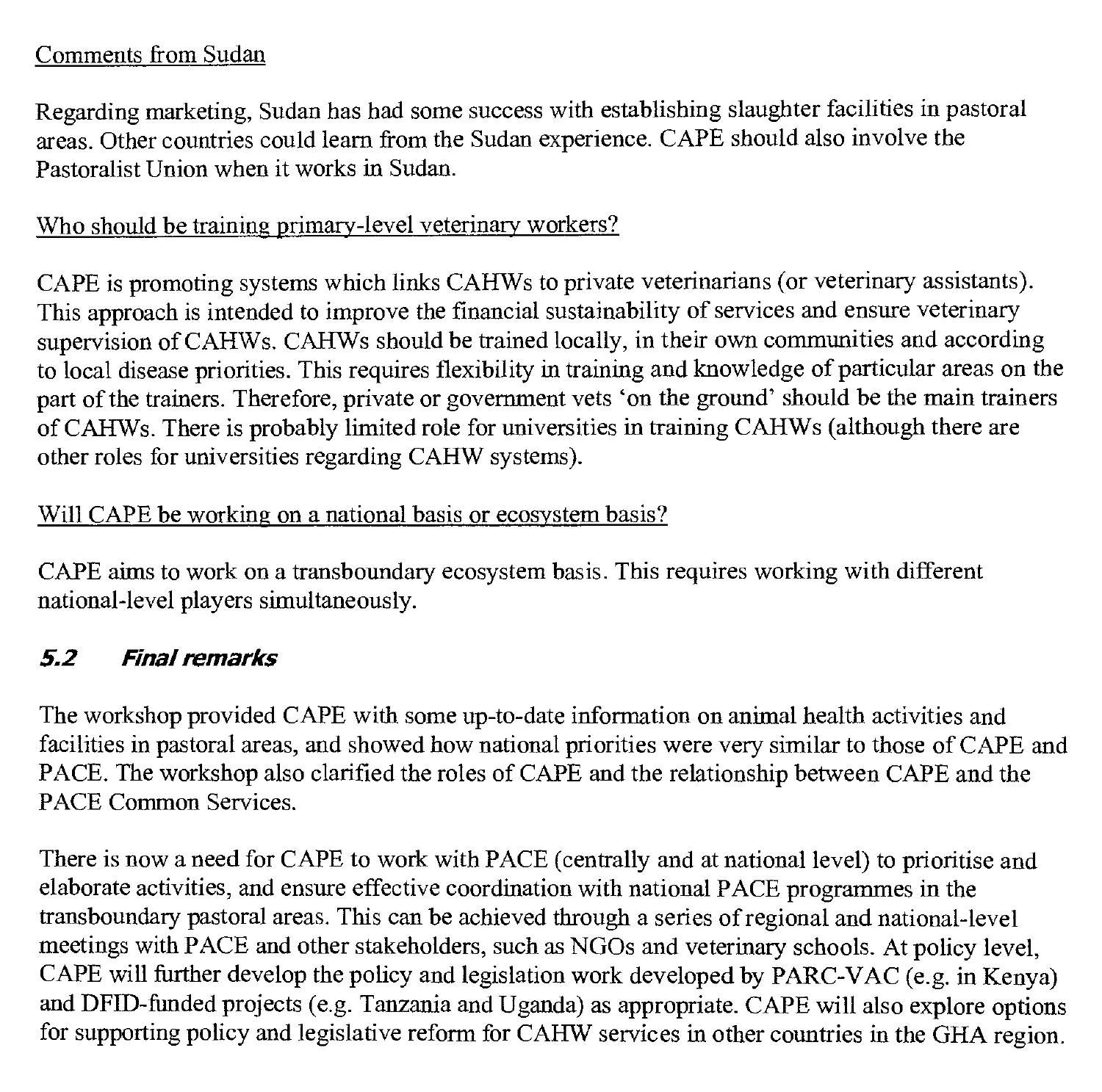Comments from Sudan

Regarding marketing, Sudan has had some success with establishing slaughter facilities in pastoral areas. Other countries could learn from the Sudan experience. CAPE should also involve the Pastoralist Union when it works in Sudan.

Who should be training primary-level veterinary workers?

CAPE is promoting systems which links CAHWs to private veterinarians (or veterinary assistants). This approach is intended to improve the financial sustainability of services and ensure veterinary supervision of CAHWs. CAHWs should be trained locally, in their own communities and according to local disease priorities. This requires flexibility in training and knowledge of particular areas on the part of the trainers. Therefore, private or government vets 'on the ground' should be the main trainers of CAHWs. There is probably limited role for universities in training CAHWs (although there are other roles for universities regarding CAHW systems).

Will CAPE be working on a national basis or ecosystem basis?

CAPE aims to work on a transboundary ecosystem basis. This requires working with different national-level players simultaneously.

### *5.2 Final remarks*

The workshop provided CAPE with some up-to-date information on animal health activities and facilities in pastoral areas, and showed how national priorities were very similar to those of CAPE and PACE. The workshop also clarified the roles of CAPE and the relationship between CAPE and the PACE Common Services.

There is now a need for CAPE to work with PACE (centrally and at national level) to prioritise and elaborate activities, and ensure effective coordination with national PACE programmes in the transboundary pastoral areas. This can be achieved through a series of regional and national-level meetings with PACE and other stakeholders, such as NGOs and veterinary schools. At policy level, CAPE will further develop the policy and legislation work developed by PARC-VAC (e.g. in Kenya) and DFID-funded projects (e.g. Tanzania and Uganda) as appropriate. CAPE will also explore options for supporting policy and legislative reform for CAHW services in other countries in the GHA region.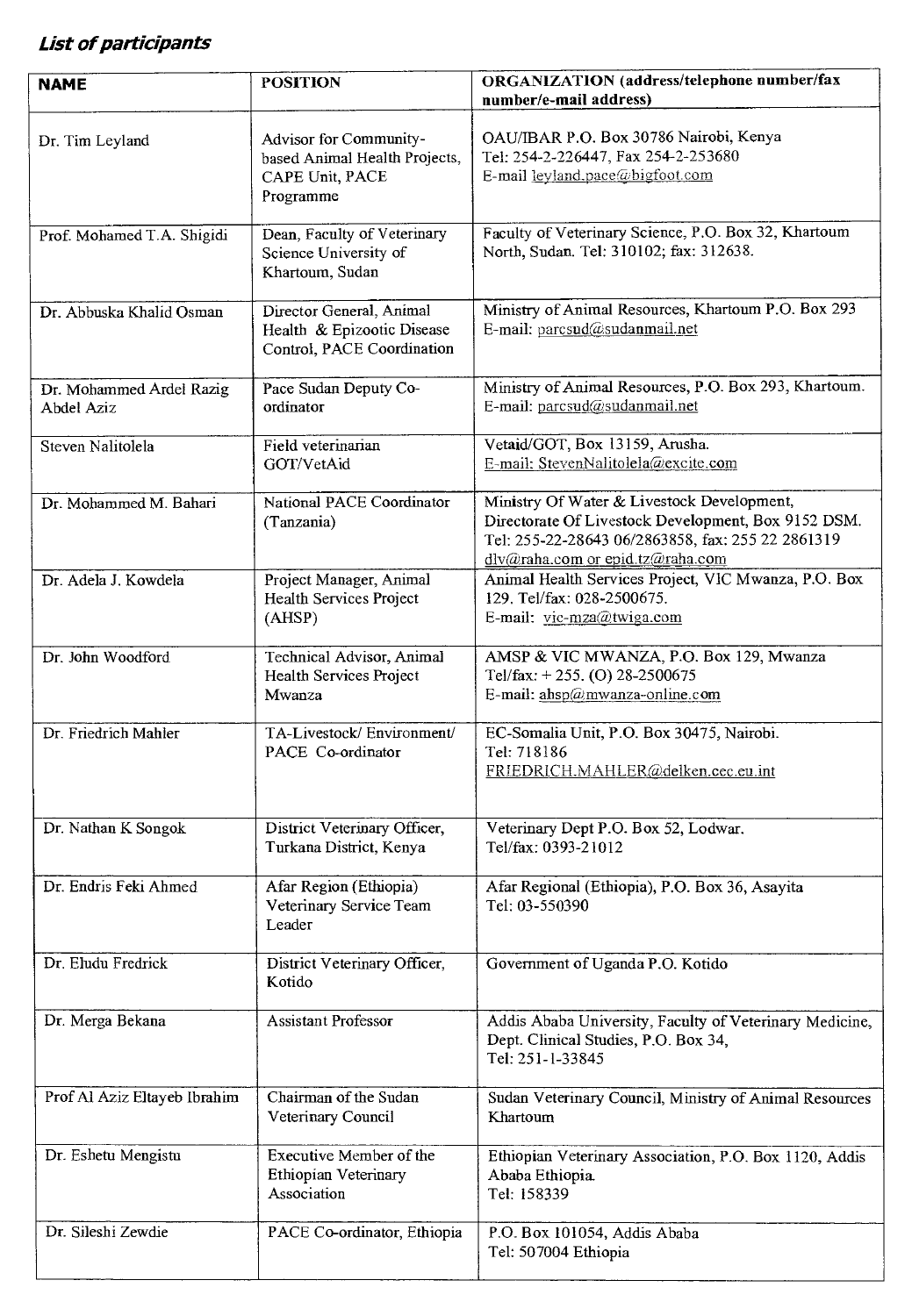***List of participants***

| NAME | POSITION | ORGANIZATION (address/telephone number/fax number/e-mail address) |
|---|---|---|
| Dr. Tim Leyland | Advisor for Community-based Animal Health Projects, CAPE Unit, PACE Programme | OAU/IBAR P.O. Box 30786 Nairobi, Kenya<br>Tel: 254-2-226447, Fax 254-2-253680<br>E-mail leyland.pace@bigfoot.com |
| Prof. Mohamed T.A. Shigidi | Dean, Faculty of Veterinary Science University of Khartoum, Sudan | Faculty of Veterinary Science, P.O. Box 32, Khartoum North, Sudan. Tel: 310102; fax: 312638. |
| Dr. Abbuska Khalid Osman | Director General, Animal Health & Epizootic Disease Control, PACE Coordination | Ministry of Animal Resources, Khartoum P.O. Box 293<br>E-mail: parcsud@sudanmail.net |
| Dr. Mohammed Ardel Razig Abdel Aziz | Pace Sudan Deputy Co-ordinator | Ministry of Animal Resources, P.O. Box 293, Khartoum.<br>E-mail: parcsud@sudanmail.net |
| Steven Nalitolela | Field veterinarian GOT/VetAid | Vetaid/GOT, Box 13159, Arusha.<br>E-mail: StevenNalitolela@excite.com |
| Dr. Mohammed M. Bahari | National PACE Coordinator (Tanzania) | Ministry Of Water & Livestock Development, Directorate Of Livestock Development, Box 9152 DSM. Tel: 255-22-28643 06/2863858, fax: 255 22 2861319<br>dlv@raha.com or epid.tz@raha.com |
| Dr. Adela J. Kowdela | Project Manager, Animal Health Services Project (AHSP) | Animal Health Services Project, VIC Mwanza, P.O. Box 129. Tel/fax: 028-2500675.<br>E-mail: vic-mza@twiga.com |
| Dr. John Woodford | Technical Advisor, Animal Health Services Project Mwanza | AMSP & VIC MWANZA, P.O. Box 129, Mwanza<br>Tel/fax: + 255. (O) 28-2500675<br>E-mail: ahsp@mwanza-online.com |
| Dr. Friedrich Mahler | TA-Livestock/ Environment/ PACE Co-ordinator | EC-Somalia Unit, P.O. Box 30475, Nairobi.<br>Tel: 718186<br>FRIEDRICH.MAHLER@delken.cec.eu.int |
| Dr. Nathan K Songok | District Veterinary Officer, Turkana District, Kenya | Veterinary Dept P.O. Box 52, Lodwar.<br>Tel/fax: 0393-21012 |
| Dr. Endris Feki Ahmed | Afar Region (Ethiopia) Veterinary Service Team Leader | Afar Regional (Ethiopia), P.O. Box 36, Asayita<br>Tel: 03-550390 |
| Dr. Eludu Fredrick | District Veterinary Officer, Kotido | Government of Uganda P.O. Kotido |
| Dr. Merga Bekana | Assistant Professor | Addis Ababa University, Faculty of Veterinary Medicine, Dept. Clinical Studies, P.O. Box 34,<br>Tel: 251-1-33845 |
| Prof Al Aziz Eltayeb Ibrahim | Chairman of the Sudan Veterinary Council | Sudan Veterinary Council, Ministry of Animal Resources Khartoum |
| Dr. Eshetu Mengistu | Executive Member of the Ethiopian Veterinary Association | Ethiopian Veterinary Association, P.O. Box 1120, Addis Ababa Ethiopia.<br>Tel: 158339 |
| Dr. Sileshi Zewdie | PACE Co-ordinator, Ethiopia | P.O. Box 101054, Addis Ababa<br>Tel: 507004 Ethiopia |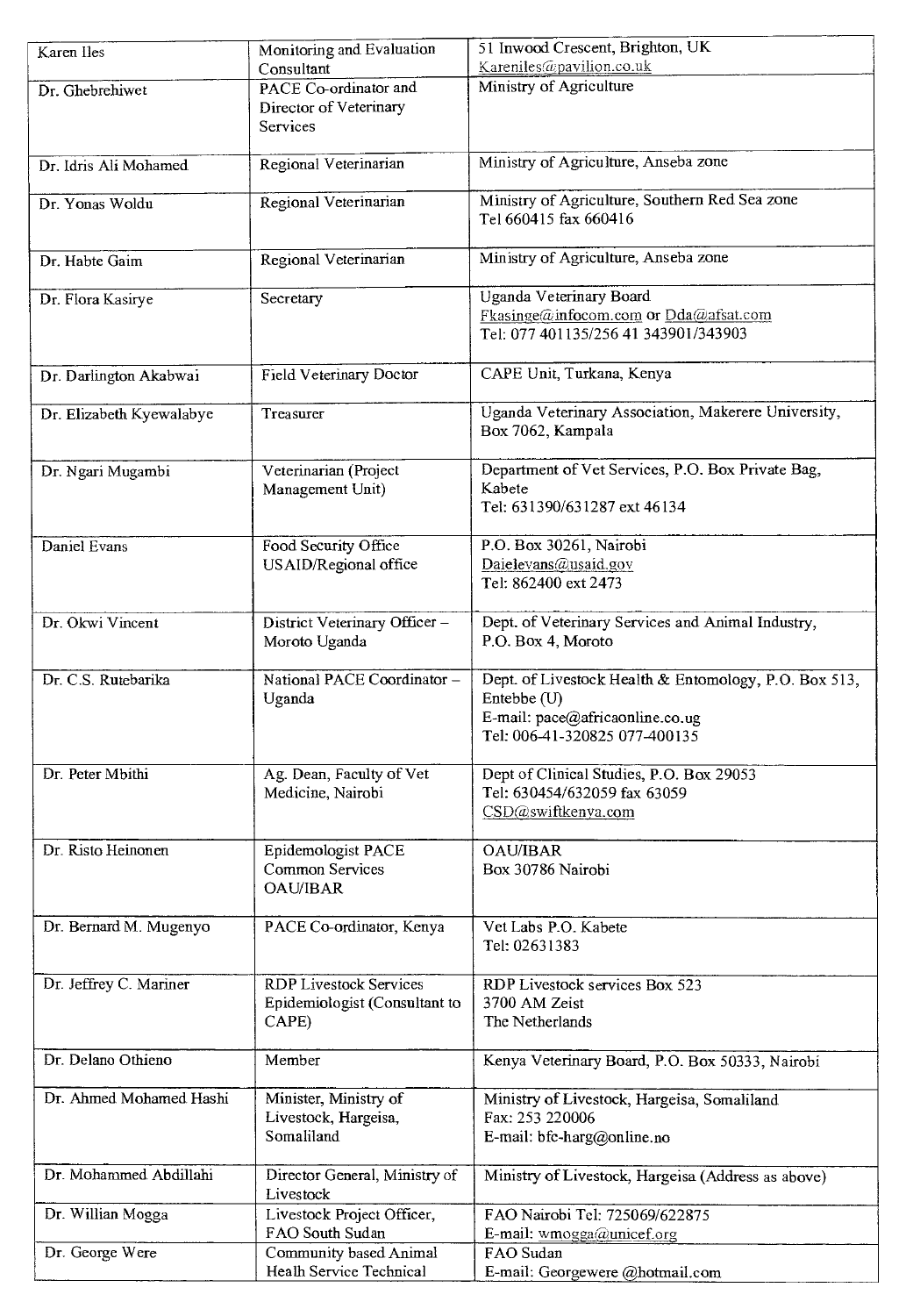| Karen Iles | Monitoring and Evaluation Consultant | 51 Inwood Crescent, Brighton, UK<br>Kareniles@pavilion.co.uk |
|---|---|---|
| Dr. Ghebrehiwet | PACE Co-ordinator and Director of Veterinary Services | Ministry of Agriculture |
| Dr. Idris Ali Mohamed | Regional Veterinarian | Ministry of Agriculture, Anseba zone |
| Dr. Yonas Woldu | Regional Veterinarian | Ministry of Agriculture, Southern Red Sea zone<br>Tel 660415 fax 660416 |
| Dr. Habte Gaim | Regional Veterinarian | Ministry of Agriculture, Anseba zone |
| Dr. Flora Kasirye | Secretary | Uganda Veterinary Board<br>Fkasinge@infocom.com or Dda@afsat.com<br>Tel: 077 401135/256 41 343901/343903 |
| Dr. Darlington Akabwai | Field Veterinary Doctor | CAPE Unit, Turkana, Kenya |
| Dr. Elizabeth Kyewalabye | Treasurer | Uganda Veterinary Association, Makerere University, Box 7062, Kampala |
| Dr. Ngari Mugambi | Veterinarian (Project Management Unit) | Department of Vet Services, P.O. Box Private Bag, Kabete<br>Tel: 631390/631287 ext 46134 |
| Daniel Evans | Food Security Office USAID/Regional office | P.O. Box 30261, Nairobi<br>Daielevans@usaid.gov<br>Tel: 862400 ext 2473 |
| Dr. Okwi Vincent | District Veterinary Officer – Moroto Uganda | Dept. of Veterinary Services and Animal Industry, P.O. Box 4, Moroto |
| Dr. C.S. Rutebarika | National PACE Coordinator – Uganda | Dept. of Livestock Health & Entomology, P.O. Box 513, Entebbe (U)<br>E-mail: pace@africaonline.co.ug<br>Tel: 006-41-320825 077-400135 |
| Dr. Peter Mbithi | Ag. Dean, Faculty of Vet Medicine, Nairobi | Dept of Clinical Studies, P.O. Box 29053<br>Tel: 630454/632059 fax 63059<br>CSD@swiftkenya.com |
| Dr. Risto Heinonen | Epidemologist PACE Common Services OAU/IBAR | OAU/IBAR<br>Box 30786 Nairobi |
| Dr. Bernard M. Mugenyo | PACE Co-ordinator, Kenya | Vet Labs P.O. Kabete<br>Tel: 02631383 |
| Dr. Jeffrey C. Mariner | RDP Livestock Services Epidemiologist (Consultant to CAPE) | RDP Livestock services Box 523<br>3700 AM Zeist<br>The Netherlands |
| Dr. Delano Othieno | Member | Kenya Veterinary Board, P.O. Box 50333, Nairobi |
| Dr. Ahmed Mohamed Hashi | Minister, Ministry of Livestock, Hargeisa, Somaliland | Ministry of Livestock, Hargeisa, Somaliland<br>Fax: 253 220006<br>E-mail: bfc-harg@online.no |
| Dr. Mohammed Abdillahi | Director General, Ministry of Livestock | Ministry of Livestock, Hargeisa (Address as above) |
| Dr. Willian Mogga | Livestock Project Officer, FAO South Sudan | FAO Nairobi Tel: 725069/622875<br>E-mail: wmogga@unicef.org |
| Dr. George Were | Community based Animal Health Service Technical | FAO Sudan<br>E-mail: Georgewere @hotmail.com |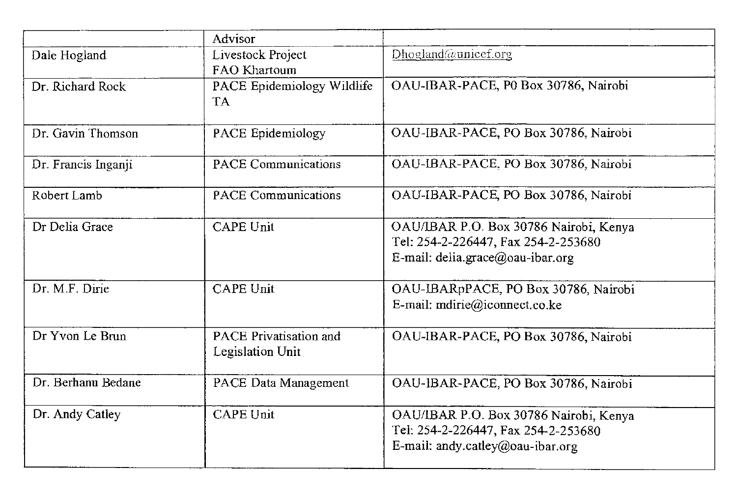| | | |
|---|---|---|
| | Advisor | |
| Dale Hogland | Livestock Project FAO Khartoum | Dhogland@unicef.org |
| Dr. Richard Rock | PACE Epidemiology Wildlife TA | OAU-IBAR-PACE, P0 Box 30786, Nairobi |
| Dr. Gavin Thomson | PACE Epidemiology | OAU-IBAR-PACE, PO Box 30786, Nairobi |
| Dr. Francis Inganji | PACE Communications | OAU-IBAR-PACE, PO Box 30786, Nairobi |
| Robert Lamb | PACE Communications | OAU-IBAR-PACE, PO Box 30786, Nairobi |
| Dr Delia Grace | CAPE Unit | OAU/IBAR P.O. Box 30786 Nairobi, Kenya<br>Tel: 254-2-226447, Fax 254-2-253680<br>E-mail: delia.grace@oau-ibar.org |
| Dr. M.F. Dirie | CAPE Unit | OAU-IBARpPACE, PO Box 30786, Nairobi<br>E-mail: mdirie@iconnect.co.ke |
| Dr Yvon Le Brun | PACE Privatisation and Legislation Unit | OAU-IBAR-PACE, PO Box 30786, Nairobi |
| Dr. Berhanu Bedane | PACE Data Management | OAU-IBAR-PACE, PO Box 30786, Nairobi |
| Dr. Andy Catley | CAPE Unit | OAU/IBAR P.O. Box 30786 Nairobi, Kenya<br>Tel: 254-2-226447, Fax 254-2-253680<br>E-mail: andy.catley@oau-ibar.org |